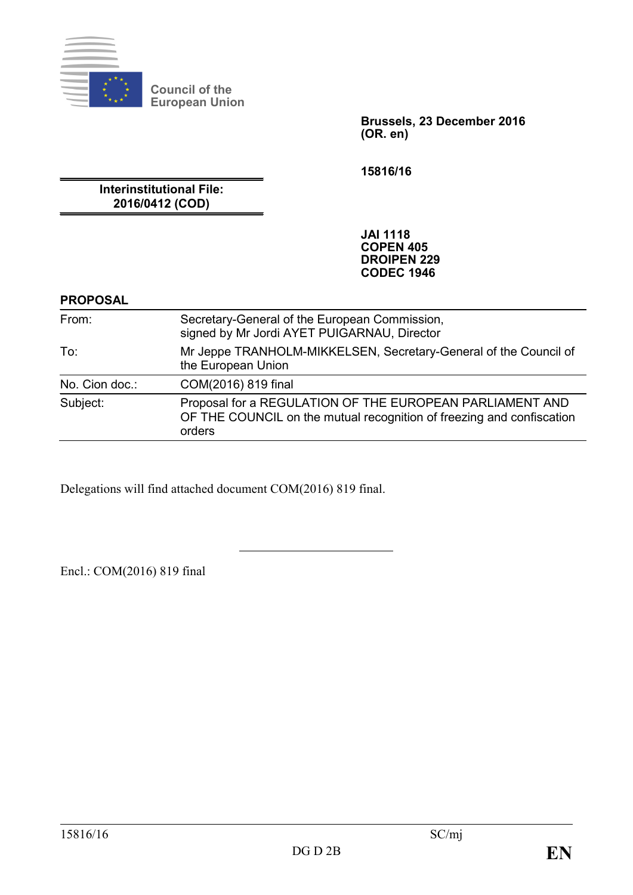Council of the European Union

**Brussels, 23 December 2016**
**(OR. en)**

**15816/16**

**Interinstitutional File:**
**2016/0412 (COD)**

**JAI 1118**
**COPEN 405**
**DROIPEN 229**
**CODEC 1946**

**PROPOSAL**

| | |
|---|---|
| From: | Secretary-General of the European Commission, signed by Mr Jordi AYET PUIGARNAU, Director |
| To: | Mr Jeppe TRANHOLM-MIKKELSEN, Secretary-General of the Council of the European Union |
| No. Cion doc.: | COM(2016) 819 final |
| Subject: | Proposal for a REGULATION OF THE EUROPEAN PARLIAMENT AND OF THE COUNCIL on the mutual recognition of freezing and confiscation orders |

Delegations will find attached document COM(2016) 819 final.

Encl.: COM(2016) 819 final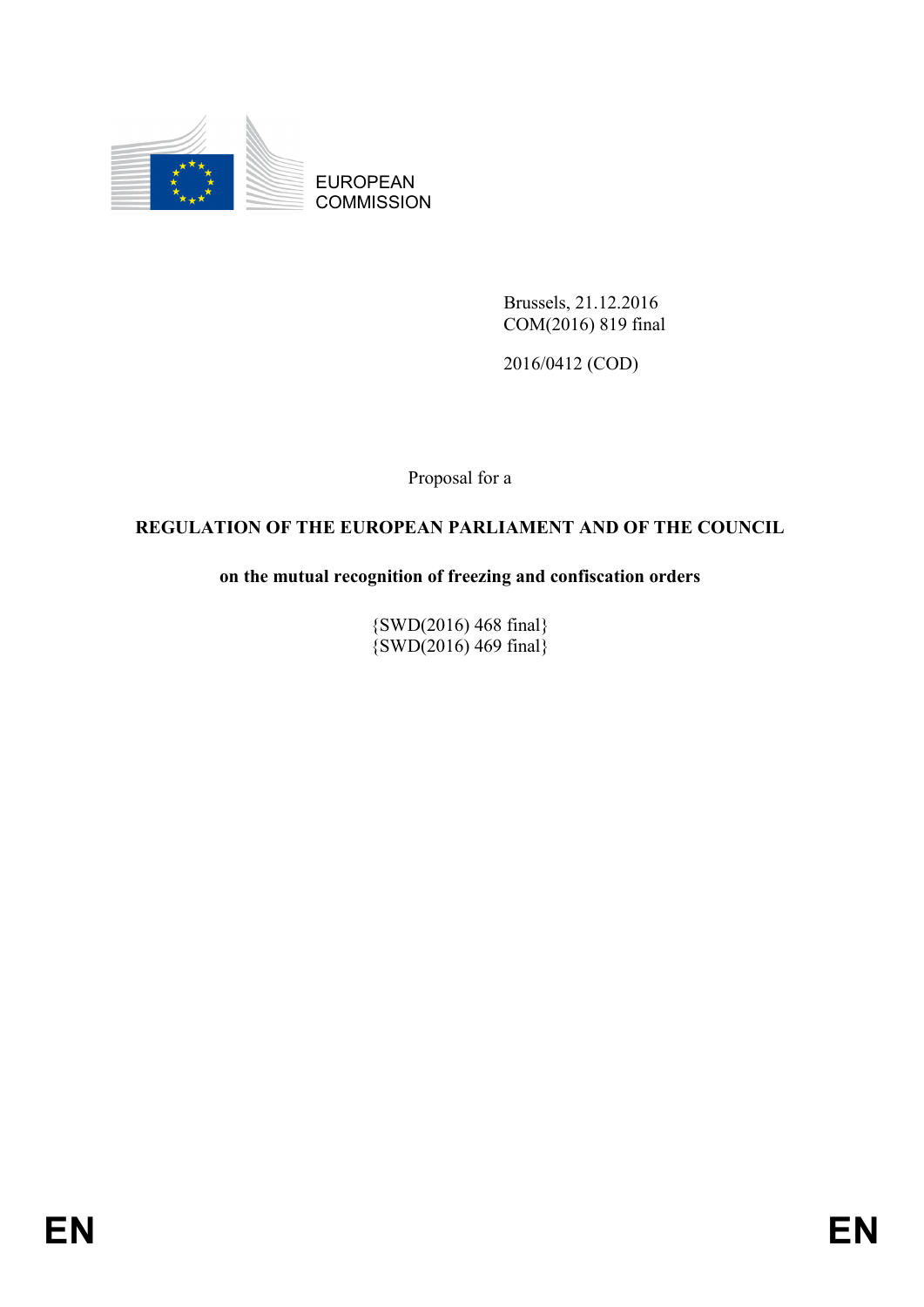EUROPEAN COMMISSION

Brussels, 21.12.2016
COM(2016) 819 final

2016/0412 (COD)

Proposal for a

**REGULATION OF THE EUROPEAN PARLIAMENT AND OF THE COUNCIL**

**on the mutual recognition of freezing and confiscation orders**

{SWD(2016) 468 final}
{SWD(2016) 469 final}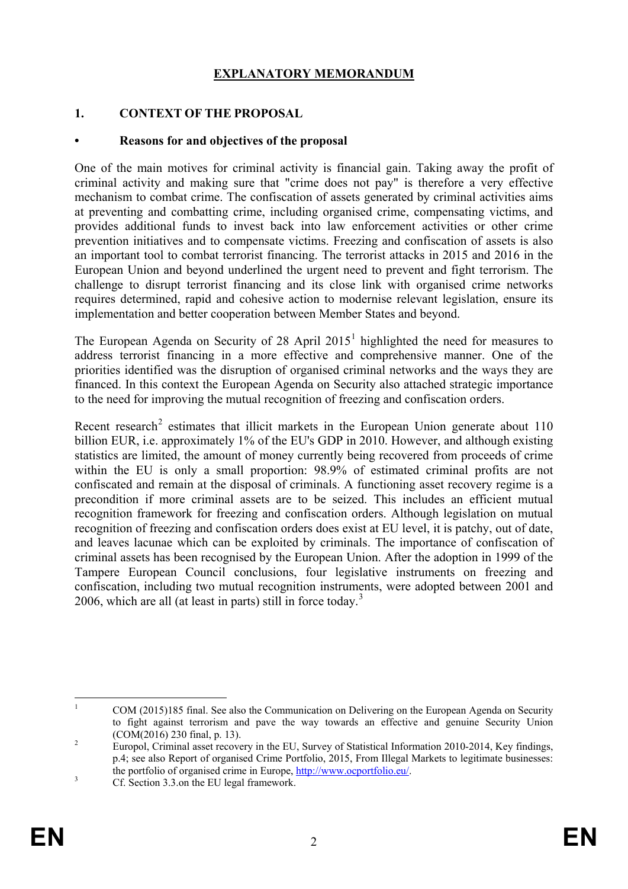# EXPLANATORY MEMORANDUM

## 1. CONTEXT OF THE PROPOSAL

### • Reasons for and objectives of the proposal

One of the main motives for criminal activity is financial gain. Taking away the profit of criminal activity and making sure that "crime does not pay" is therefore a very effective mechanism to combat crime. The confiscation of assets generated by criminal activities aims at preventing and combatting crime, including organised crime, compensating victims, and provides additional funds to invest back into law enforcement activities or other crime prevention initiatives and to compensate victims. Freezing and confiscation of assets is also an important tool to combat terrorist financing. The terrorist attacks in 2015 and 2016 in the European Union and beyond underlined the urgent need to prevent and fight terrorism. The challenge to disrupt terrorist financing and its close link with organised crime networks requires determined, rapid and cohesive action to modernise relevant legislation, ensure its implementation and better cooperation between Member States and beyond.

The European Agenda on Security of 28 April 2015[1] highlighted the need for measures to address terrorist financing in a more effective and comprehensive manner. One of the priorities identified was the disruption of organised criminal networks and the ways they are financed. In this context the European Agenda on Security also attached strategic importance to the need for improving the mutual recognition of freezing and confiscation orders.

Recent research[2] estimates that illicit markets in the European Union generate about 110 billion EUR, i.e. approximately 1% of the EU's GDP in 2010. However, and although existing statistics are limited, the amount of money currently being recovered from proceeds of crime within the EU is only a small proportion: 98.9% of estimated criminal profits are not confiscated and remain at the disposal of criminals. A functioning asset recovery regime is a precondition if more criminal assets are to be seized. This includes an efficient mutual recognition framework for freezing and confiscation orders. Although legislation on mutual recognition of freezing and confiscation orders does exist at EU level, it is patchy, out of date, and leaves lacunae which can be exploited by criminals. The importance of confiscation of criminal assets has been recognised by the European Union. After the adoption in 1999 of the Tampere European Council conclusions, four legislative instruments on freezing and confiscation, including two mutual recognition instruments, were adopted between 2001 and 2006, which are all (at least in parts) still in force today.[3]

---

[1] COM (2015)185 final. See also the Communication on Delivering on the European Agenda on Security to fight against terrorism and pave the way towards an effective and genuine Security Union (COM(2016) 230 final, p. 13).

[2] Europol, Criminal asset recovery in the EU, Survey of Statistical Information 2010-2014, Key findings, p.4; see also Report of organised Crime Portfolio, 2015, From Illegal Markets to legitimate businesses: the portfolio of organised crime in Europe, http://www.ocportfolio.eu/.

[3] Cf. Section 3.3.on the EU legal framework.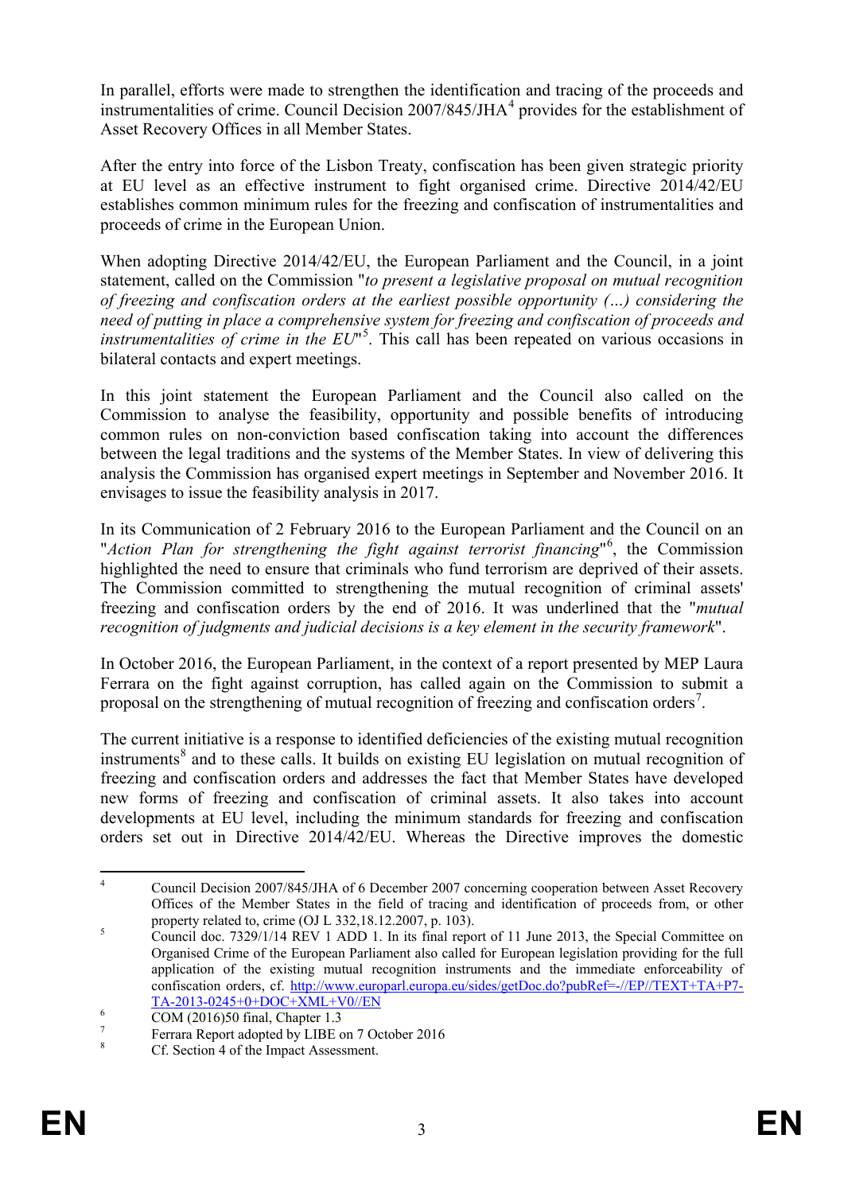In parallel, efforts were made to strengthen the identification and tracing of the proceeds and instrumentalities of crime. Council Decision 2007/845/JHA[4] provides for the establishment of Asset Recovery Offices in all Member States.

After the entry into force of the Lisbon Treaty, confiscation has been given strategic priority at EU level as an effective instrument to fight organised crime. Directive 2014/42/EU establishes common minimum rules for the freezing and confiscation of instrumentalities and proceeds of crime in the European Union.

When adopting Directive 2014/42/EU, the European Parliament and the Council, in a joint statement, called on the Commission "*to present a legislative proposal on mutual recognition of freezing and confiscation orders at the earliest possible opportunity (…) considering the need of putting in place a comprehensive system for freezing and confiscation of proceeds and instrumentalities of crime in the EU*"[5]. This call has been repeated on various occasions in bilateral contacts and expert meetings.

In this joint statement the European Parliament and the Council also called on the Commission to analyse the feasibility, opportunity and possible benefits of introducing common rules on non-conviction based confiscation taking into account the differences between the legal traditions and the systems of the Member States. In view of delivering this analysis the Commission has organised expert meetings in September and November 2016. It envisages to issue the feasibility analysis in 2017.

In its Communication of 2 February 2016 to the European Parliament and the Council on an "*Action Plan for strengthening the fight against terrorist financing*"[6], the Commission highlighted the need to ensure that criminals who fund terrorism are deprived of their assets. The Commission committed to strengthening the mutual recognition of criminal assets' freezing and confiscation orders by the end of 2016. It was underlined that the "*mutual recognition of judgments and judicial decisions is a key element in the security framework*".

In October 2016, the European Parliament, in the context of a report presented by MEP Laura Ferrara on the fight against corruption, has called again on the Commission to submit a proposal on the strengthening of mutual recognition of freezing and confiscation orders[7].

The current initiative is a response to identified deficiencies of the existing mutual recognition instruments[8] and to these calls. It builds on existing EU legislation on mutual recognition of freezing and confiscation orders and addresses the fact that Member States have developed new forms of freezing and confiscation of criminal assets. It also takes into account developments at EU level, including the minimum standards for freezing and confiscation orders set out in Directive 2014/42/EU. Whereas the Directive improves the domestic

---

[4] Council Decision 2007/845/JHA of 6 December 2007 concerning cooperation between Asset Recovery Offices of the Member States in the field of tracing and identification of proceeds from, or other property related to, crime (OJ L 332,18.12.2007, p. 103).

[5] Council doc. 7329/1/14 REV 1 ADD 1. In its final report of 11 June 2013, the Special Committee on Organised Crime of the European Parliament also called for European legislation providing for the full application of the existing mutual recognition instruments and the immediate enforceability of confiscation orders, cf. http://www.europarl.europa.eu/sides/getDoc.do?pubRef=-//EP//TEXT+TA+P7-TA-2013-0245+0+DOC+XML+V0//EN

[6] COM (2016)50 final, Chapter 1.3

[7] Ferrara Report adopted by LIBE on 7 October 2016

[8] Cf. Section 4 of the Impact Assessment.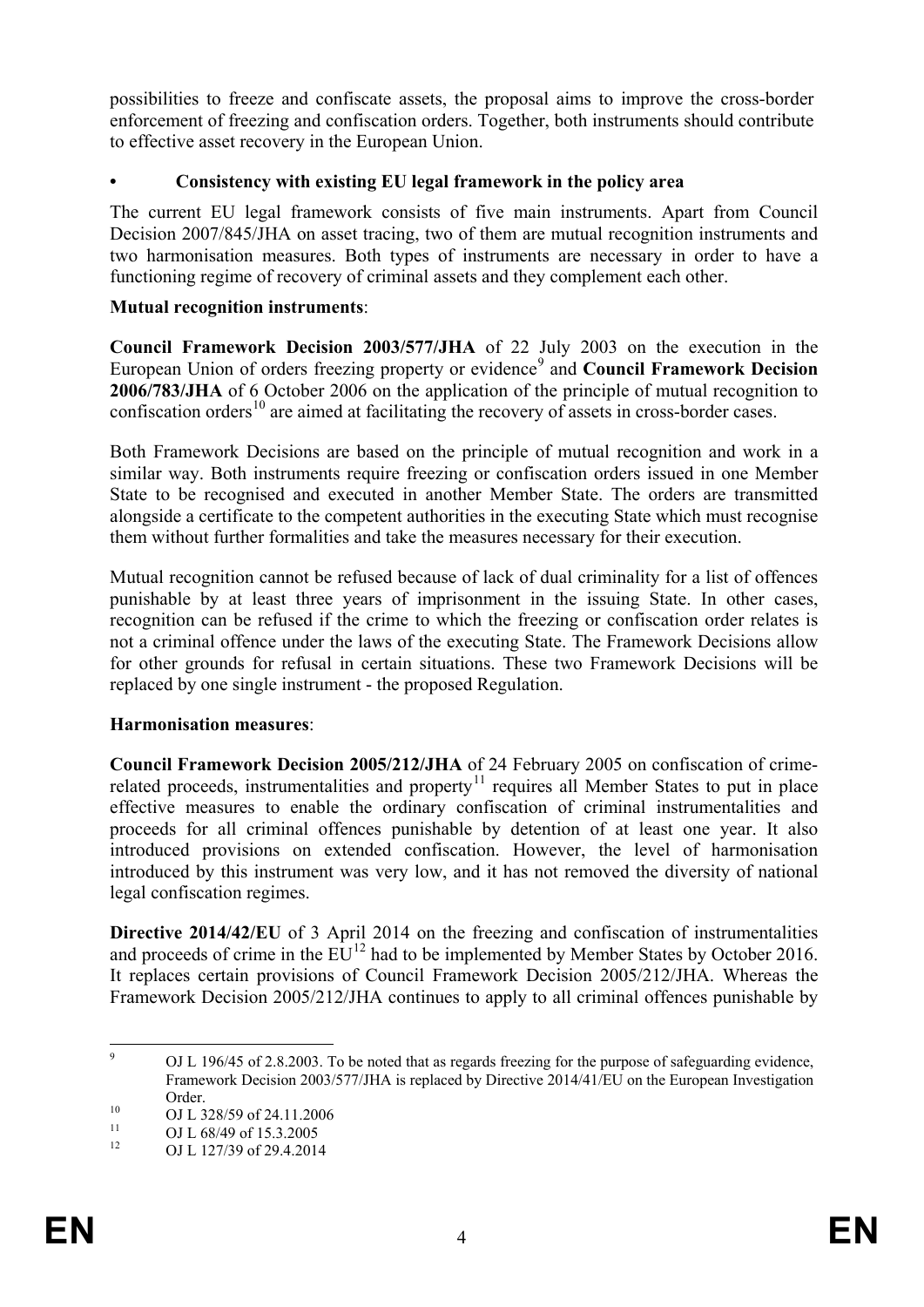possibilities to freeze and confiscate assets, the proposal aims to improve the cross-border enforcement of freezing and confiscation orders. Together, both instruments should contribute to effective asset recovery in the European Union.

- **Consistency with existing EU legal framework in the policy area**

The current EU legal framework consists of five main instruments. Apart from Council Decision 2007/845/JHA on asset tracing, two of them are mutual recognition instruments and two harmonisation measures. Both types of instruments are necessary in order to have a functioning regime of recovery of criminal assets and they complement each other.

**Mutual recognition instruments**:

**Council Framework Decision 2003/577/JHA** of 22 July 2003 on the execution in the European Union of orders freezing property or evidence[9] and **Council Framework Decision 2006/783/JHA** of 6 October 2006 on the application of the principle of mutual recognition to confiscation orders[10] are aimed at facilitating the recovery of assets in cross-border cases.

Both Framework Decisions are based on the principle of mutual recognition and work in a similar way. Both instruments require freezing or confiscation orders issued in one Member State to be recognised and executed in another Member State. The orders are transmitted alongside a certificate to the competent authorities in the executing State which must recognise them without further formalities and take the measures necessary for their execution.

Mutual recognition cannot be refused because of lack of dual criminality for a list of offences punishable by at least three years of imprisonment in the issuing State. In other cases, recognition can be refused if the crime to which the freezing or confiscation order relates is not a criminal offence under the laws of the executing State. The Framework Decisions allow for other grounds for refusal in certain situations. These two Framework Decisions will be replaced by one single instrument - the proposed Regulation.

**Harmonisation measures**:

**Council Framework Decision 2005/212/JHA** of 24 February 2005 on confiscation of crime-related proceeds, instrumentalities and property[11] requires all Member States to put in place effective measures to enable the ordinary confiscation of criminal instrumentalities and proceeds for all criminal offences punishable by detention of at least one year. It also introduced provisions on extended confiscation. However, the level of harmonisation introduced by this instrument was very low, and it has not removed the diversity of national legal confiscation regimes.

**Directive 2014/42/EU** of 3 April 2014 on the freezing and confiscation of instrumentalities and proceeds of crime in the EU[12] had to be implemented by Member States by October 2016. It replaces certain provisions of Council Framework Decision 2005/212/JHA. Whereas the Framework Decision 2005/212/JHA continues to apply to all criminal offences punishable by

---

[9] OJ L 196/45 of 2.8.2003. To be noted that as regards freezing for the purpose of safeguarding evidence, Framework Decision 2003/577/JHA is replaced by Directive 2014/41/EU on the European Investigation Order.

[10] OJ L 328/59 of 24.11.2006

[11] OJ L 68/49 of 15.3.2005

[12] OJ L 127/39 of 29.4.2014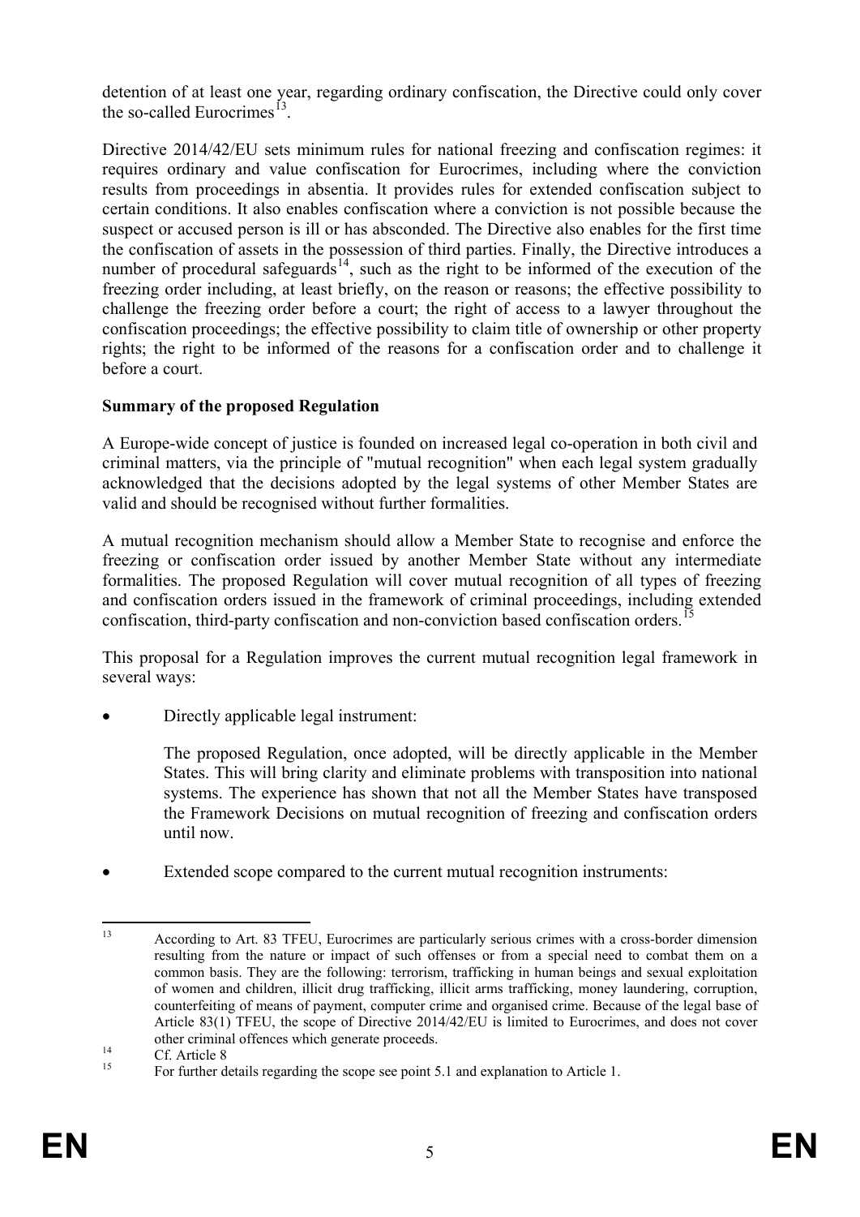detention of at least one year, regarding ordinary confiscation, the Directive could only cover the so-called Eurocrimes[13].

Directive 2014/42/EU sets minimum rules for national freezing and confiscation regimes: it requires ordinary and value confiscation for Eurocrimes, including where the conviction results from proceedings in absentia. It provides rules for extended confiscation subject to certain conditions. It also enables confiscation where a conviction is not possible because the suspect or accused person is ill or has absconded. The Directive also enables for the first time the confiscation of assets in the possession of third parties. Finally, the Directive introduces a number of procedural safeguards[14], such as the right to be informed of the execution of the freezing order including, at least briefly, on the reason or reasons; the effective possibility to challenge the freezing order before a court; the right of access to a lawyer throughout the confiscation proceedings; the effective possibility to claim title of ownership or other property rights; the right to be informed of the reasons for a confiscation order and to challenge it before a court.

**Summary of the proposed Regulation**

A Europe-wide concept of justice is founded on increased legal co-operation in both civil and criminal matters, via the principle of "mutual recognition" when each legal system gradually acknowledged that the decisions adopted by the legal systems of other Member States are valid and should be recognised without further formalities.

A mutual recognition mechanism should allow a Member State to recognise and enforce the freezing or confiscation order issued by another Member State without any intermediate formalities. The proposed Regulation will cover mutual recognition of all types of freezing and confiscation orders issued in the framework of criminal proceedings, including extended confiscation, third-party confiscation and non-conviction based confiscation orders.[15]

This proposal for a Regulation improves the current mutual recognition legal framework in several ways:

- Directly applicable legal instrument:

  The proposed Regulation, once adopted, will be directly applicable in the Member States. This will bring clarity and eliminate problems with transposition into national systems. The experience has shown that not all the Member States have transposed the Framework Decisions on mutual recognition of freezing and confiscation orders until now.

- Extended scope compared to the current mutual recognition instruments:

---

[13] According to Art. 83 TFEU, Eurocrimes are particularly serious crimes with a cross-border dimension resulting from the nature or impact of such offenses or from a special need to combat them on a common basis. They are the following: terrorism, trafficking in human beings and sexual exploitation of women and children, illicit drug trafficking, illicit arms trafficking, money laundering, corruption, counterfeiting of means of payment, computer crime and organised crime. Because of the legal base of Article 83(1) TFEU, the scope of Directive 2014/42/EU is limited to Eurocrimes, and does not cover other criminal offences which generate proceeds.

[14] Cf. Article 8

[15] For further details regarding the scope see point 5.1 and explanation to Article 1.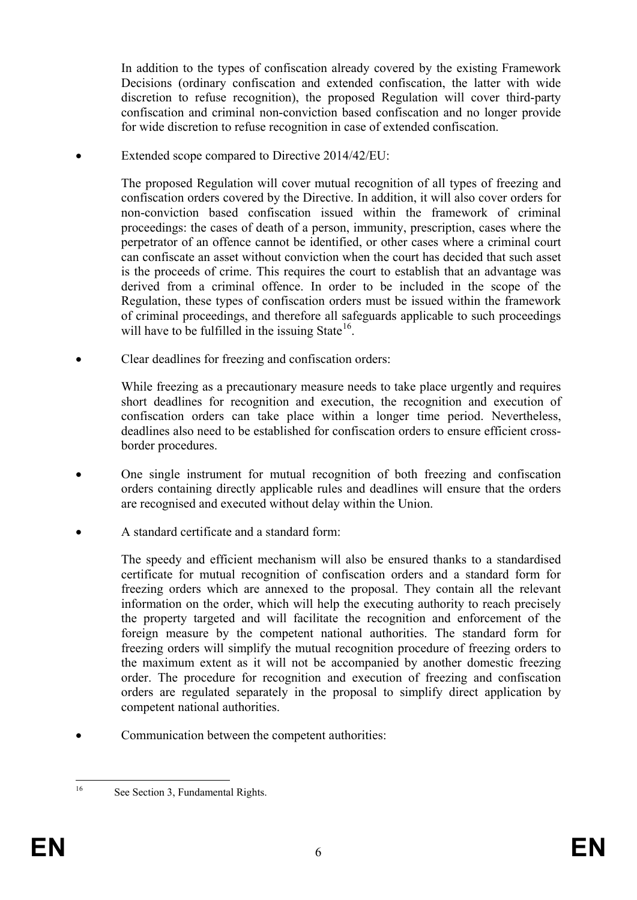In addition to the types of confiscation already covered by the existing Framework Decisions (ordinary confiscation and extended confiscation, the latter with wide discretion to refuse recognition), the proposed Regulation will cover third-party confiscation and criminal non-conviction based confiscation and no longer provide for wide discretion to refuse recognition in case of extended confiscation.

- Extended scope compared to Directive 2014/42/EU:

  The proposed Regulation will cover mutual recognition of all types of freezing and confiscation orders covered by the Directive. In addition, it will also cover orders for non-conviction based confiscation issued within the framework of criminal proceedings: the cases of death of a person, immunity, prescription, cases where the perpetrator of an offence cannot be identified, or other cases where a criminal court can confiscate an asset without conviction when the court has decided that such asset is the proceeds of crime. This requires the court to establish that an advantage was derived from a criminal offence. In order to be included in the scope of the Regulation, these types of confiscation orders must be issued within the framework of criminal proceedings, and therefore all safeguards applicable to such proceedings will have to be fulfilled in the issuing State[16].

- Clear deadlines for freezing and confiscation orders:

  While freezing as a precautionary measure needs to take place urgently and requires short deadlines for recognition and execution, the recognition and execution of confiscation orders can take place within a longer time period. Nevertheless, deadlines also need to be established for confiscation orders to ensure efficient cross-border procedures.

- One single instrument for mutual recognition of both freezing and confiscation orders containing directly applicable rules and deadlines will ensure that the orders are recognised and executed without delay within the Union.

- A standard certificate and a standard form:

  The speedy and efficient mechanism will also be ensured thanks to a standardised certificate for mutual recognition of confiscation orders and a standard form for freezing orders which are annexed to the proposal. They contain all the relevant information on the order, which will help the executing authority to reach precisely the property targeted and will facilitate the recognition and enforcement of the foreign measure by the competent national authorities. The standard form for freezing orders will simplify the mutual recognition procedure of freezing orders to the maximum extent as it will not be accompanied by another domestic freezing order. The procedure for recognition and execution of freezing and confiscation orders are regulated separately in the proposal to simplify direct application by competent national authorities.

- Communication between the competent authorities:

---

[16] See Section 3, Fundamental Rights.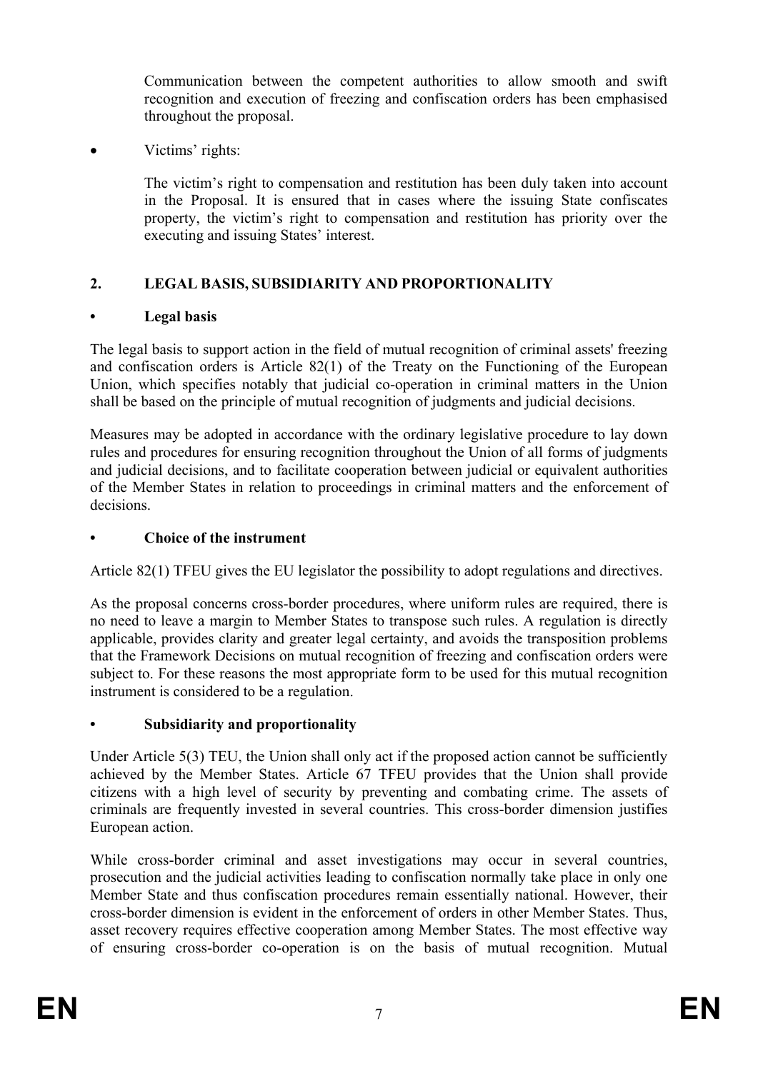Communication between the competent authorities to allow smooth and swift recognition and execution of freezing and confiscation orders has been emphasised throughout the proposal.

- Victims' rights:

  The victim's right to compensation and restitution has been duly taken into account in the Proposal. It is ensured that in cases where the issuing State confiscates property, the victim's right to compensation and restitution has priority over the executing and issuing States' interest.

## 2. LEGAL BASIS, SUBSIDIARITY AND PROPORTIONALITY

### • Legal basis

The legal basis to support action in the field of mutual recognition of criminal assets' freezing and confiscation orders is Article 82(1) of the Treaty on the Functioning of the European Union, which specifies notably that judicial co-operation in criminal matters in the Union shall be based on the principle of mutual recognition of judgments and judicial decisions.

Measures may be adopted in accordance with the ordinary legislative procedure to lay down rules and procedures for ensuring recognition throughout the Union of all forms of judgments and judicial decisions, and to facilitate cooperation between judicial or equivalent authorities of the Member States in relation to proceedings in criminal matters and the enforcement of decisions.

### • Choice of the instrument

Article 82(1) TFEU gives the EU legislator the possibility to adopt regulations and directives.

As the proposal concerns cross-border procedures, where uniform rules are required, there is no need to leave a margin to Member States to transpose such rules. A regulation is directly applicable, provides clarity and greater legal certainty, and avoids the transposition problems that the Framework Decisions on mutual recognition of freezing and confiscation orders were subject to. For these reasons the most appropriate form to be used for this mutual recognition instrument is considered to be a regulation.

### • Subsidiarity and proportionality

Under Article 5(3) TEU, the Union shall only act if the proposed action cannot be sufficiently achieved by the Member States. Article 67 TFEU provides that the Union shall provide citizens with a high level of security by preventing and combating crime. The assets of criminals are frequently invested in several countries. This cross-border dimension justifies European action.

While cross-border criminal and asset investigations may occur in several countries, prosecution and the judicial activities leading to confiscation normally take place in only one Member State and thus confiscation procedures remain essentially national. However, their cross-border dimension is evident in the enforcement of orders in other Member States. Thus, asset recovery requires effective cooperation among Member States. The most effective way of ensuring cross-border co-operation is on the basis of mutual recognition. Mutual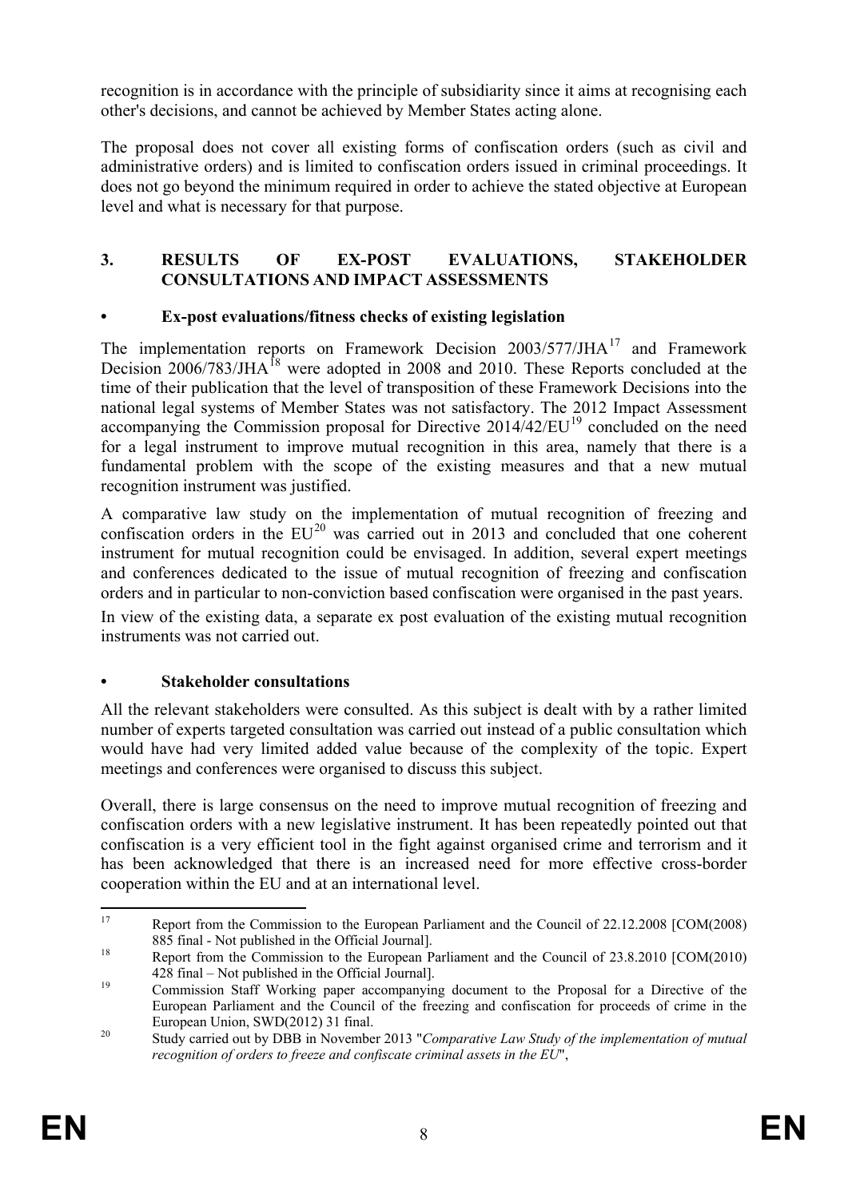recognition is in accordance with the principle of subsidiarity since it aims at recognising each other's decisions, and cannot be achieved by Member States acting alone.

The proposal does not cover all existing forms of confiscation orders (such as civil and administrative orders) and is limited to confiscation orders issued in criminal proceedings. It does not go beyond the minimum required in order to achieve the stated objective at European level and what is necessary for that purpose.

## 3. RESULTS OF EX-POST EVALUATIONS, STAKEHOLDER CONSULTATIONS AND IMPACT ASSESSMENTS

### • Ex-post evaluations/fitness checks of existing legislation

The implementation reports on Framework Decision 2003/577/JHA[17] and Framework Decision 2006/783/JHA[18] were adopted in 2008 and 2010. These Reports concluded at the time of their publication that the level of transposition of these Framework Decisions into the national legal systems of Member States was not satisfactory. The 2012 Impact Assessment accompanying the Commission proposal for Directive 2014/42/EU[19] concluded on the need for a legal instrument to improve mutual recognition in this area, namely that there is a fundamental problem with the scope of the existing measures and that a new mutual recognition instrument was justified.

A comparative law study on the implementation of mutual recognition of freezing and confiscation orders in the EU[20] was carried out in 2013 and concluded that one coherent instrument for mutual recognition could be envisaged. In addition, several expert meetings and conferences dedicated to the issue of mutual recognition of freezing and confiscation orders and in particular to non-conviction based confiscation were organised in the past years.

In view of the existing data, a separate ex post evaluation of the existing mutual recognition instruments was not carried out.

### • Stakeholder consultations

All the relevant stakeholders were consulted. As this subject is dealt with by a rather limited number of experts targeted consultation was carried out instead of a public consultation which would have had very limited added value because of the complexity of the topic. Expert meetings and conferences were organised to discuss this subject.

Overall, there is large consensus on the need to improve mutual recognition of freezing and confiscation orders with a new legislative instrument. It has been repeatedly pointed out that confiscation is a very efficient tool in the fight against organised crime and terrorism and it has been acknowledged that there is an increased need for more effective cross-border cooperation within the EU and at an international level.

---

[17] Report from the Commission to the European Parliament and the Council of 22.12.2008 [COM(2008) 885 final - Not published in the Official Journal].

[18] Report from the Commission to the European Parliament and the Council of 23.8.2010 [COM(2010) 428 final – Not published in the Official Journal].

[19] Commission Staff Working paper accompanying document to the Proposal for a Directive of the European Parliament and the Council of the freezing and confiscation for proceeds of crime in the European Union, SWD(2012) 31 final.

[20] Study carried out by DBB in November 2013 "*Comparative Law Study of the implementation of mutual recognition of orders to freeze and confiscate criminal assets in the EU*",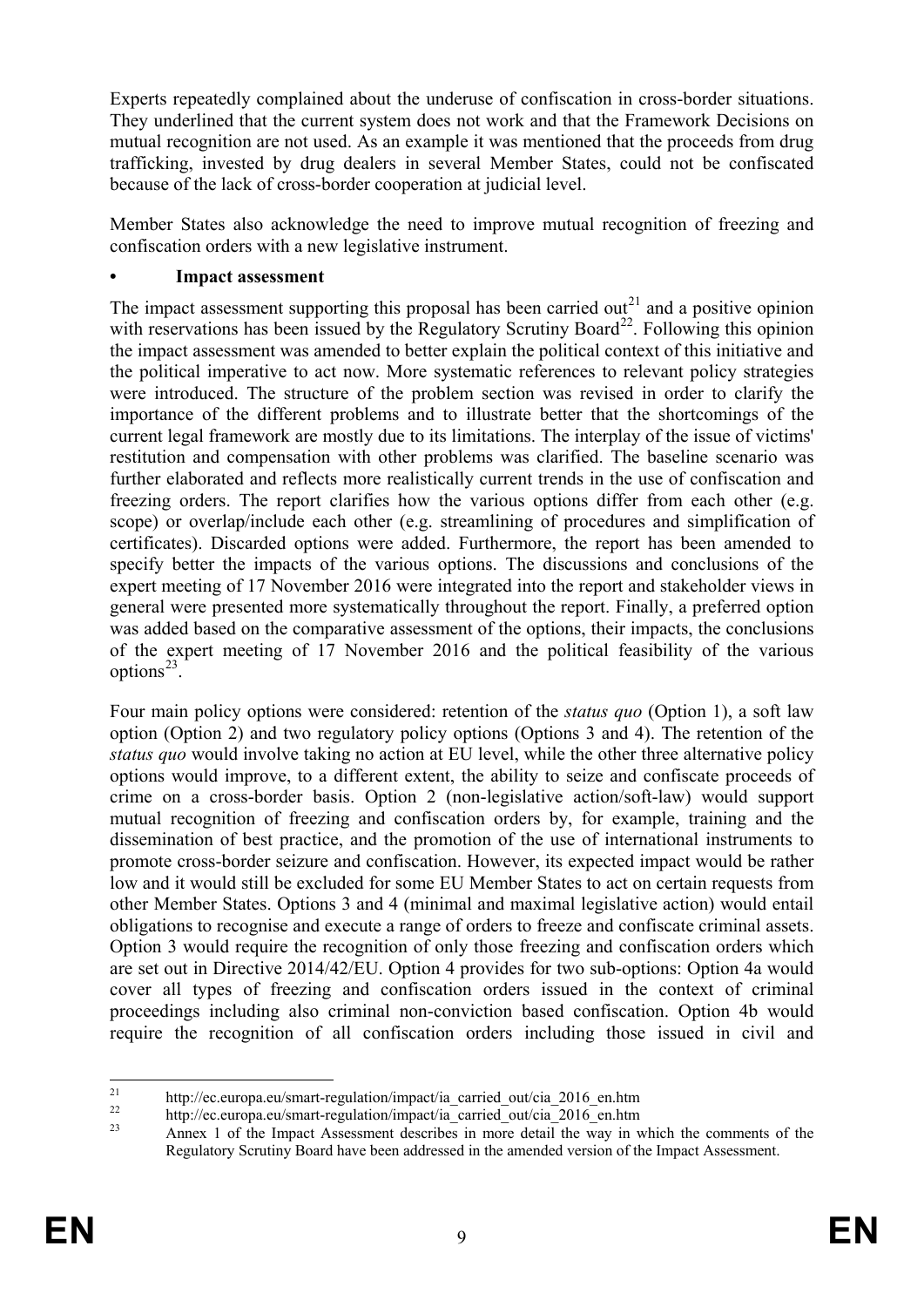Experts repeatedly complained about the underuse of confiscation in cross-border situations. They underlined that the current system does not work and that the Framework Decisions on mutual recognition are not used. As an example it was mentioned that the proceeds from drug trafficking, invested by drug dealers in several Member States, could not be confiscated because of the lack of cross-border cooperation at judicial level.

Member States also acknowledge the need to improve mutual recognition of freezing and confiscation orders with a new legislative instrument.

- **Impact assessment**

The impact assessment supporting this proposal has been carried out[21] and a positive opinion with reservations has been issued by the Regulatory Scrutiny Board[22]. Following this opinion the impact assessment was amended to better explain the political context of this initiative and the political imperative to act now. More systematic references to relevant policy strategies were introduced. The structure of the problem section was revised in order to clarify the importance of the different problems and to illustrate better that the shortcomings of the current legal framework are mostly due to its limitations. The interplay of the issue of victims' restitution and compensation with other problems was clarified. The baseline scenario was further elaborated and reflects more realistically current trends in the use of confiscation and freezing orders. The report clarifies how the various options differ from each other (e.g. scope) or overlap/include each other (e.g. streamlining of procedures and simplification of certificates). Discarded options were added. Furthermore, the report has been amended to specify better the impacts of the various options. The discussions and conclusions of the expert meeting of 17 November 2016 were integrated into the report and stakeholder views in general were presented more systematically throughout the report. Finally, a preferred option was added based on the comparative assessment of the options, their impacts, the conclusions of the expert meeting of 17 November 2016 and the political feasibility of the various options[23].

Four main policy options were considered: retention of the *status quo* (Option 1), a soft law option (Option 2) and two regulatory policy options (Options 3 and 4). The retention of the *status quo* would involve taking no action at EU level, while the other three alternative policy options would improve, to a different extent, the ability to seize and confiscate proceeds of crime on a cross-border basis. Option 2 (non-legislative action/soft-law) would support mutual recognition of freezing and confiscation orders by, for example, training and the dissemination of best practice, and the promotion of the use of international instruments to promote cross-border seizure and confiscation. However, its expected impact would be rather low and it would still be excluded for some EU Member States to act on certain requests from other Member States. Options 3 and 4 (minimal and maximal legislative action) would entail obligations to recognise and execute a range of orders to freeze and confiscate criminal assets. Option 3 would require the recognition of only those freezing and confiscation orders which are set out in Directive 2014/42/EU. Option 4 provides for two sub-options: Option 4a would cover all types of freezing and confiscation orders issued in the context of criminal proceedings including also criminal non-conviction based confiscation. Option 4b would require the recognition of all confiscation orders including those issued in civil and

---

[21] http://ec.europa.eu/smart-regulation/impact/ia_carried_out/cia_2016_en.htm

[22] http://ec.europa.eu/smart-regulation/impact/ia_carried_out/cia_2016_en.htm

[23] Annex 1 of the Impact Assessment describes in more detail the way in which the comments of the Regulatory Scrutiny Board have been addressed in the amended version of the Impact Assessment.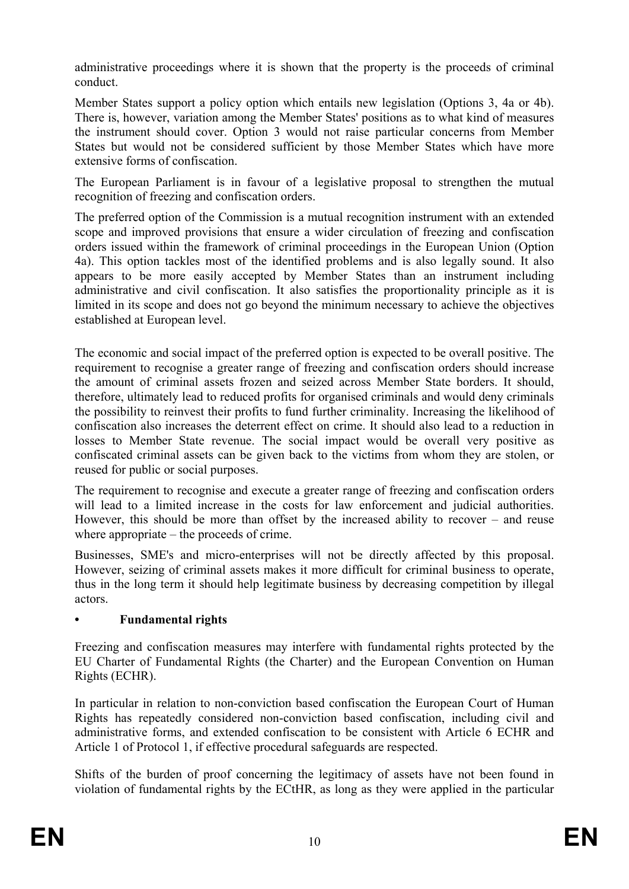administrative proceedings where it is shown that the property is the proceeds of criminal conduct.

Member States support a policy option which entails new legislation (Options 3, 4a or 4b). There is, however, variation among the Member States' positions as to what kind of measures the instrument should cover. Option 3 would not raise particular concerns from Member States but would not be considered sufficient by those Member States which have more extensive forms of confiscation.

The European Parliament is in favour of a legislative proposal to strengthen the mutual recognition of freezing and confiscation orders.

The preferred option of the Commission is a mutual recognition instrument with an extended scope and improved provisions that ensure a wider circulation of freezing and confiscation orders issued within the framework of criminal proceedings in the European Union (Option 4a). This option tackles most of the identified problems and is also legally sound. It also appears to be more easily accepted by Member States than an instrument including administrative and civil confiscation. It also satisfies the proportionality principle as it is limited in its scope and does not go beyond the minimum necessary to achieve the objectives established at European level.

The economic and social impact of the preferred option is expected to be overall positive. The requirement to recognise a greater range of freezing and confiscation orders should increase the amount of criminal assets frozen and seized across Member State borders. It should, therefore, ultimately lead to reduced profits for organised criminals and would deny criminals the possibility to reinvest their profits to fund further criminality. Increasing the likelihood of confiscation also increases the deterrent effect on crime. It should also lead to a reduction in losses to Member State revenue. The social impact would be overall very positive as confiscated criminal assets can be given back to the victims from whom they are stolen, or reused for public or social purposes.

The requirement to recognise and execute a greater range of freezing and confiscation orders will lead to a limited increase in the costs for law enforcement and judicial authorities. However, this should be more than offset by the increased ability to recover – and reuse where appropriate – the proceeds of crime.

Businesses, SME's and micro-enterprises will not be directly affected by this proposal. However, seizing of criminal assets makes it more difficult for criminal business to operate, thus in the long term it should help legitimate business by decreasing competition by illegal actors.

- **Fundamental rights**

Freezing and confiscation measures may interfere with fundamental rights protected by the EU Charter of Fundamental Rights (the Charter) and the European Convention on Human Rights (ECHR).

In particular in relation to non-conviction based confiscation the European Court of Human Rights has repeatedly considered non-conviction based confiscation, including civil and administrative forms, and extended confiscation to be consistent with Article 6 ECHR and Article 1 of Protocol 1, if effective procedural safeguards are respected.

Shifts of the burden of proof concerning the legitimacy of assets have not been found in violation of fundamental rights by the ECtHR, as long as they were applied in the particular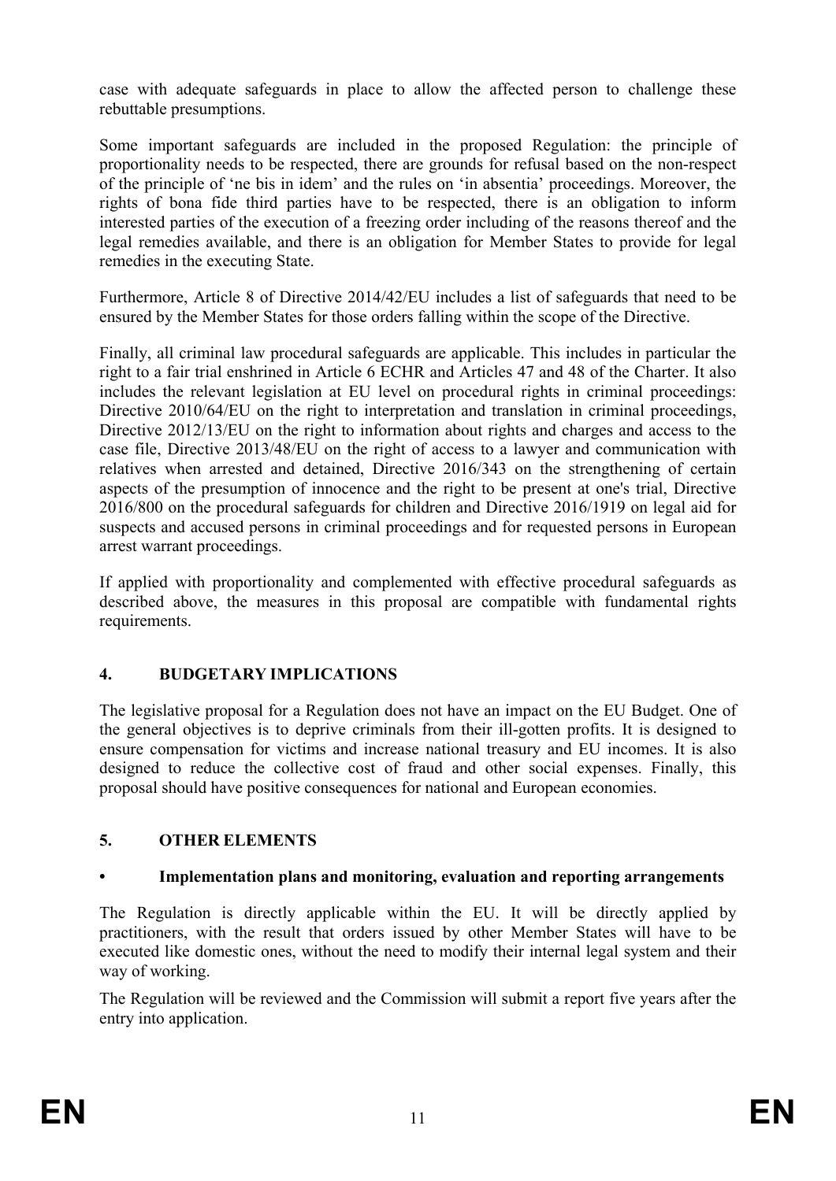case with adequate safeguards in place to allow the affected person to challenge these rebuttable presumptions.

Some important safeguards are included in the proposed Regulation: the principle of proportionality needs to be respected, there are grounds for refusal based on the non-respect of the principle of 'ne bis in idem' and the rules on 'in absentia' proceedings. Moreover, the rights of bona fide third parties have to be respected, there is an obligation to inform interested parties of the execution of a freezing order including of the reasons thereof and the legal remedies available, and there is an obligation for Member States to provide for legal remedies in the executing State.

Furthermore, Article 8 of Directive 2014/42/EU includes a list of safeguards that need to be ensured by the Member States for those orders falling within the scope of the Directive.

Finally, all criminal law procedural safeguards are applicable. This includes in particular the right to a fair trial enshrined in Article 6 ECHR and Articles 47 and 48 of the Charter. It also includes the relevant legislation at EU level on procedural rights in criminal proceedings: Directive 2010/64/EU on the right to interpretation and translation in criminal proceedings, Directive 2012/13/EU on the right to information about rights and charges and access to the case file, Directive 2013/48/EU on the right of access to a lawyer and communication with relatives when arrested and detained, Directive 2016/343 on the strengthening of certain aspects of the presumption of innocence and the right to be present at one's trial, Directive 2016/800 on the procedural safeguards for children and Directive 2016/1919 on legal aid for suspects and accused persons in criminal proceedings and for requested persons in European arrest warrant proceedings.

If applied with proportionality and complemented with effective procedural safeguards as described above, the measures in this proposal are compatible with fundamental rights requirements.

## 4. BUDGETARY IMPLICATIONS

The legislative proposal for a Regulation does not have an impact on the EU Budget. One of the general objectives is to deprive criminals from their ill-gotten profits. It is designed to ensure compensation for victims and increase national treasury and EU incomes. It is also designed to reduce the collective cost of fraud and other social expenses. Finally, this proposal should have positive consequences for national and European economies.

## 5. OTHER ELEMENTS

### • Implementation plans and monitoring, evaluation and reporting arrangements

The Regulation is directly applicable within the EU. It will be directly applied by practitioners, with the result that orders issued by other Member States will have to be executed like domestic ones, without the need to modify their internal legal system and their way of working.

The Regulation will be reviewed and the Commission will submit a report five years after the entry into application.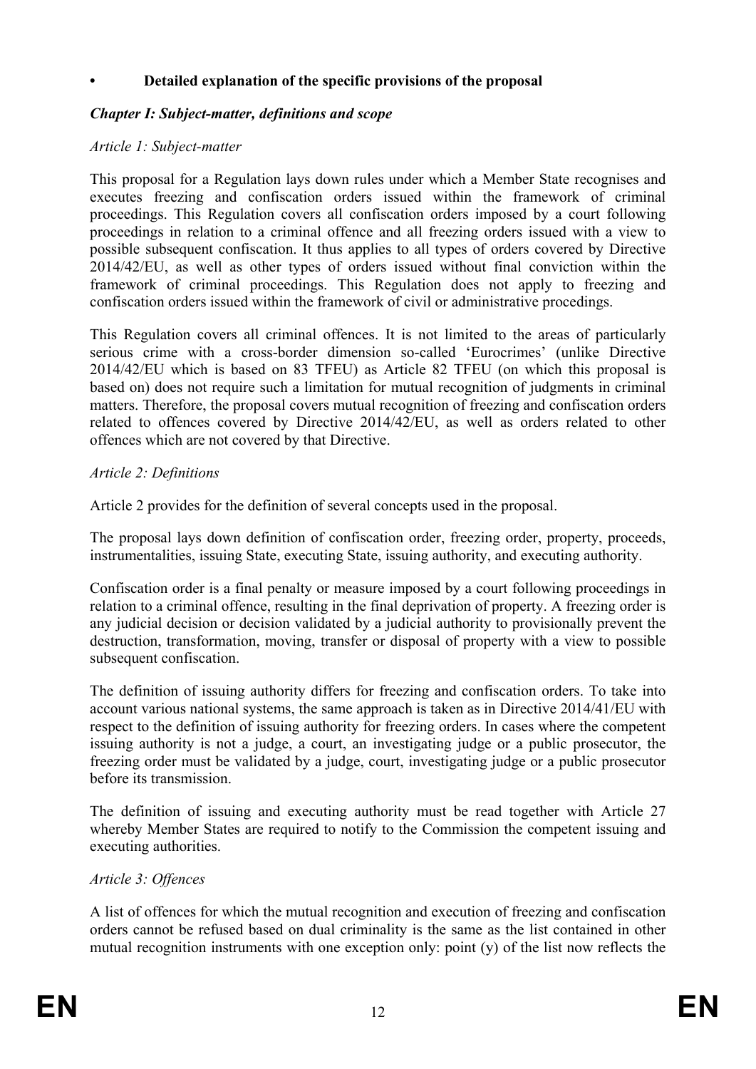## • Detailed explanation of the specific provisions of the proposal

### *Chapter I: Subject-matter, definitions and scope*

*Article 1: Subject-matter*

This proposal for a Regulation lays down rules under which a Member State recognises and executes freezing and confiscation orders issued within the framework of criminal proceedings. This Regulation covers all confiscation orders imposed by a court following proceedings in relation to a criminal offence and all freezing orders issued with a view to possible subsequent confiscation. It thus applies to all types of orders covered by Directive 2014/42/EU, as well as other types of orders issued without final conviction within the framework of criminal proceedings. This Regulation does not apply to freezing and confiscation orders issued within the framework of civil or administrative procedings.

This Regulation covers all criminal offences. It is not limited to the areas of particularly serious crime with a cross-border dimension so-called 'Eurocrimes' (unlike Directive 2014/42/EU which is based on 83 TFEU) as Article 82 TFEU (on which this proposal is based on) does not require such a limitation for mutual recognition of judgments in criminal matters. Therefore, the proposal covers mutual recognition of freezing and confiscation orders related to offences covered by Directive 2014/42/EU, as well as orders related to other offences which are not covered by that Directive.

*Article 2: Definitions*

Article 2 provides for the definition of several concepts used in the proposal.

The proposal lays down definition of confiscation order, freezing order, property, proceeds, instrumentalities, issuing State, executing State, issuing authority, and executing authority.

Confiscation order is a final penalty or measure imposed by a court following proceedings in relation to a criminal offence, resulting in the final deprivation of property. A freezing order is any judicial decision or decision validated by a judicial authority to provisionally prevent the destruction, transformation, moving, transfer or disposal of property with a view to possible subsequent confiscation.

The definition of issuing authority differs for freezing and confiscation orders. To take into account various national systems, the same approach is taken as in Directive 2014/41/EU with respect to the definition of issuing authority for freezing orders. In cases where the competent issuing authority is not a judge, a court, an investigating judge or a public prosecutor, the freezing order must be validated by a judge, court, investigating judge or a public prosecutor before its transmission.

The definition of issuing and executing authority must be read together with Article 27 whereby Member States are required to notify to the Commission the competent issuing and executing authorities.

*Article 3: Offences*

A list of offences for which the mutual recognition and execution of freezing and confiscation orders cannot be refused based on dual criminality is the same as the list contained in other mutual recognition instruments with one exception only: point (y) of the list now reflects the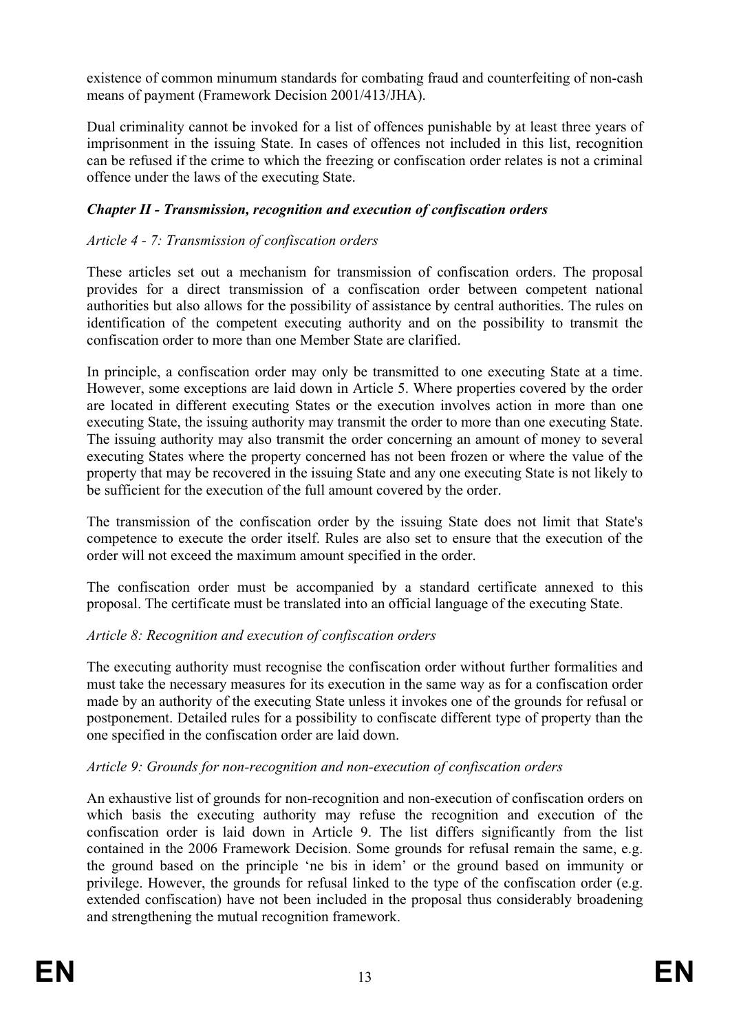existence of common minumum standards for combating fraud and counterfeiting of non-cash means of payment (Framework Decision 2001/413/JHA).

Dual criminality cannot be invoked for a list of offences punishable by at least three years of imprisonment in the issuing State. In cases of offences not included in this list, recognition can be refused if the crime to which the freezing or confiscation order relates is not a criminal offence under the laws of the executing State.

### *Chapter II - Transmission, recognition and execution of confiscation orders*

*Article 4 - 7: Transmission of confiscation orders*

These articles set out a mechanism for transmission of confiscation orders. The proposal provides for a direct transmission of a confiscation order between competent national authorities but also allows for the possibility of assistance by central authorities. The rules on identification of the competent executing authority and on the possibility to transmit the confiscation order to more than one Member State are clarified.

In principle, a confiscation order may only be transmitted to one executing State at a time. However, some exceptions are laid down in Article 5. Where properties covered by the order are located in different executing States or the execution involves action in more than one executing State, the issuing authority may transmit the order to more than one executing State. The issuing authority may also transmit the order concerning an amount of money to several executing States where the property concerned has not been frozen or where the value of the property that may be recovered in the issuing State and any one executing State is not likely to be sufficient for the execution of the full amount covered by the order.

The transmission of the confiscation order by the issuing State does not limit that State's competence to execute the order itself. Rules are also set to ensure that the execution of the order will not exceed the maximum amount specified in the order.

The confiscation order must be accompanied by a standard certificate annexed to this proposal. The certificate must be translated into an official language of the executing State.

*Article 8: Recognition and execution of confiscation orders*

The executing authority must recognise the confiscation order without further formalities and must take the necessary measures for its execution in the same way as for a confiscation order made by an authority of the executing State unless it invokes one of the grounds for refusal or postponement. Detailed rules for a possibility to confiscate different type of property than the one specified in the confiscation order are laid down.

*Article 9: Grounds for non-recognition and non-execution of confiscation orders*

An exhaustive list of grounds for non-recognition and non-execution of confiscation orders on which basis the executing authority may refuse the recognition and execution of the confiscation order is laid down in Article 9. The list differs significantly from the list contained in the 2006 Framework Decision. Some grounds for refusal remain the same, e.g. the ground based on the principle 'ne bis in idem' or the ground based on immunity or privilege. However, the grounds for refusal linked to the type of the confiscation order (e.g. extended confiscation) have not been included in the proposal thus considerably broadening and strengthening the mutual recognition framework.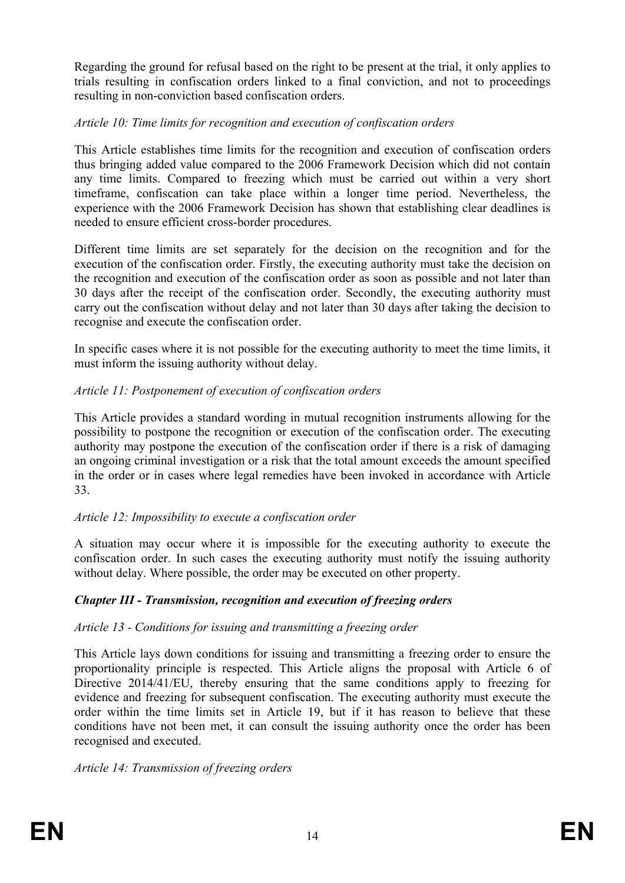Regarding the ground for refusal based on the right to be present at the trial, it only applies to trials resulting in confiscation orders linked to a final conviction, and not to proceedings resulting in non-conviction based confiscation orders.

*Article 10: Time limits for recognition and execution of confiscation orders*

This Article establishes time limits for the recognition and execution of confiscation orders thus bringing added value compared to the 2006 Framework Decision which did not contain any time limits. Compared to freezing which must be carried out within a very short timeframe, confiscation can take place within a longer time period. Nevertheless, the experience with the 2006 Framework Decision has shown that establishing clear deadlines is needed to ensure efficient cross-border procedures.

Different time limits are set separately for the decision on the recognition and for the execution of the confiscation order. Firstly, the executing authority must take the decision on the recognition and execution of the confiscation order as soon as possible and not later than 30 days after the receipt of the confiscation order. Secondly, the executing authority must carry out the confiscation without delay and not later than 30 days after taking the decision to recognise and execute the confiscation order.

In specific cases where it is not possible for the executing authority to meet the time limits, it must inform the issuing authority without delay.

*Article 11: Postponement of execution of confiscation orders*

This Article provides a standard wording in mutual recognition instruments allowing for the possibility to postpone the recognition or execution of the confiscation order. The executing authority may postpone the execution of the confiscation order if there is a risk of damaging an ongoing criminal investigation or a risk that the total amount exceeds the amount specified in the order or in cases where legal remedies have been invoked in accordance with Article 33.

*Article 12: Impossibility to execute a confiscation order*

A situation may occur where it is impossible for the executing authority to execute the confiscation order. In such cases the executing authority must notify the issuing authority without delay. Where possible, the order may be executed on other property.

***Chapter III - Transmission, recognition and execution of freezing orders***

*Article 13 - Conditions for issuing and transmitting a freezing order*

This Article lays down conditions for issuing and transmitting a freezing order to ensure the proportionality principle is respected. This Article aligns the proposal with Article 6 of Directive 2014/41/EU, thereby ensuring that the same conditions apply to freezing for evidence and freezing for subsequent confiscation. The executing authority must execute the order within the time limits set in Article 19, but if it has reason to believe that these conditions have not been met, it can consult the issuing authority once the order has been recognised and executed.

*Article 14: Transmission of freezing orders*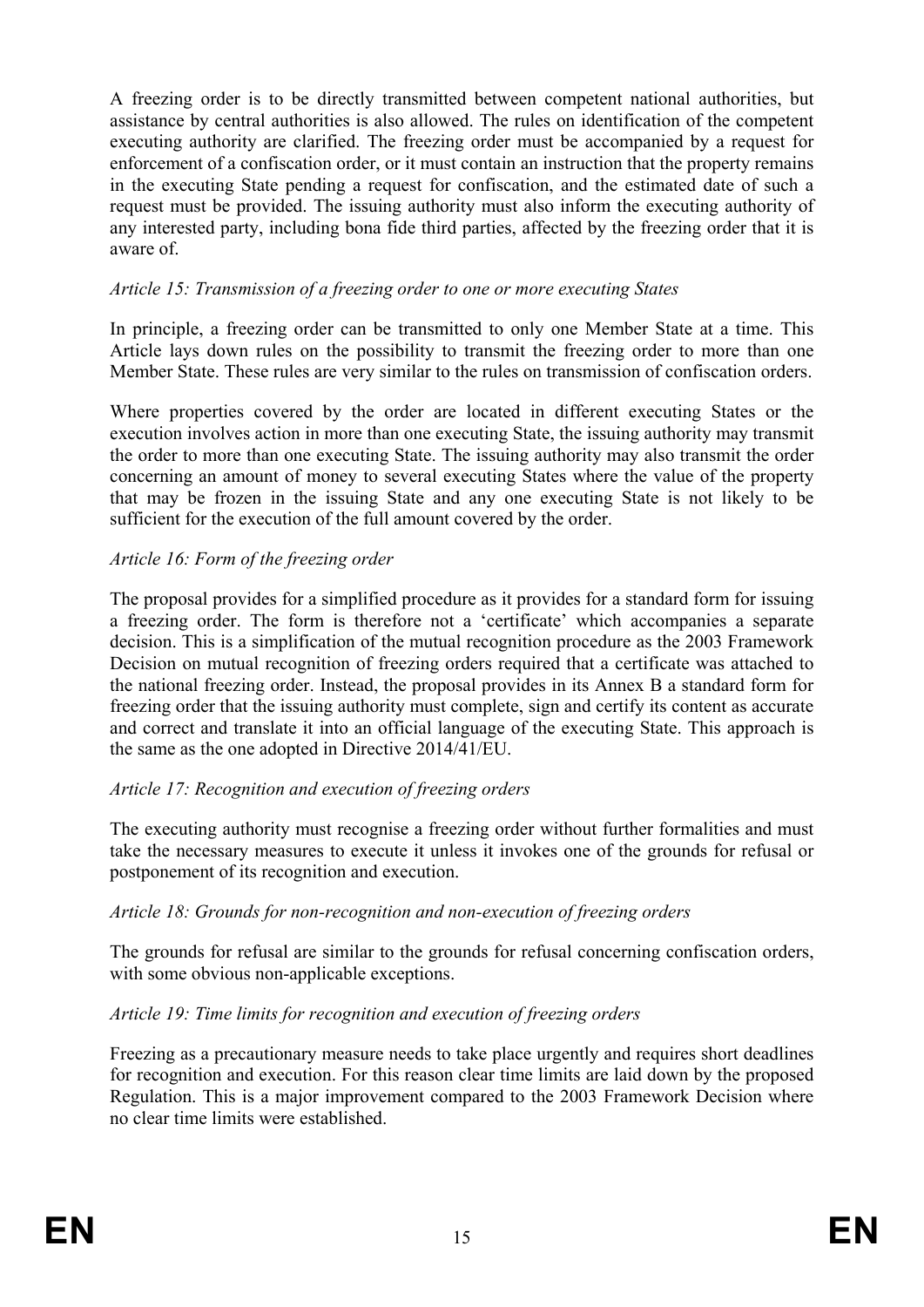A freezing order is to be directly transmitted between competent national authorities, but assistance by central authorities is also allowed. The rules on identification of the competent executing authority are clarified. The freezing order must be accompanied by a request for enforcement of a confiscation order, or it must contain an instruction that the property remains in the executing State pending a request for confiscation, and the estimated date of such a request must be provided. The issuing authority must also inform the executing authority of any interested party, including bona fide third parties, affected by the freezing order that it is aware of.

*Article 15: Transmission of a freezing order to one or more executing States*

In principle, a freezing order can be transmitted to only one Member State at a time. This Article lays down rules on the possibility to transmit the freezing order to more than one Member State. These rules are very similar to the rules on transmission of confiscation orders.

Where properties covered by the order are located in different executing States or the execution involves action in more than one executing State, the issuing authority may transmit the order to more than one executing State. The issuing authority may also transmit the order concerning an amount of money to several executing States where the value of the property that may be frozen in the issuing State and any one executing State is not likely to be sufficient for the execution of the full amount covered by the order.

*Article 16: Form of the freezing order*

The proposal provides for a simplified procedure as it provides for a standard form for issuing a freezing order. The form is therefore not a 'certificate' which accompanies a separate decision. This is a simplification of the mutual recognition procedure as the 2003 Framework Decision on mutual recognition of freezing orders required that a certificate was attached to the national freezing order. Instead, the proposal provides in its Annex B a standard form for freezing order that the issuing authority must complete, sign and certify its content as accurate and correct and translate it into an official language of the executing State. This approach is the same as the one adopted in Directive 2014/41/EU.

*Article 17: Recognition and execution of freezing orders*

The executing authority must recognise a freezing order without further formalities and must take the necessary measures to execute it unless it invokes one of the grounds for refusal or postponement of its recognition and execution.

*Article 18: Grounds for non-recognition and non-execution of freezing orders*

The grounds for refusal are similar to the grounds for refusal concerning confiscation orders, with some obvious non-applicable exceptions.

*Article 19: Time limits for recognition and execution of freezing orders*

Freezing as a precautionary measure needs to take place urgently and requires short deadlines for recognition and execution. For this reason clear time limits are laid down by the proposed Regulation. This is a major improvement compared to the 2003 Framework Decision where no clear time limits were established.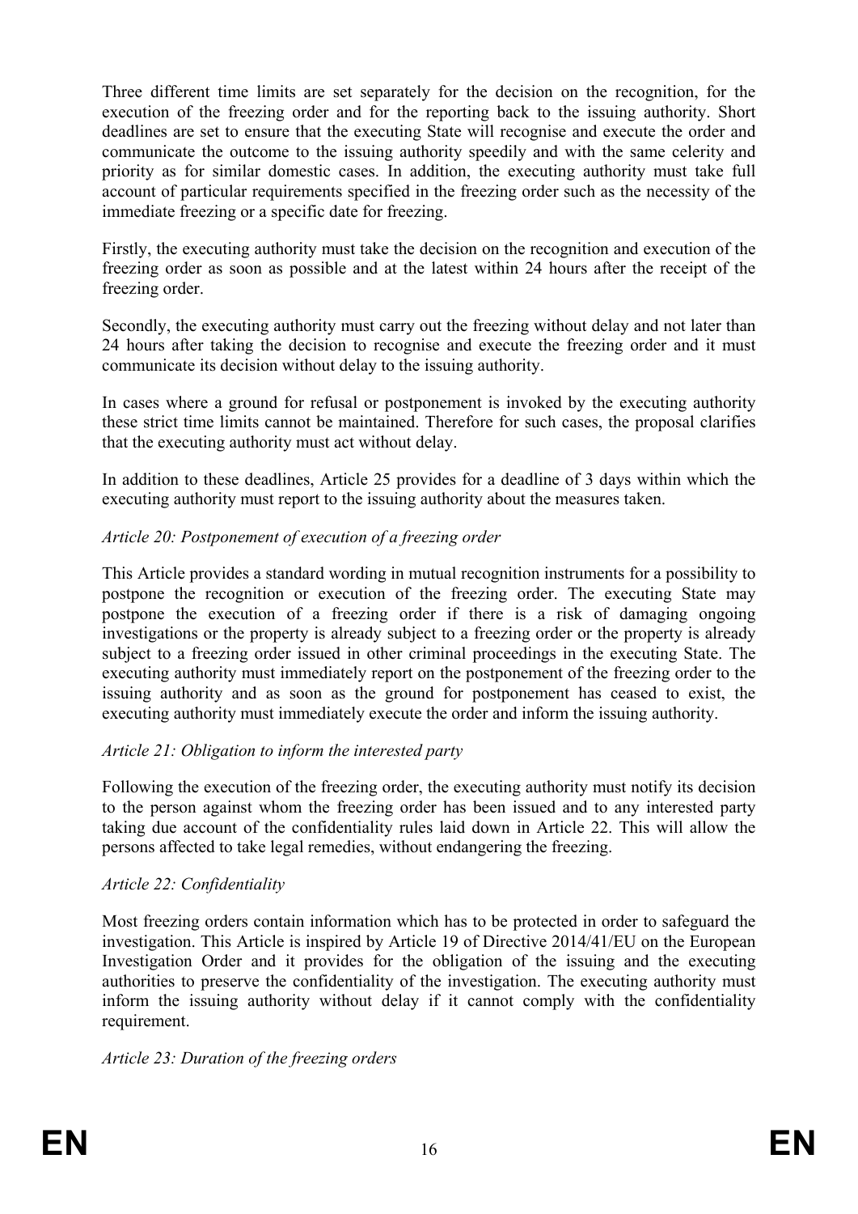Three different time limits are set separately for the decision on the recognition, for the execution of the freezing order and for the reporting back to the issuing authority. Short deadlines are set to ensure that the executing State will recognise and execute the order and communicate the outcome to the issuing authority speedily and with the same celerity and priority as for similar domestic cases. In addition, the executing authority must take full account of particular requirements specified in the freezing order such as the necessity of the immediate freezing or a specific date for freezing.

Firstly, the executing authority must take the decision on the recognition and execution of the freezing order as soon as possible and at the latest within 24 hours after the receipt of the freezing order.

Secondly, the executing authority must carry out the freezing without delay and not later than 24 hours after taking the decision to recognise and execute the freezing order and it must communicate its decision without delay to the issuing authority.

In cases where a ground for refusal or postponement is invoked by the executing authority these strict time limits cannot be maintained. Therefore for such cases, the proposal clarifies that the executing authority must act without delay.

In addition to these deadlines, Article 25 provides for a deadline of 3 days within which the executing authority must report to the issuing authority about the measures taken.

*Article 20: Postponement of execution of a freezing order*

This Article provides a standard wording in mutual recognition instruments for a possibility to postpone the recognition or execution of the freezing order. The executing State may postpone the execution of a freezing order if there is a risk of damaging ongoing investigations or the property is already subject to a freezing order or the property is already subject to a freezing order issued in other criminal proceedings in the executing State. The executing authority must immediately report on the postponement of the freezing order to the issuing authority and as soon as the ground for postponement has ceased to exist, the executing authority must immediately execute the order and inform the issuing authority.

*Article 21: Obligation to inform the interested party*

Following the execution of the freezing order, the executing authority must notify its decision to the person against whom the freezing order has been issued and to any interested party taking due account of the confidentiality rules laid down in Article 22. This will allow the persons affected to take legal remedies, without endangering the freezing.

*Article 22: Confidentiality*

Most freezing orders contain information which has to be protected in order to safeguard the investigation. This Article is inspired by Article 19 of Directive 2014/41/EU on the European Investigation Order and it provides for the obligation of the issuing and the executing authorities to preserve the confidentiality of the investigation. The executing authority must inform the issuing authority without delay if it cannot comply with the confidentiality requirement.

*Article 23: Duration of the freezing orders*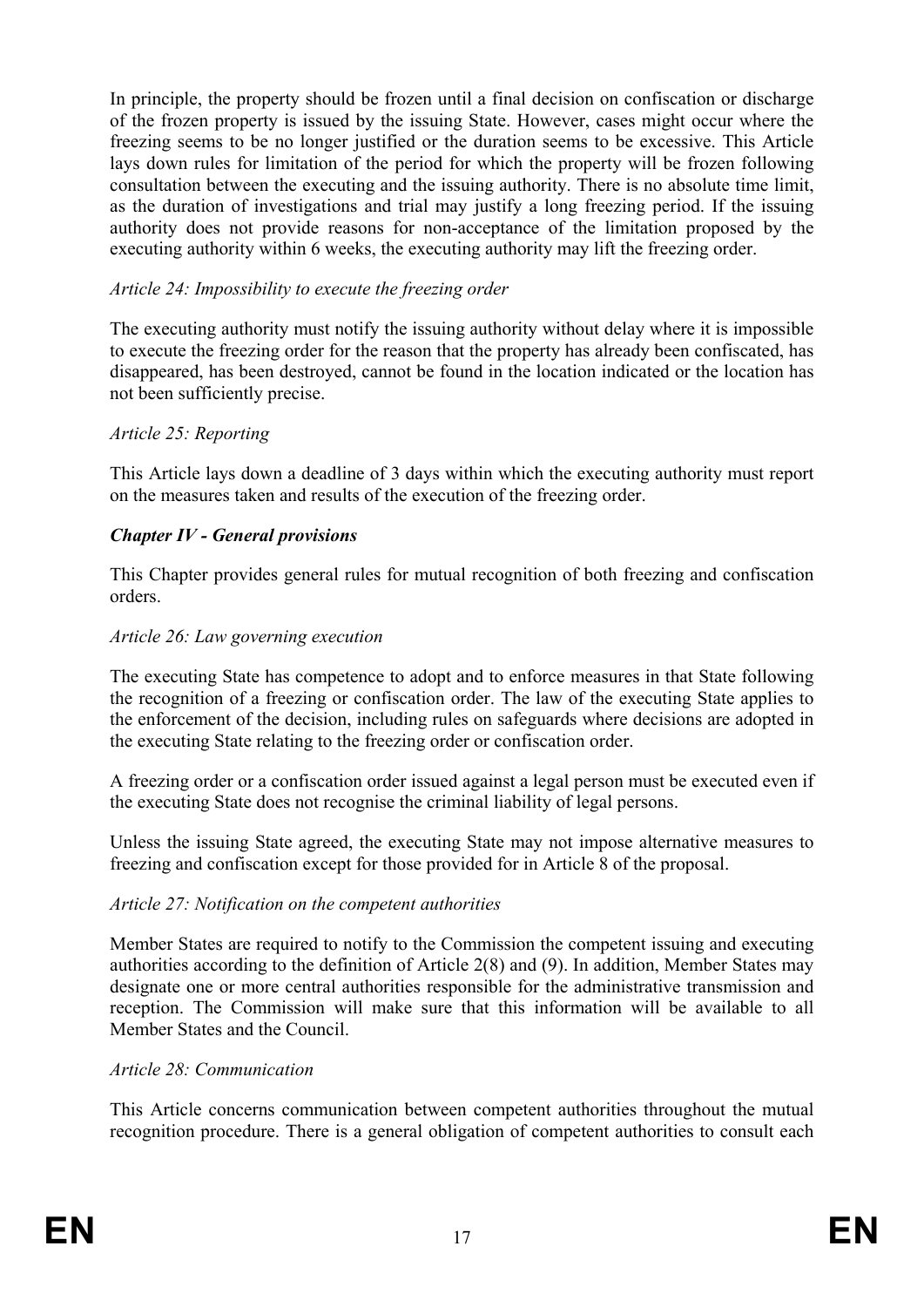In principle, the property should be frozen until a final decision on confiscation or discharge of the frozen property is issued by the issuing State. However, cases might occur where the freezing seems to be no longer justified or the duration seems to be excessive. This Article lays down rules for limitation of the period for which the property will be frozen following consultation between the executing and the issuing authority. There is no absolute time limit, as the duration of investigations and trial may justify a long freezing period. If the issuing authority does not provide reasons for non-acceptance of the limitation proposed by the executing authority within 6 weeks, the executing authority may lift the freezing order.

*Article 24: Impossibility to execute the freezing order*

The executing authority must notify the issuing authority without delay where it is impossible to execute the freezing order for the reason that the property has already been confiscated, has disappeared, has been destroyed, cannot be found in the location indicated or the location has not been sufficiently precise.

*Article 25: Reporting*

This Article lays down a deadline of 3 days within which the executing authority must report on the measures taken and results of the execution of the freezing order.

***Chapter IV - General provisions***

This Chapter provides general rules for mutual recognition of both freezing and confiscation orders.

*Article 26: Law governing execution*

The executing State has competence to adopt and to enforce measures in that State following the recognition of a freezing or confiscation order. The law of the executing State applies to the enforcement of the decision, including rules on safeguards where decisions are adopted in the executing State relating to the freezing order or confiscation order.

A freezing order or a confiscation order issued against a legal person must be executed even if the executing State does not recognise the criminal liability of legal persons.

Unless the issuing State agreed, the executing State may not impose alternative measures to freezing and confiscation except for those provided for in Article 8 of the proposal.

*Article 27: Notification on the competent authorities*

Member States are required to notify to the Commission the competent issuing and executing authorities according to the definition of Article 2(8) and (9). In addition, Member States may designate one or more central authorities responsible for the administrative transmission and reception. The Commission will make sure that this information will be available to all Member States and the Council.

*Article 28: Communication*

This Article concerns communication between competent authorities throughout the mutual recognition procedure. There is a general obligation of competent authorities to consult each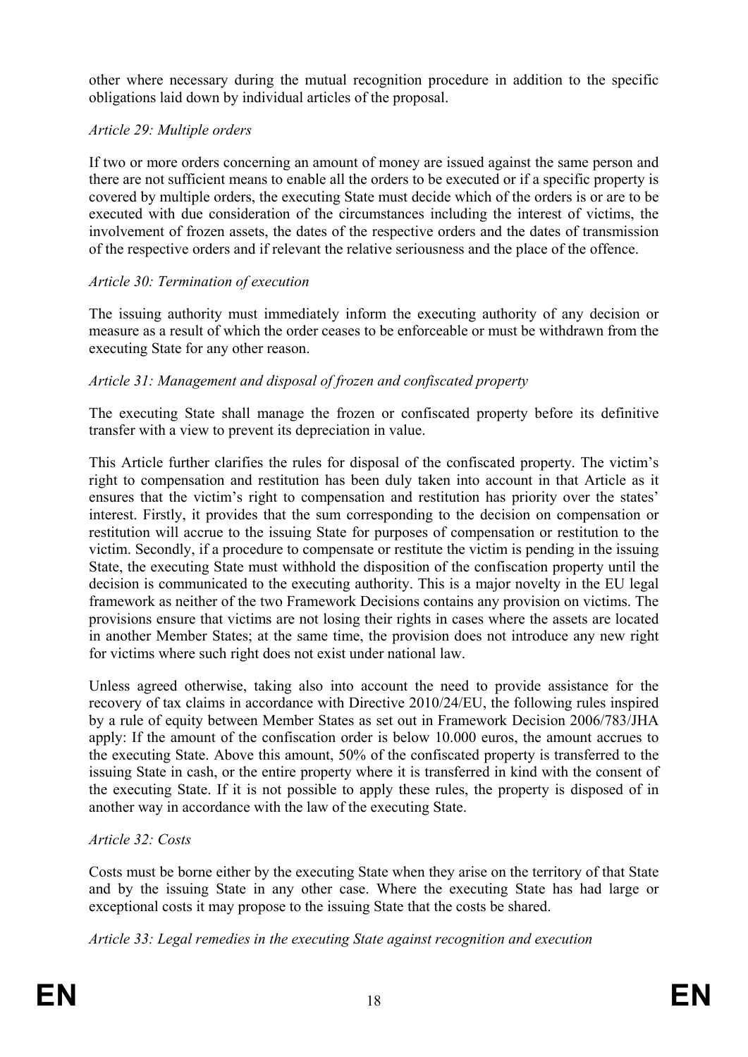other where necessary during the mutual recognition procedure in addition to the specific obligations laid down by individual articles of the proposal.

*Article 29: Multiple orders*

If two or more orders concerning an amount of money are issued against the same person and there are not sufficient means to enable all the orders to be executed or if a specific property is covered by multiple orders, the executing State must decide which of the orders is or are to be executed with due consideration of the circumstances including the interest of victims, the involvement of frozen assets, the dates of the respective orders and the dates of transmission of the respective orders and if relevant the relative seriousness and the place of the offence.

*Article 30: Termination of execution*

The issuing authority must immediately inform the executing authority of any decision or measure as a result of which the order ceases to be enforceable or must be withdrawn from the executing State for any other reason.

*Article 31: Management and disposal of frozen and confiscated property*

The executing State shall manage the frozen or confiscated property before its definitive transfer with a view to prevent its depreciation in value.

This Article further clarifies the rules for disposal of the confiscated property. The victim's right to compensation and restitution has been duly taken into account in that Article as it ensures that the victim's right to compensation and restitution has priority over the states' interest. Firstly, it provides that the sum corresponding to the decision on compensation or restitution will accrue to the issuing State for purposes of compensation or restitution to the victim. Secondly, if a procedure to compensate or restitute the victim is pending in the issuing State, the executing State must withhold the disposition of the confiscation property until the decision is communicated to the executing authority. This is a major novelty in the EU legal framework as neither of the two Framework Decisions contains any provision on victims. The provisions ensure that victims are not losing their rights in cases where the assets are located in another Member States; at the same time, the provision does not introduce any new right for victims where such right does not exist under national law.

Unless agreed otherwise, taking also into account the need to provide assistance for the recovery of tax claims in accordance with Directive 2010/24/EU, the following rules inspired by a rule of equity between Member States as set out in Framework Decision 2006/783/JHA apply: If the amount of the confiscation order is below 10.000 euros, the amount accrues to the executing State. Above this amount, 50% of the confiscated property is transferred to the issuing State in cash, or the entire property where it is transferred in kind with the consent of the executing State. If it is not possible to apply these rules, the property is disposed of in another way in accordance with the law of the executing State.

*Article 32: Costs*

Costs must be borne either by the executing State when they arise on the territory of that State and by the issuing State in any other case. Where the executing State has had large or exceptional costs it may propose to the issuing State that the costs be shared.

*Article 33: Legal remedies in the executing State against recognition and execution*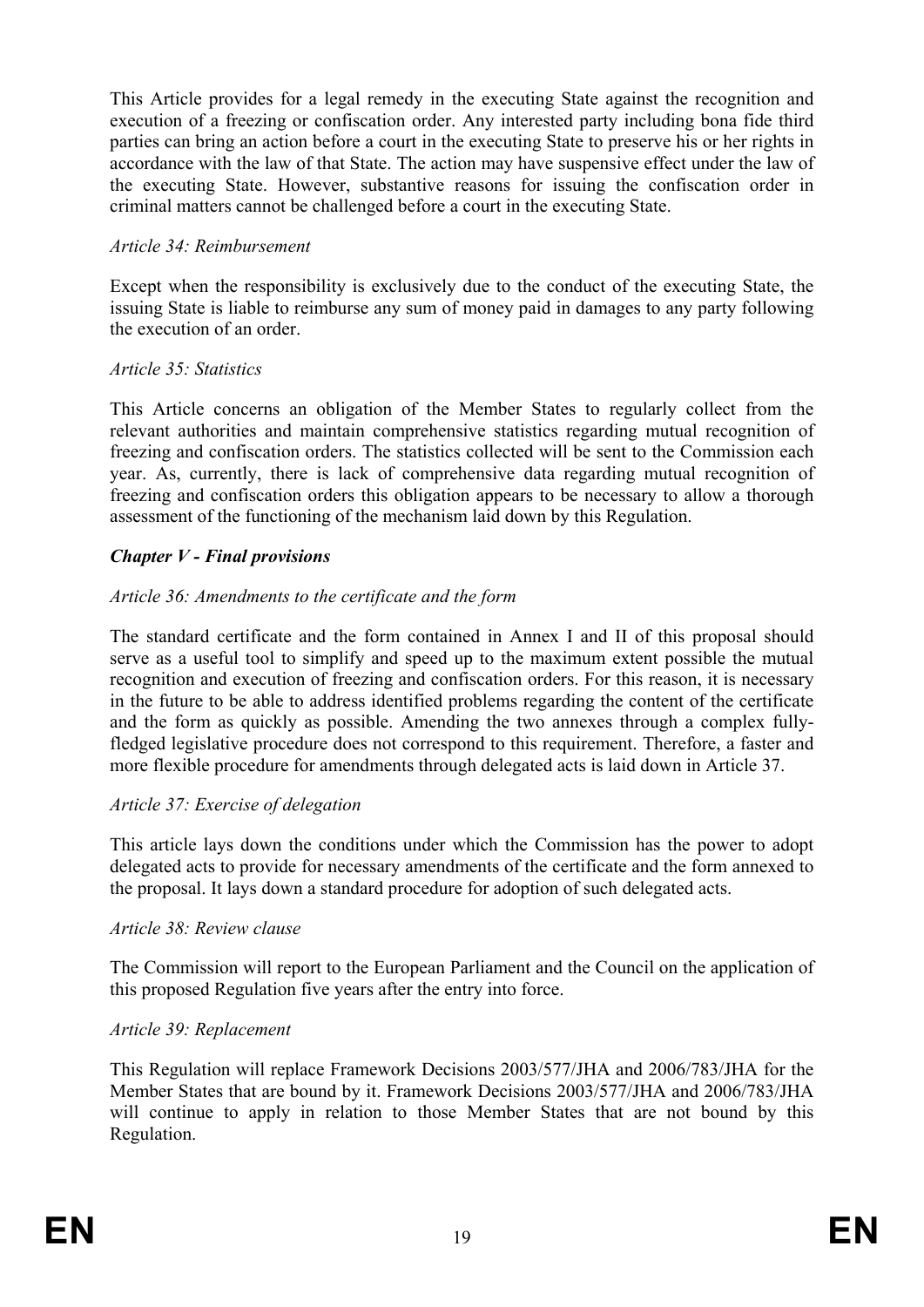This Article provides for a legal remedy in the executing State against the recognition and execution of a freezing or confiscation order. Any interested party including bona fide third parties can bring an action before a court in the executing State to preserve his or her rights in accordance with the law of that State. The action may have suspensive effect under the law of the executing State. However, substantive reasons for issuing the confiscation order in criminal matters cannot be challenged before a court in the executing State.

*Article 34: Reimbursement*

Except when the responsibility is exclusively due to the conduct of the executing State, the issuing State is liable to reimburse any sum of money paid in damages to any party following the execution of an order.

*Article 35: Statistics*

This Article concerns an obligation of the Member States to regularly collect from the relevant authorities and maintain comprehensive statistics regarding mutual recognition of freezing and confiscation orders. The statistics collected will be sent to the Commission each year. As, currently, there is lack of comprehensive data regarding mutual recognition of freezing and confiscation orders this obligation appears to be necessary to allow a thorough assessment of the functioning of the mechanism laid down by this Regulation.

***Chapter V - Final provisions***

*Article 36: Amendments to the certificate and the form*

The standard certificate and the form contained in Annex I and II of this proposal should serve as a useful tool to simplify and speed up to the maximum extent possible the mutual recognition and execution of freezing and confiscation orders. For this reason, it is necessary in the future to be able to address identified problems regarding the content of the certificate and the form as quickly as possible. Amending the two annexes through a complex fully-fledged legislative procedure does not correspond to this requirement. Therefore, a faster and more flexible procedure for amendments through delegated acts is laid down in Article 37.

*Article 37: Exercise of delegation*

This article lays down the conditions under which the Commission has the power to adopt delegated acts to provide for necessary amendments of the certificate and the form annexed to the proposal. It lays down a standard procedure for adoption of such delegated acts.

*Article 38: Review clause*

The Commission will report to the European Parliament and the Council on the application of this proposed Regulation five years after the entry into force.

*Article 39: Replacement*

This Regulation will replace Framework Decisions 2003/577/JHA and 2006/783/JHA for the Member States that are bound by it. Framework Decisions 2003/577/JHA and 2006/783/JHA will continue to apply in relation to those Member States that are not bound by this Regulation.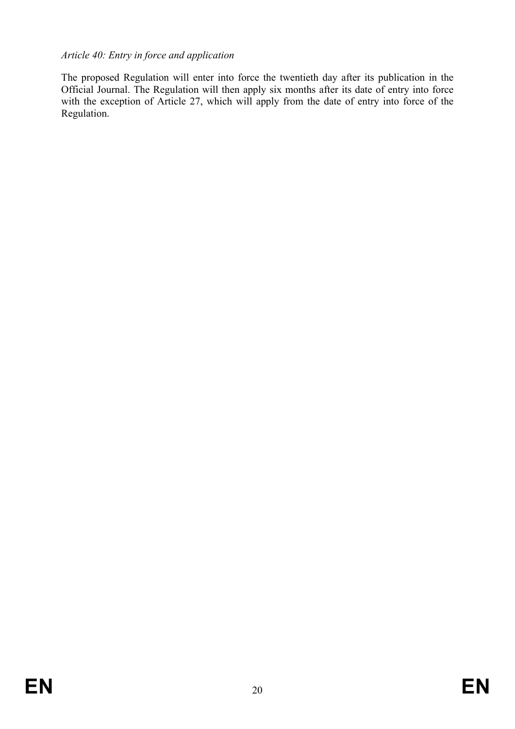*Article 40: Entry in force and application*

The proposed Regulation will enter into force the twentieth day after its publication in the Official Journal. The Regulation will then apply six months after its date of entry into force with the exception of Article 27, which will apply from the date of entry into force of the Regulation.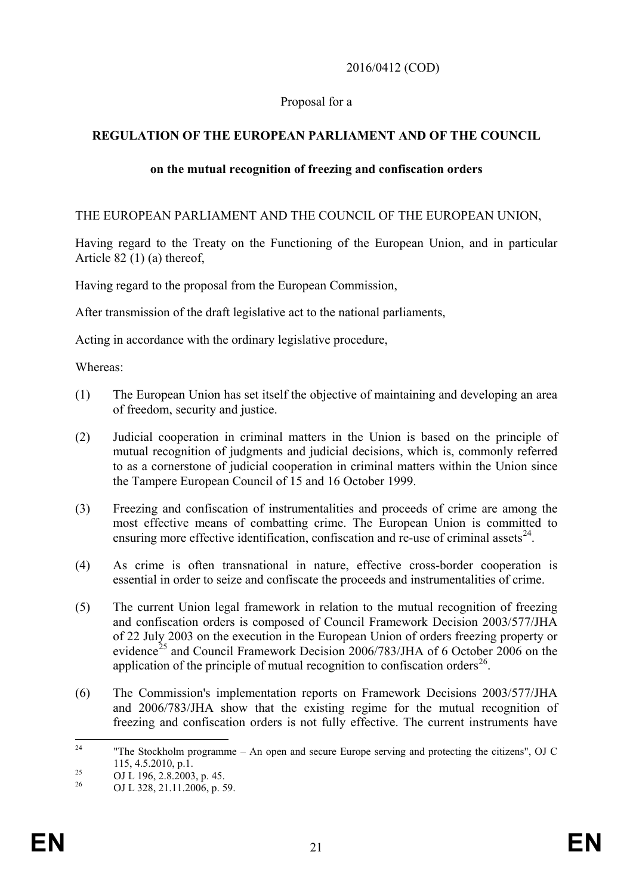2016/0412 (COD)

Proposal for a

**REGULATION OF THE EUROPEAN PARLIAMENT AND OF THE COUNCIL**

**on the mutual recognition of freezing and confiscation orders**

THE EUROPEAN PARLIAMENT AND THE COUNCIL OF THE EUROPEAN UNION,

Having regard to the Treaty on the Functioning of the European Union, and in particular Article 82 (1) (a) thereof,

Having regard to the proposal from the European Commission,

After transmission of the draft legislative act to the national parliaments,

Acting in accordance with the ordinary legislative procedure,

Whereas:

(1) The European Union has set itself the objective of maintaining and developing an area of freedom, security and justice.

(2) Judicial cooperation in criminal matters in the Union is based on the principle of mutual recognition of judgments and judicial decisions, which is, commonly referred to as a cornerstone of judicial cooperation in criminal matters within the Union since the Tampere European Council of 15 and 16 October 1999.

(3) Freezing and confiscation of instrumentalities and proceeds of crime are among the most effective means of combatting crime. The European Union is committed to ensuring more effective identification, confiscation and re-use of criminal assets[24].

(4) As crime is often transnational in nature, effective cross-border cooperation is essential in order to seize and confiscate the proceeds and instrumentalities of crime.

(5) The current Union legal framework in relation to the mutual recognition of freezing and confiscation orders is composed of Council Framework Decision 2003/577/JHA of 22 July 2003 on the execution in the European Union of orders freezing property or evidence[25] and Council Framework Decision 2006/783/JHA of 6 October 2006 on the application of the principle of mutual recognition to confiscation orders[26].

(6) The Commission's implementation reports on Framework Decisions 2003/577/JHA and 2006/783/JHA show that the existing regime for the mutual recognition of freezing and confiscation orders is not fully effective. The current instruments have

---

[24] "The Stockholm programme – An open and secure Europe serving and protecting the citizens", OJ C 115, 4.5.2010, p.1.

[25] OJ L 196, 2.8.2003, p. 45.

[26] OJ L 328, 21.11.2006, p. 59.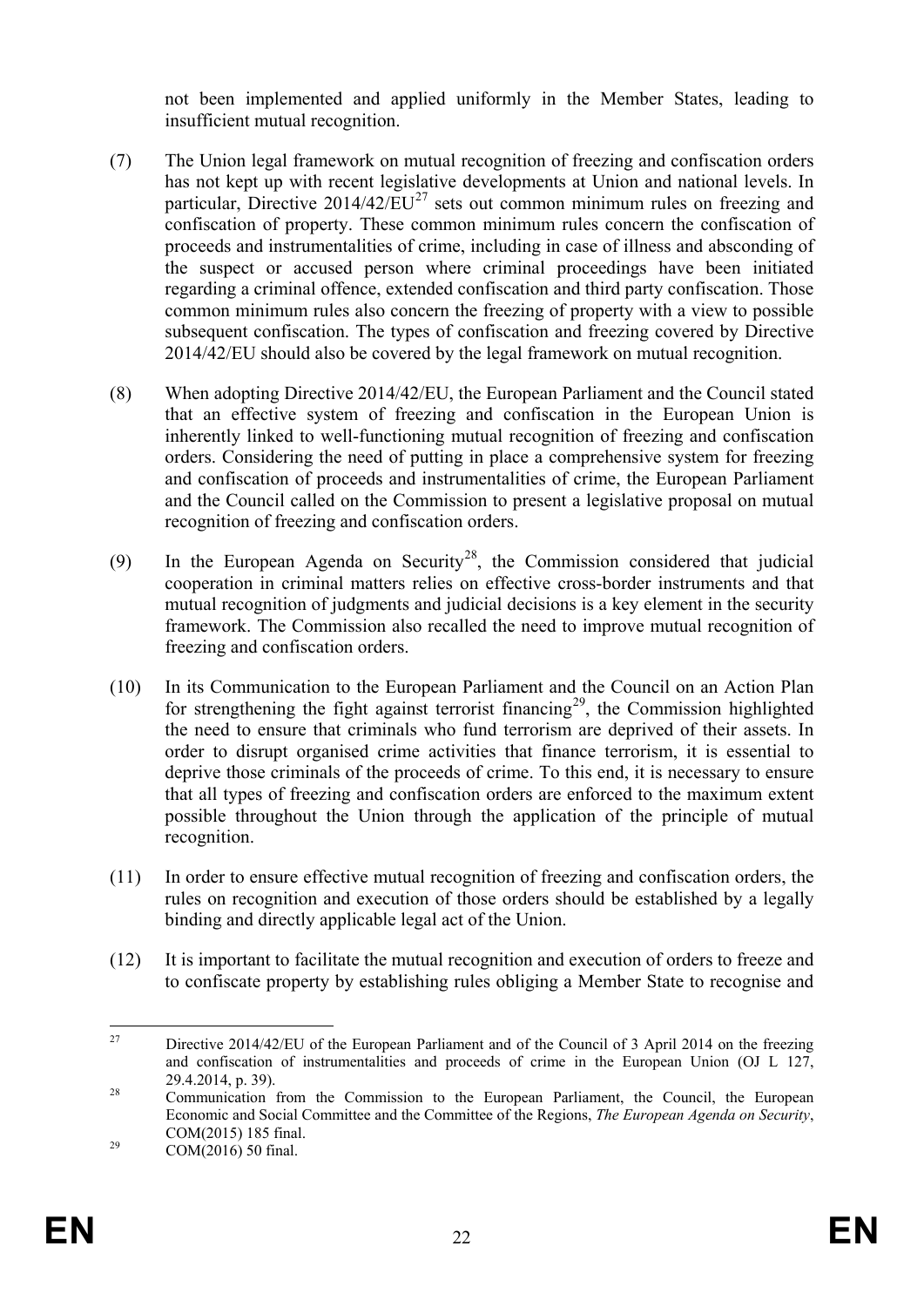not been implemented and applied uniformly in the Member States, leading to insufficient mutual recognition.

(7) The Union legal framework on mutual recognition of freezing and confiscation orders has not kept up with recent legislative developments at Union and national levels. In particular, Directive 2014/42/EU[27] sets out common minimum rules on freezing and confiscation of property. These common minimum rules concern the confiscation of proceeds and instrumentalities of crime, including in case of illness and absconding of the suspect or accused person where criminal proceedings have been initiated regarding a criminal offence, extended confiscation and third party confiscation. Those common minimum rules also concern the freezing of property with a view to possible subsequent confiscation. The types of confiscation and freezing covered by Directive 2014/42/EU should also be covered by the legal framework on mutual recognition.

(8) When adopting Directive 2014/42/EU, the European Parliament and the Council stated that an effective system of freezing and confiscation in the European Union is inherently linked to well-functioning mutual recognition of freezing and confiscation orders. Considering the need of putting in place a comprehensive system for freezing and confiscation of proceeds and instrumentalities of crime, the European Parliament and the Council called on the Commission to present a legislative proposal on mutual recognition of freezing and confiscation orders.

(9) In the European Agenda on Security[28], the Commission considered that judicial cooperation in criminal matters relies on effective cross-border instruments and that mutual recognition of judgments and judicial decisions is a key element in the security framework. The Commission also recalled the need to improve mutual recognition of freezing and confiscation orders.

(10) In its Communication to the European Parliament and the Council on an Action Plan for strengthening the fight against terrorist financing[29], the Commission highlighted the need to ensure that criminals who fund terrorism are deprived of their assets. In order to disrupt organised crime activities that finance terrorism, it is essential to deprive those criminals of the proceeds of crime. To this end, it is necessary to ensure that all types of freezing and confiscation orders are enforced to the maximum extent possible throughout the Union through the application of the principle of mutual recognition.

(11) In order to ensure effective mutual recognition of freezing and confiscation orders, the rules on recognition and execution of those orders should be established by a legally binding and directly applicable legal act of the Union.

(12) It is important to facilitate the mutual recognition and execution of orders to freeze and to confiscate property by establishing rules obliging a Member State to recognise and

---

[27] Directive 2014/42/EU of the European Parliament and of the Council of 3 April 2014 on the freezing and confiscation of instrumentalities and proceeds of crime in the European Union (OJ L 127, 29.4.2014, p. 39).

[28] Communication from the Commission to the European Parliament, the Council, the European Economic and Social Committee and the Committee of the Regions, *The European Agenda on Security*, COM(2015) 185 final.

[29] COM(2016) 50 final.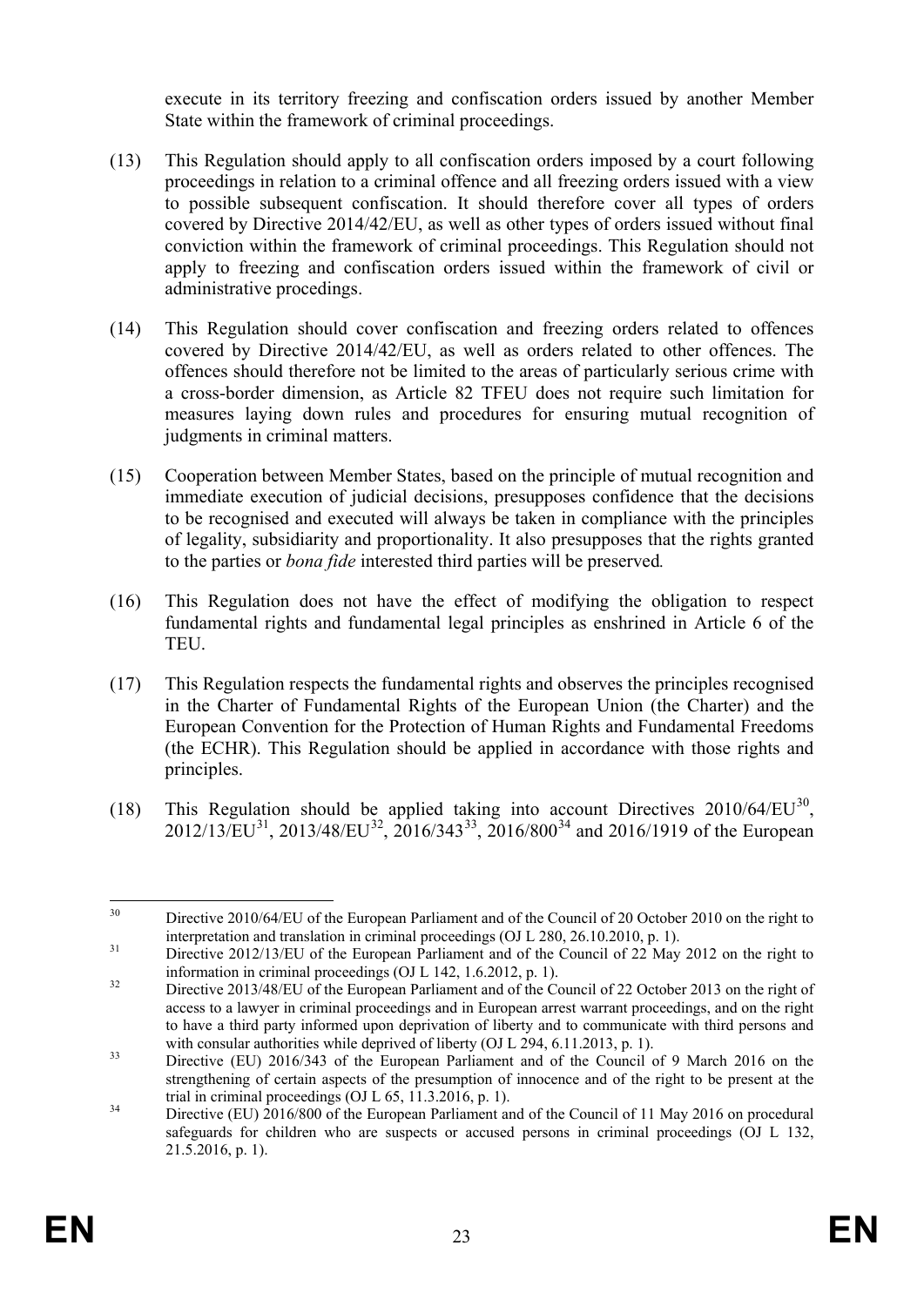execute in its territory freezing and confiscation orders issued by another Member State within the framework of criminal proceedings.

(13) This Regulation should apply to all confiscation orders imposed by a court following proceedings in relation to a criminal offence and all freezing orders issued with a view to possible subsequent confiscation. It should therefore cover all types of orders covered by Directive 2014/42/EU, as well as other types of orders issued without final conviction within the framework of criminal proceedings. This Regulation should not apply to freezing and confiscation orders issued within the framework of civil or administrative procedings.

(14) This Regulation should cover confiscation and freezing orders related to offences covered by Directive 2014/42/EU, as well as orders related to other offences. The offences should therefore not be limited to the areas of particularly serious crime with a cross-border dimension, as Article 82 TFEU does not require such limitation for measures laying down rules and procedures for ensuring mutual recognition of judgments in criminal matters.

(15) Cooperation between Member States, based on the principle of mutual recognition and immediate execution of judicial decisions, presupposes confidence that the decisions to be recognised and executed will always be taken in compliance with the principles of legality, subsidiarity and proportionality. It also presupposes that the rights granted to the parties or *bona fide* interested third parties will be preserved.

(16) This Regulation does not have the effect of modifying the obligation to respect fundamental rights and fundamental legal principles as enshrined in Article 6 of the TEU.

(17) This Regulation respects the fundamental rights and observes the principles recognised in the Charter of Fundamental Rights of the European Union (the Charter) and the European Convention for the Protection of Human Rights and Fundamental Freedoms (the ECHR). This Regulation should be applied in accordance with those rights and principles.

(18) This Regulation should be applied taking into account Directives 2010/64/EU[30], 2012/13/EU[31], 2013/48/EU[32], 2016/343[33], 2016/800[34] and 2016/1919 of the European

---

[30] Directive 2010/64/EU of the European Parliament and of the Council of 20 October 2010 on the right to interpretation and translation in criminal proceedings (OJ L 280, 26.10.2010, p. 1).

[31] Directive 2012/13/EU of the European Parliament and of the Council of 22 May 2012 on the right to information in criminal proceedings (OJ L 142, 1.6.2012, p. 1).

[32] Directive 2013/48/EU of the European Parliament and of the Council of 22 October 2013 on the right of access to a lawyer in criminal proceedings and in European arrest warrant proceedings, and on the right to have a third party informed upon deprivation of liberty and to communicate with third persons and with consular authorities while deprived of liberty (OJ L 294, 6.11.2013, p. 1).

[33] Directive (EU) 2016/343 of the European Parliament and of the Council of 9 March 2016 on the strengthening of certain aspects of the presumption of innocence and of the right to be present at the trial in criminal proceedings (OJ L 65, 11.3.2016, p. 1).

[34] Directive (EU) 2016/800 of the European Parliament and of the Council of 11 May 2016 on procedural safeguards for children who are suspects or accused persons in criminal proceedings (OJ L 132, 21.5.2016, p. 1).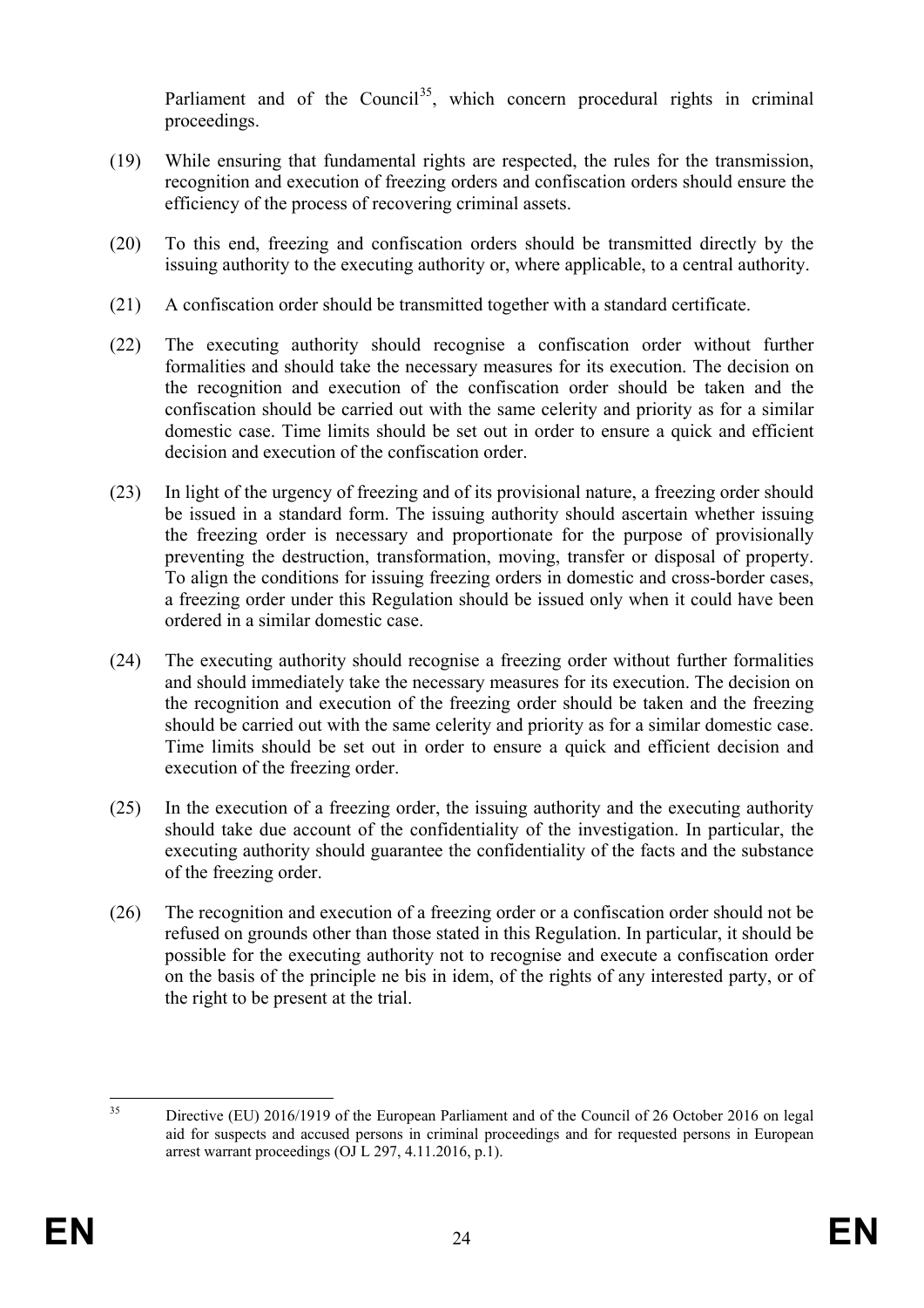Parliament and of the Council[35], which concern procedural rights in criminal proceedings.

(19) While ensuring that fundamental rights are respected, the rules for the transmission, recognition and execution of freezing orders and confiscation orders should ensure the efficiency of the process of recovering criminal assets.

(20) To this end, freezing and confiscation orders should be transmitted directly by the issuing authority to the executing authority or, where applicable, to a central authority.

(21) A confiscation order should be transmitted together with a standard certificate.

(22) The executing authority should recognise a confiscation order without further formalities and should take the necessary measures for its execution. The decision on the recognition and execution of the confiscation order should be taken and the confiscation should be carried out with the same celerity and priority as for a similar domestic case. Time limits should be set out in order to ensure a quick and efficient decision and execution of the confiscation order.

(23) In light of the urgency of freezing and of its provisional nature, a freezing order should be issued in a standard form. The issuing authority should ascertain whether issuing the freezing order is necessary and proportionate for the purpose of provisionally preventing the destruction, transformation, moving, transfer or disposal of property. To align the conditions for issuing freezing orders in domestic and cross-border cases, a freezing order under this Regulation should be issued only when it could have been ordered in a similar domestic case.

(24) The executing authority should recognise a freezing order without further formalities and should immediately take the necessary measures for its execution. The decision on the recognition and execution of the freezing order should be taken and the freezing should be carried out with the same celerity and priority as for a similar domestic case. Time limits should be set out in order to ensure a quick and efficient decision and execution of the freezing order.

(25) In the execution of a freezing order, the issuing authority and the executing authority should take due account of the confidentiality of the investigation. In particular, the executing authority should guarantee the confidentiality of the facts and the substance of the freezing order.

(26) The recognition and execution of a freezing order or a confiscation order should not be refused on grounds other than those stated in this Regulation. In particular, it should be possible for the executing authority not to recognise and execute a confiscation order on the basis of the principle ne bis in idem, of the rights of any interested party, or of the right to be present at the trial.

---

[35] Directive (EU) 2016/1919 of the European Parliament and of the Council of 26 October 2016 on legal aid for suspects and accused persons in criminal proceedings and for requested persons in European arrest warrant proceedings (OJ L 297, 4.11.2016, p.1).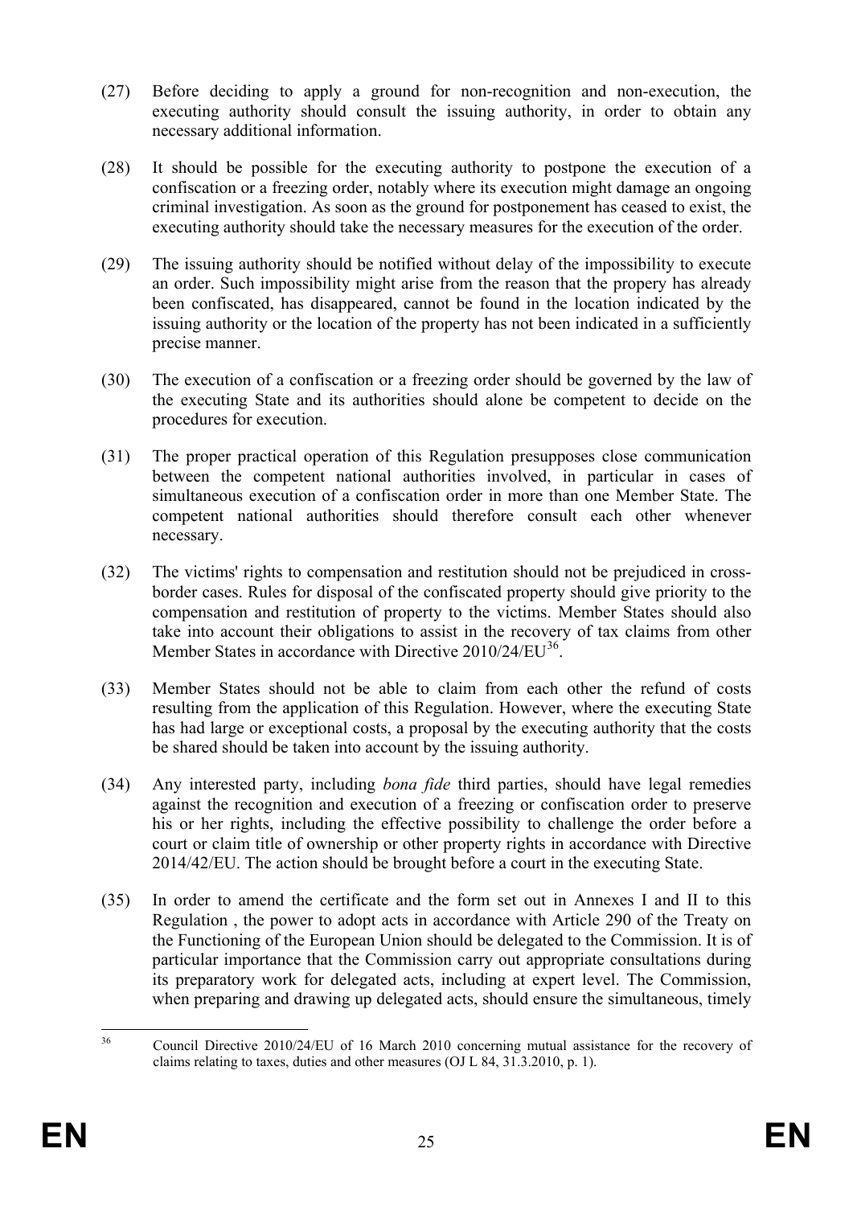(27) Before deciding to apply a ground for non-recognition and non-execution, the executing authority should consult the issuing authority, in order to obtain any necessary additional information.

(28) It should be possible for the executing authority to postpone the execution of a confiscation or a freezing order, notably where its execution might damage an ongoing criminal investigation. As soon as the ground for postponement has ceased to exist, the executing authority should take the necessary measures for the execution of the order.

(29) The issuing authority should be notified without delay of the impossibility to execute an order. Such impossibility might arise from the reason that the propery has already been confiscated, has disappeared, cannot be found in the location indicated by the issuing authority or the location of the property has not been indicated in a sufficiently precise manner.

(30) The execution of a confiscation or a freezing order should be governed by the law of the executing State and its authorities should alone be competent to decide on the procedures for execution.

(31) The proper practical operation of this Regulation presupposes close communication between the competent national authorities involved, in particular in cases of simultaneous execution of a confiscation order in more than one Member State. The competent national authorities should therefore consult each other whenever necessary.

(32) The victims' rights to compensation and restitution should not be prejudiced in cross-border cases. Rules for disposal of the confiscated property should give priority to the compensation and restitution of property to the victims. Member States should also take into account their obligations to assist in the recovery of tax claims from other Member States in accordance with Directive 2010/24/EU[36].

(33) Member States should not be able to claim from each other the refund of costs resulting from the application of this Regulation. However, where the executing State has had large or exceptional costs, a proposal by the executing authority that the costs be shared should be taken into account by the issuing authority.

(34) Any interested party, including *bona fide* third parties, should have legal remedies against the recognition and execution of a freezing or confiscation order to preserve his or her rights, including the effective possibility to challenge the order before a court or claim title of ownership or other property rights in accordance with Directive 2014/42/EU. The action should be brought before a court in the executing State.

(35) In order to amend the certificate and the form set out in Annexes I and II to this Regulation , the power to adopt acts in accordance with Article 290 of the Treaty on the Functioning of the European Union should be delegated to the Commission. It is of particular importance that the Commission carry out appropriate consultations during its preparatory work for delegated acts, including at expert level. The Commission, when preparing and drawing up delegated acts, should ensure the simultaneous, timely

---

[36] Council Directive 2010/24/EU of 16 March 2010 concerning mutual assistance for the recovery of claims relating to taxes, duties and other measures (OJ L 84, 31.3.2010, p. 1).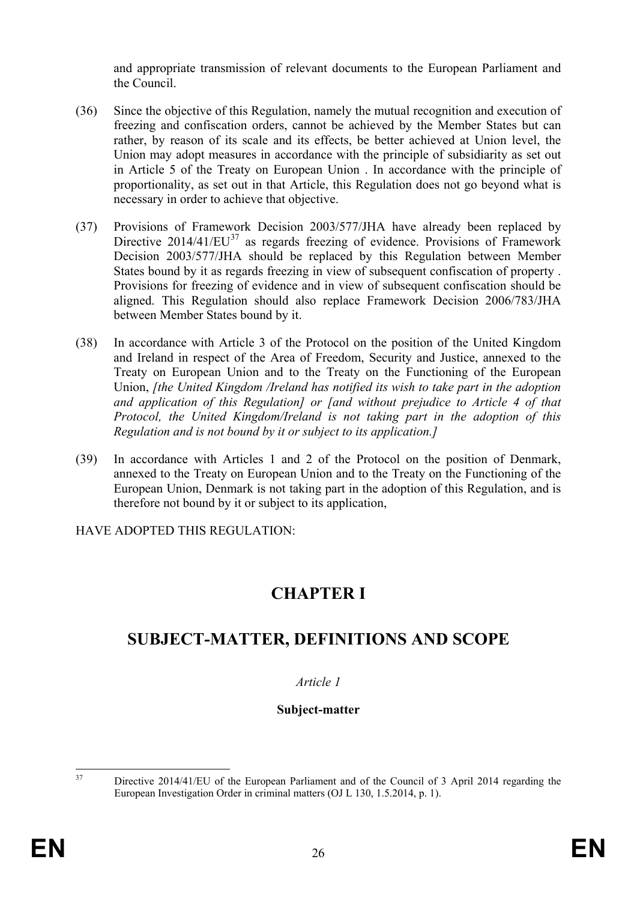and appropriate transmission of relevant documents to the European Parliament and the Council.

(36) Since the objective of this Regulation, namely the mutual recognition and execution of freezing and confiscation orders, cannot be achieved by the Member States but can rather, by reason of its scale and its effects, be better achieved at Union level, the Union may adopt measures in accordance with the principle of subsidiarity as set out in Article 5 of the Treaty on European Union . In accordance with the principle of proportionality, as set out in that Article, this Regulation does not go beyond what is necessary in order to achieve that objective.

(37) Provisions of Framework Decision 2003/577/JHA have already been replaced by Directive 2014/41/EU[37] as regards freezing of evidence. Provisions of Framework Decision 2003/577/JHA should be replaced by this Regulation between Member States bound by it as regards freezing in view of subsequent confiscation of property . Provisions for freezing of evidence and in view of subsequent confiscation should be aligned. This Regulation should also replace Framework Decision 2006/783/JHA between Member States bound by it.

(38) In accordance with Article 3 of the Protocol on the position of the United Kingdom and Ireland in respect of the Area of Freedom, Security and Justice, annexed to the Treaty on European Union and to the Treaty on the Functioning of the European Union, *[the United Kingdom /Ireland has notified its wish to take part in the adoption and application of this Regulation] or [and without prejudice to Article 4 of that Protocol, the United Kingdom/Ireland is not taking part in the adoption of this Regulation and is not bound by it or subject to its application.]*

(39) In accordance with Articles 1 and 2 of the Protocol on the position of Denmark, annexed to the Treaty on European Union and to the Treaty on the Functioning of the European Union, Denmark is not taking part in the adoption of this Regulation, and is therefore not bound by it or subject to its application,

HAVE ADOPTED THIS REGULATION:

# CHAPTER I

# SUBJECT-MATTER, DEFINITIONS AND SCOPE

*Article 1*

**Subject-matter**

---

[37] Directive 2014/41/EU of the European Parliament and of the Council of 3 April 2014 regarding the European Investigation Order in criminal matters (OJ L 130, 1.5.2014, p. 1).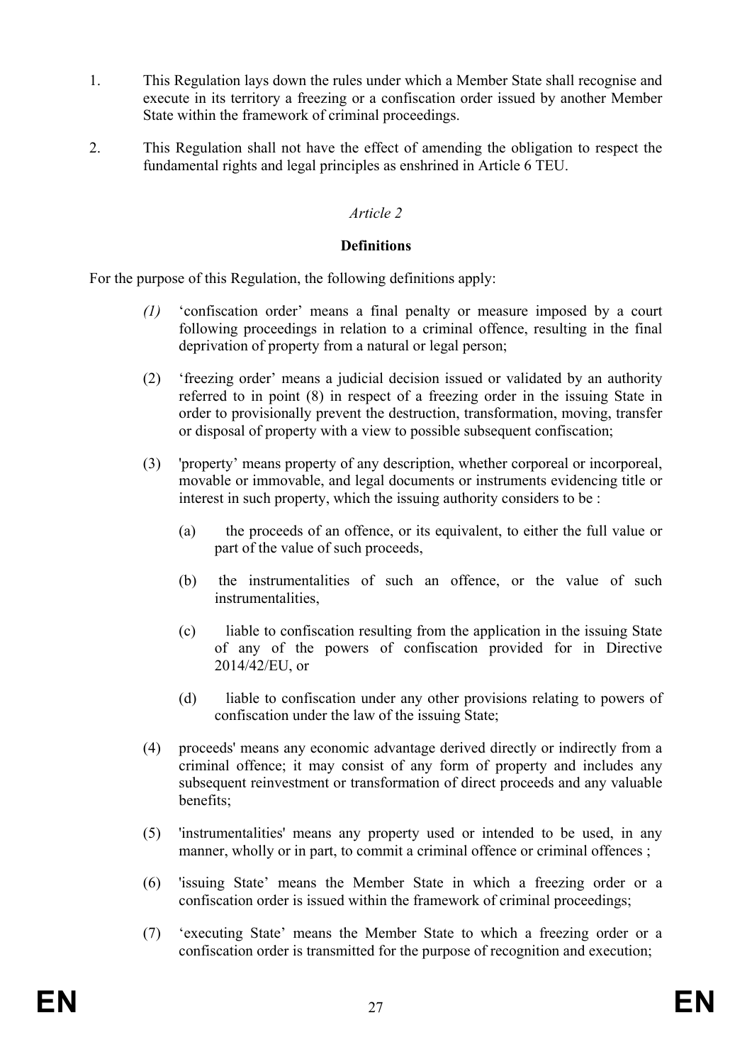1. This Regulation lays down the rules under which a Member State shall recognise and execute in its territory a freezing or a confiscation order issued by another Member State within the framework of criminal proceedings.

2. This Regulation shall not have the effect of amending the obligation to respect the fundamental rights and legal principles as enshrined in Article 6 TEU.

*Article 2*

**Definitions**

For the purpose of this Regulation, the following definitions apply:

*(1)* 'confiscation order' means a final penalty or measure imposed by a court following proceedings in relation to a criminal offence, resulting in the final deprivation of property from a natural or legal person;

(2) 'freezing order' means a judicial decision issued or validated by an authority referred to in point (8) in respect of a freezing order in the issuing State in order to provisionally prevent the destruction, transformation, moving, transfer or disposal of property with a view to possible subsequent confiscation;

(3) 'property' means property of any description, whether corporeal or incorporeal, movable or immovable, and legal documents or instruments evidencing title or interest in such property, which the issuing authority considers to be :

(a) the proceeds of an offence, or its equivalent, to either the full value or part of the value of such proceeds,

(b) the instrumentalities of such an offence, or the value of such instrumentalities,

(c) liable to confiscation resulting from the application in the issuing State of any of the powers of confiscation provided for in Directive 2014/42/EU, or

(d) liable to confiscation under any other provisions relating to powers of confiscation under the law of the issuing State;

(4) proceeds' means any economic advantage derived directly or indirectly from a criminal offence; it may consist of any form of property and includes any subsequent reinvestment or transformation of direct proceeds and any valuable benefits;

(5) 'instrumentalities' means any property used or intended to be used, in any manner, wholly or in part, to commit a criminal offence or criminal offences ;

(6) 'issuing State' means the Member State in which a freezing order or a confiscation order is issued within the framework of criminal proceedings;

(7) 'executing State' means the Member State to which a freezing order or a confiscation order is transmitted for the purpose of recognition and execution;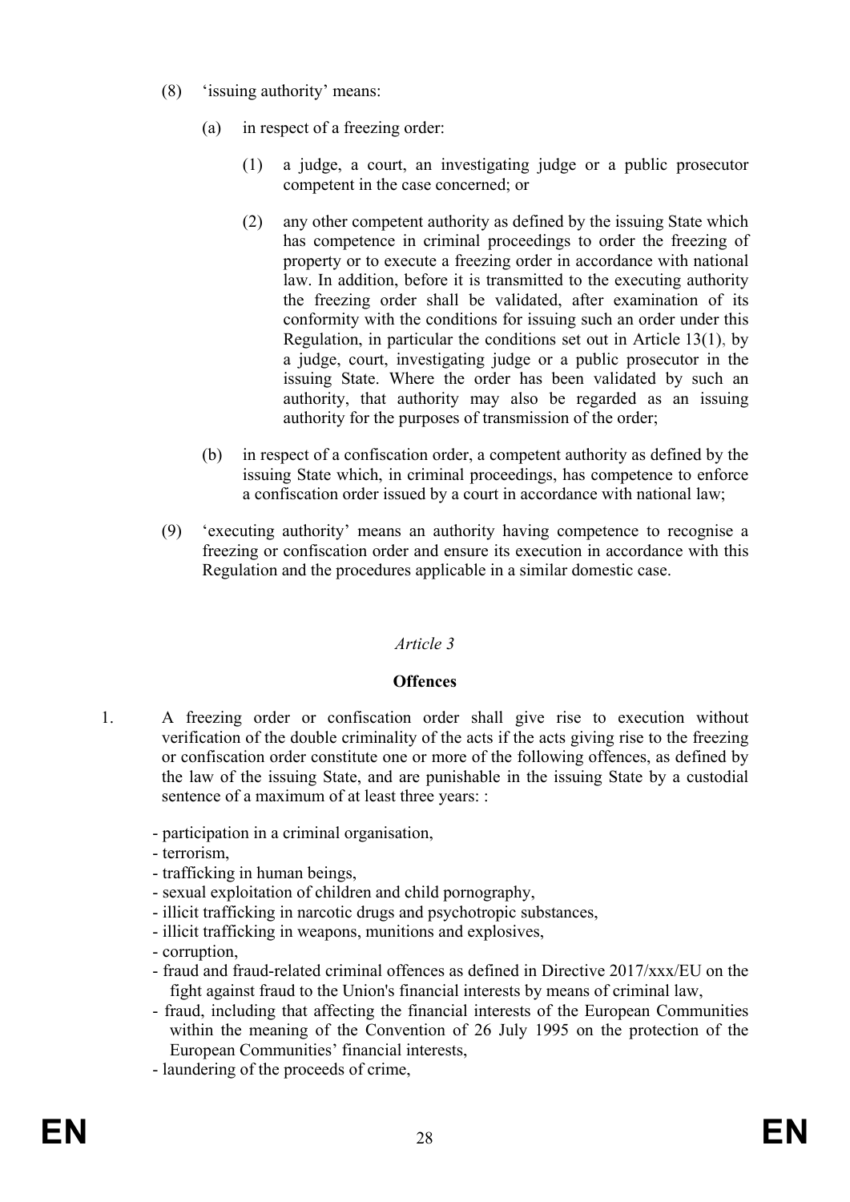(8) 'issuing authority' means:

(a) in respect of a freezing order:

(1) a judge, a court, an investigating judge or a public prosecutor competent in the case concerned; or

(2) any other competent authority as defined by the issuing State which has competence in criminal proceedings to order the freezing of property or to execute a freezing order in accordance with national law. In addition, before it is transmitted to the executing authority the freezing order shall be validated, after examination of its conformity with the conditions for issuing such an order under this Regulation, in particular the conditions set out in Article 13(1), by a judge, court, investigating judge or a public prosecutor in the issuing State. Where the order has been validated by such an authority, that authority may also be regarded as an issuing authority for the purposes of transmission of the order;

(b) in respect of a confiscation order, a competent authority as defined by the issuing State which, in criminal proceedings, has competence to enforce a confiscation order issued by a court in accordance with national law;

(9) 'executing authority' means an authority having competence to recognise a freezing or confiscation order and ensure its execution in accordance with this Regulation and the procedures applicable in a similar domestic case.

*Article 3*

**Offences**

1. A freezing order or confiscation order shall give rise to execution without verification of the double criminality of the acts if the acts giving rise to the freezing or confiscation order constitute one or more of the following offences, as defined by the law of the issuing State, and are punishable in the issuing State by a custodial sentence of a maximum of at least three years: :

- participation in a criminal organisation,
- terrorism,
- trafficking in human beings,
- sexual exploitation of children and child pornography,
- illicit trafficking in narcotic drugs and psychotropic substances,
- illicit trafficking in weapons, munitions and explosives,
- corruption,
- fraud and fraud-related criminal offences as defined in Directive 2017/xxx/EU on the fight against fraud to the Union's financial interests by means of criminal law,
- fraud, including that affecting the financial interests of the European Communities within the meaning of the Convention of 26 July 1995 on the protection of the European Communities' financial interests,
- laundering of the proceeds of crime,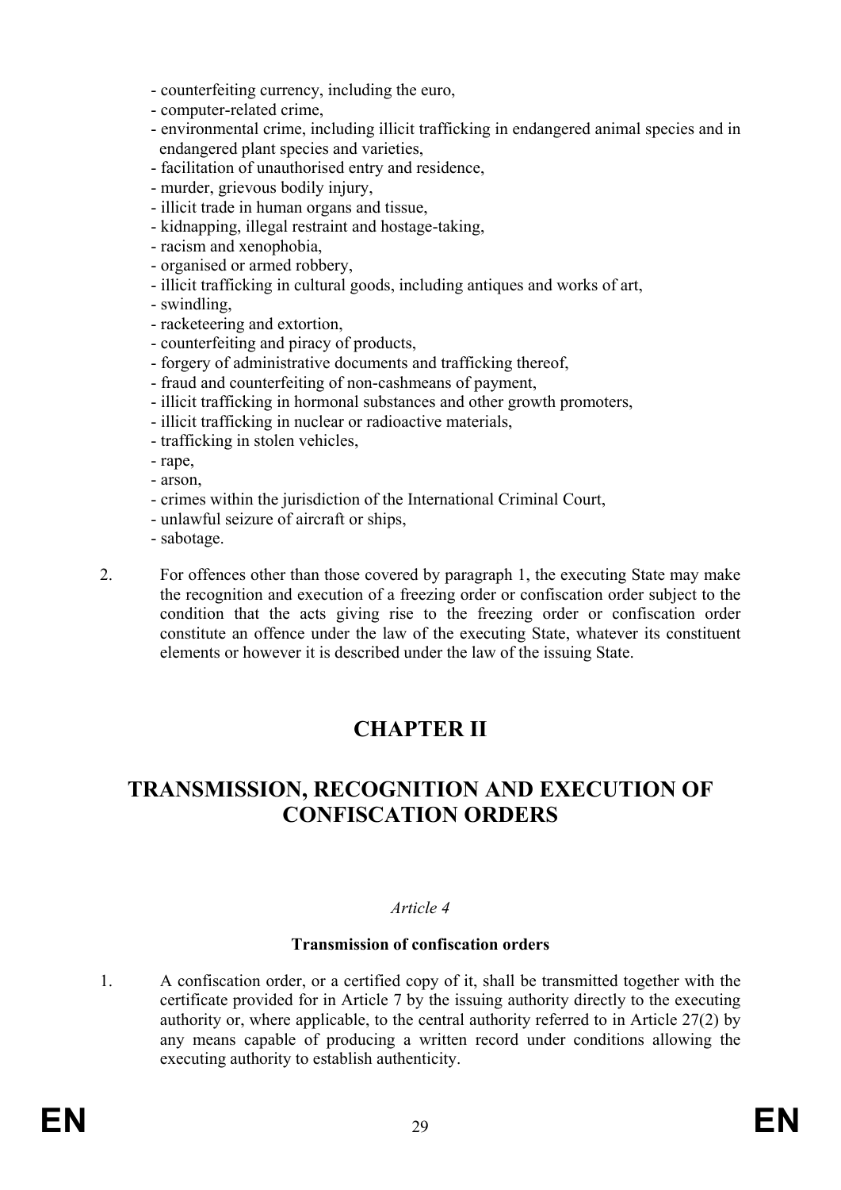- counterfeiting currency, including the euro,
- computer-related crime,
- environmental crime, including illicit trafficking in endangered animal species and in endangered plant species and varieties,
- facilitation of unauthorised entry and residence,
- murder, grievous bodily injury,
- illicit trade in human organs and tissue,
- kidnapping, illegal restraint and hostage-taking,
- racism and xenophobia,
- organised or armed robbery,
- illicit trafficking in cultural goods, including antiques and works of art,
- swindling,
- racketeering and extortion,
- counterfeiting and piracy of products,
- forgery of administrative documents and trafficking thereof,
- fraud and counterfeiting of non-cashmeans of payment,
- illicit trafficking in hormonal substances and other growth promoters,
- illicit trafficking in nuclear or radioactive materials,
- trafficking in stolen vehicles,
- rape,
- arson,
- crimes within the jurisdiction of the International Criminal Court,
- unlawful seizure of aircraft or ships,
- sabotage.

2. For offences other than those covered by paragraph 1, the executing State may make the recognition and execution of a freezing order or confiscation order subject to the condition that the acts giving rise to the freezing order or confiscation order constitute an offence under the law of the executing State, whatever its constituent elements or however it is described under the law of the issuing State.

# CHAPTER II

# TRANSMISSION, RECOGNITION AND EXECUTION OF CONFISCATION ORDERS

*Article 4*

**Transmission of confiscation orders**

1. A confiscation order, or a certified copy of it, shall be transmitted together with the certificate provided for in Article 7 by the issuing authority directly to the executing authority or, where applicable, to the central authority referred to in Article 27(2) by any means capable of producing a written record under conditions allowing the executing authority to establish authenticity.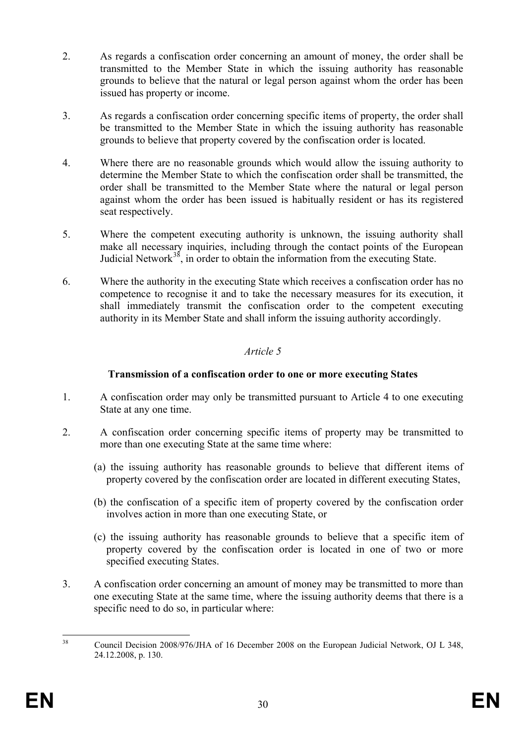2. As regards a confiscation order concerning an amount of money, the order shall be transmitted to the Member State in which the issuing authority has reasonable grounds to believe that the natural or legal person against whom the order has been issued has property or income.

3. As regards a confiscation order concerning specific items of property, the order shall be transmitted to the Member State in which the issuing authority has reasonable grounds to believe that property covered by the confiscation order is located.

4. Where there are no reasonable grounds which would allow the issuing authority to determine the Member State to which the confiscation order shall be transmitted, the order shall be transmitted to the Member State where the natural or legal person against whom the order has been issued is habitually resident or has its registered seat respectively.

5. Where the competent executing authority is unknown, the issuing authority shall make all necessary inquiries, including through the contact points of the European Judicial Network[38], in order to obtain the information from the executing State.

6. Where the authority in the executing State which receives a confiscation order has no competence to recognise it and to take the necessary measures for its execution, it shall immediately transmit the confiscation order to the competent executing authority in its Member State and shall inform the issuing authority accordingly.

*Article 5*

**Transmission of a confiscation order to one or more executing States**

1. A confiscation order may only be transmitted pursuant to Article 4 to one executing State at any one time.

2. A confiscation order concerning specific items of property may be transmitted to more than one executing State at the same time where:

   (a) the issuing authority has reasonable grounds to believe that different items of property covered by the confiscation order are located in different executing States,

   (b) the confiscation of a specific item of property covered by the confiscation order involves action in more than one executing State, or

   (c) the issuing authority has reasonable grounds to believe that a specific item of property covered by the confiscation order is located in one of two or more specified executing States.

3. A confiscation order concerning an amount of money may be transmitted to more than one executing State at the same time, where the issuing authority deems that there is a specific need to do so, in particular where:

[38] Council Decision 2008/976/JHA of 16 December 2008 on the European Judicial Network, OJ L 348, 24.12.2008, p. 130.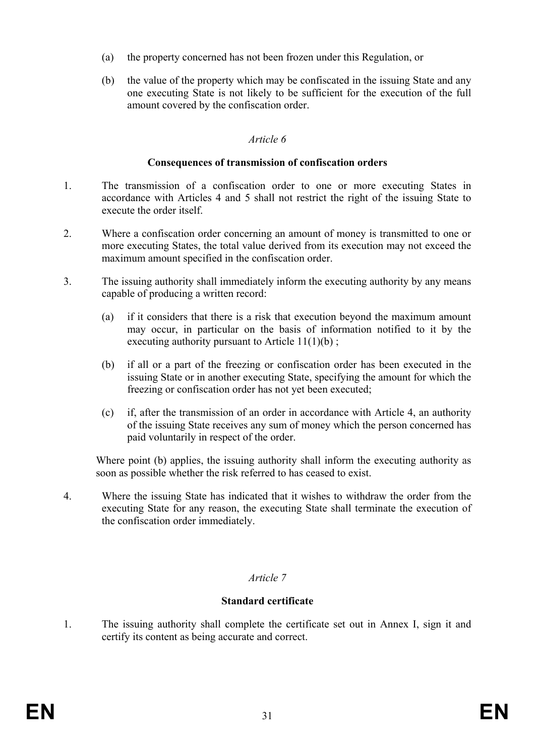(a) the property concerned has not been frozen under this Regulation, or

(b) the value of the property which may be confiscated in the issuing State and any one executing State is not likely to be sufficient for the execution of the full amount covered by the confiscation order.

*Article 6*

**Consequences of transmission of confiscation orders**

1. The transmission of a confiscation order to one or more executing States in accordance with Articles 4 and 5 shall not restrict the right of the issuing State to execute the order itself.

2. Where a confiscation order concerning an amount of money is transmitted to one or more executing States, the total value derived from its execution may not exceed the maximum amount specified in the confiscation order.

3. The issuing authority shall immediately inform the executing authority by any means capable of producing a written record:

   (a) if it considers that there is a risk that execution beyond the maximum amount may occur, in particular on the basis of information notified to it by the executing authority pursuant to Article 11(1)(b) ;

   (b) if all or a part of the freezing or confiscation order has been executed in the issuing State or in another executing State, specifying the amount for which the freezing or confiscation order has not yet been executed;

   (c) if, after the transmission of an order in accordance with Article 4, an authority of the issuing State receives any sum of money which the person concerned has paid voluntarily in respect of the order.

   Where point (b) applies, the issuing authority shall inform the executing authority as soon as possible whether the risk referred to has ceased to exist.

4. Where the issuing State has indicated that it wishes to withdraw the order from the executing State for any reason, the executing State shall terminate the execution of the confiscation order immediately.

*Article 7*

**Standard certificate**

1. The issuing authority shall complete the certificate set out in Annex I, sign it and certify its content as being accurate and correct.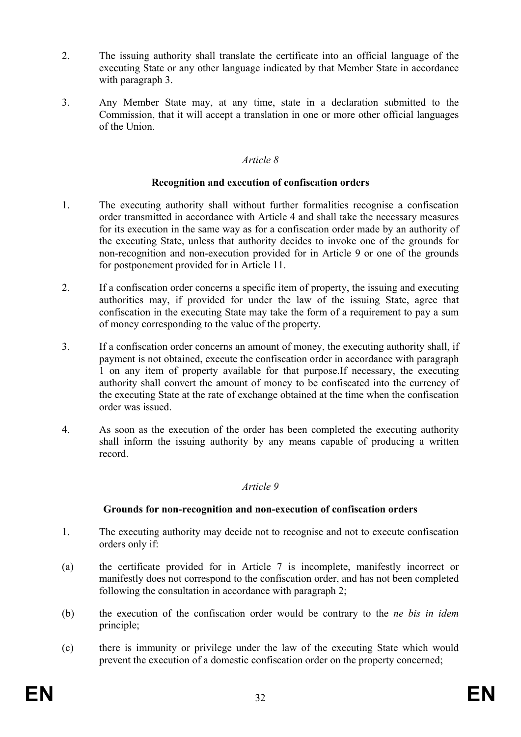2. The issuing authority shall translate the certificate into an official language of the executing State or any other language indicated by that Member State in accordance with paragraph 3.

3. Any Member State may, at any time, state in a declaration submitted to the Commission, that it will accept a translation in one or more other official languages of the Union.

*Article 8*

**Recognition and execution of confiscation orders**

1. The executing authority shall without further formalities recognise a confiscation order transmitted in accordance with Article 4 and shall take the necessary measures for its execution in the same way as for a confiscation order made by an authority of the executing State, unless that authority decides to invoke one of the grounds for non-recognition and non-execution provided for in Article 9 or one of the grounds for postponement provided for in Article 11.

2. If a confiscation order concerns a specific item of property, the issuing and executing authorities may, if provided for under the law of the issuing State, agree that confiscation in the executing State may take the form of a requirement to pay a sum of money corresponding to the value of the property.

3. If a confiscation order concerns an amount of money, the executing authority shall, if payment is not obtained, execute the confiscation order in accordance with paragraph 1 on any item of property available for that purpose.If necessary, the executing authority shall convert the amount of money to be confiscated into the currency of the executing State at the rate of exchange obtained at the time when the confiscation order was issued.

4. As soon as the execution of the order has been completed the executing authority shall inform the issuing authority by any means capable of producing a written record.

*Article 9*

**Grounds for non-recognition and non-execution of confiscation orders**

1. The executing authority may decide not to recognise and not to execute confiscation orders only if:

(a) the certificate provided for in Article 7 is incomplete, manifestly incorrect or manifestly does not correspond to the confiscation order, and has not been completed following the consultation in accordance with paragraph 2;

(b) the execution of the confiscation order would be contrary to the *ne bis in idem* principle;

(c) there is immunity or privilege under the law of the executing State which would prevent the execution of a domestic confiscation order on the property concerned;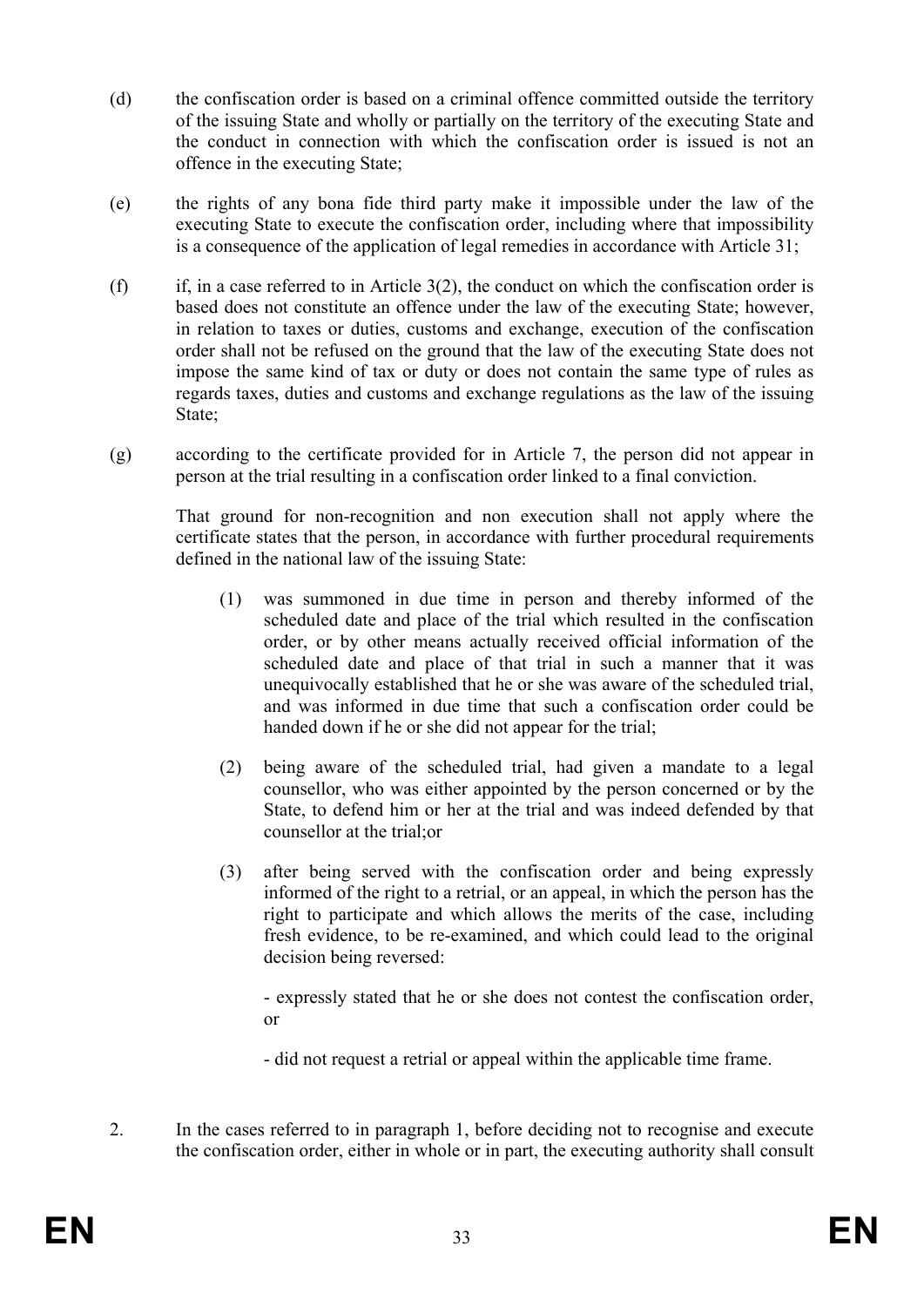(d) the confiscation order is based on a criminal offence committed outside the territory of the issuing State and wholly or partially on the territory of the executing State and the conduct in connection with which the confiscation order is issued is not an offence in the executing State;

(e) the rights of any bona fide third party make it impossible under the law of the executing State to execute the confiscation order, including where that impossibility is a consequence of the application of legal remedies in accordance with Article 31;

(f) if, in a case referred to in Article 3(2), the conduct on which the confiscation order is based does not constitute an offence under the law of the executing State; however, in relation to taxes or duties, customs and exchange, execution of the confiscation order shall not be refused on the ground that the law of the executing State does not impose the same kind of tax or duty or does not contain the same type of rules as regards taxes, duties and customs and exchange regulations as the law of the issuing State;

(g) according to the certificate provided for in Article 7, the person did not appear in person at the trial resulting in a confiscation order linked to a final conviction.

That ground for non-recognition and non execution shall not apply where the certificate states that the person, in accordance with further procedural requirements defined in the national law of the issuing State:

(1) was summoned in due time in person and thereby informed of the scheduled date and place of the trial which resulted in the confiscation order, or by other means actually received official information of the scheduled date and place of that trial in such a manner that it was unequivocally established that he or she was aware of the scheduled trial, and was informed in due time that such a confiscation order could be handed down if he or she did not appear for the trial;

(2) being aware of the scheduled trial, had given a mandate to a legal counsellor, who was either appointed by the person concerned or by the State, to defend him or her at the trial and was indeed defended by that counsellor at the trial;or

(3) after being served with the confiscation order and being expressly informed of the right to a retrial, or an appeal, in which the person has the right to participate and which allows the merits of the case, including fresh evidence, to be re-examined, and which could lead to the original decision being reversed:

- expressly stated that he or she does not contest the confiscation order, or

- did not request a retrial or appeal within the applicable time frame.

2. In the cases referred to in paragraph 1, before deciding not to recognise and execute the confiscation order, either in whole or in part, the executing authority shall consult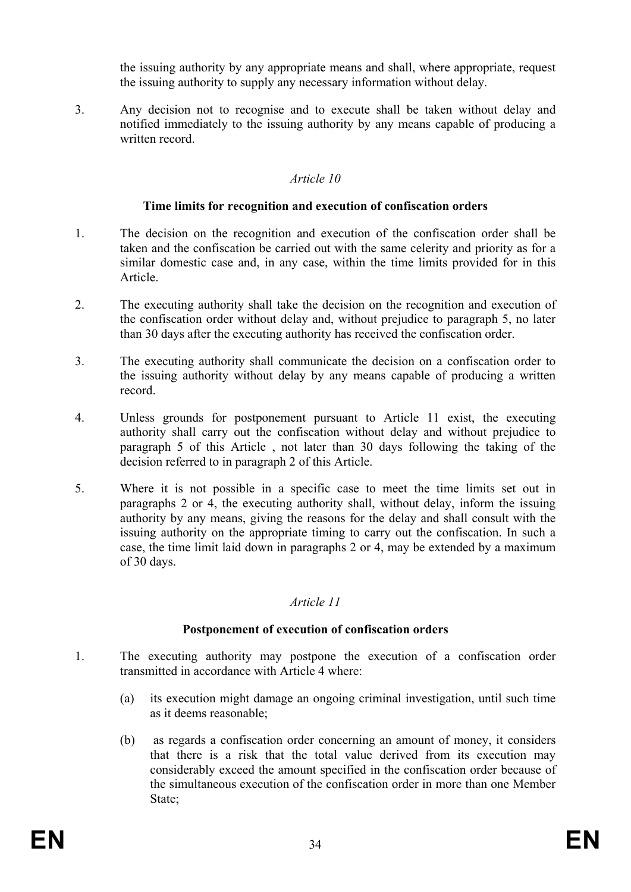the issuing authority by any appropriate means and shall, where appropriate, request the issuing authority to supply any necessary information without delay.

3. Any decision not to recognise and to execute shall be taken without delay and notified immediately to the issuing authority by any means capable of producing a written record.

*Article 10*

**Time limits for recognition and execution of confiscation orders**

1. The decision on the recognition and execution of the confiscation order shall be taken and the confiscation be carried out with the same celerity and priority as for a similar domestic case and, in any case, within the time limits provided for in this Article.

2. The executing authority shall take the decision on the recognition and execution of the confiscation order without delay and, without prejudice to paragraph 5, no later than 30 days after the executing authority has received the confiscation order.

3. The executing authority shall communicate the decision on a confiscation order to the issuing authority without delay by any means capable of producing a written record.

4. Unless grounds for postponement pursuant to Article 11 exist, the executing authority shall carry out the confiscation without delay and without prejudice to paragraph 5 of this Article , not later than 30 days following the taking of the decision referred to in paragraph 2 of this Article.

5. Where it is not possible in a specific case to meet the time limits set out in paragraphs 2 or 4, the executing authority shall, without delay, inform the issuing authority by any means, giving the reasons for the delay and shall consult with the issuing authority on the appropriate timing to carry out the confiscation. In such a case, the time limit laid down in paragraphs 2 or 4, may be extended by a maximum of 30 days.

*Article 11*

**Postponement of execution of confiscation orders**

1. The executing authority may postpone the execution of a confiscation order transmitted in accordance with Article 4 where:

   (a) its execution might damage an ongoing criminal investigation, until such time as it deems reasonable;

   (b) as regards a confiscation order concerning an amount of money, it considers that there is a risk that the total value derived from its execution may considerably exceed the amount specified in the confiscation order because of the simultaneous execution of the confiscation order in more than one Member State;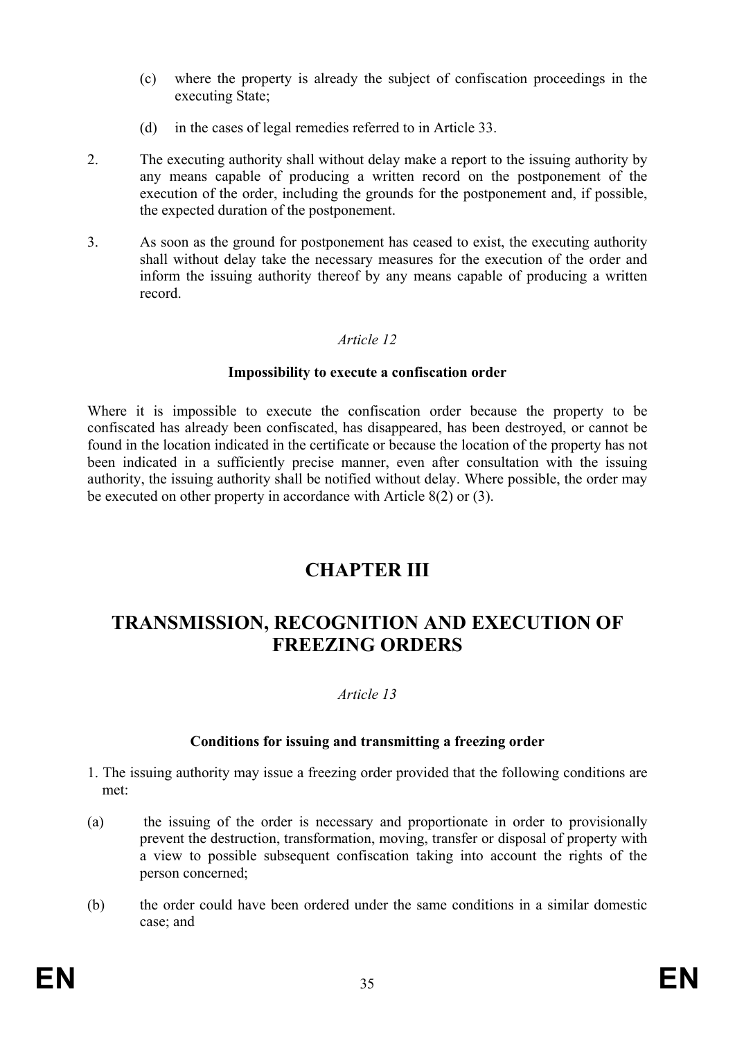(c) where the property is already the subject of confiscation proceedings in the executing State;

(d) in the cases of legal remedies referred to in Article 33.

2. The executing authority shall without delay make a report to the issuing authority by any means capable of producing a written record on the postponement of the execution of the order, including the grounds for the postponement and, if possible, the expected duration of the postponement.

3. As soon as the ground for postponement has ceased to exist, the executing authority shall without delay take the necessary measures for the execution of the order and inform the issuing authority thereof by any means capable of producing a written record.

*Article 12*

**Impossibility to execute a confiscation order**

Where it is impossible to execute the confiscation order because the property to be confiscated has already been confiscated, has disappeared, has been destroyed, or cannot be found in the location indicated in the certificate or because the location of the property has not been indicated in a sufficiently precise manner, even after consultation with the issuing authority, the issuing authority shall be notified without delay. Where possible, the order may be executed on other property in accordance with Article 8(2) or (3).

# CHAPTER III

# TRANSMISSION, RECOGNITION AND EXECUTION OF FREEZING ORDERS

*Article 13*

**Conditions for issuing and transmitting a freezing order**

1. The issuing authority may issue a freezing order provided that the following conditions are met:

(a) the issuing of the order is necessary and proportionate in order to provisionally prevent the destruction, transformation, moving, transfer or disposal of property with a view to possible subsequent confiscation taking into account the rights of the person concerned;

(b) the order could have been ordered under the same conditions in a similar domestic case; and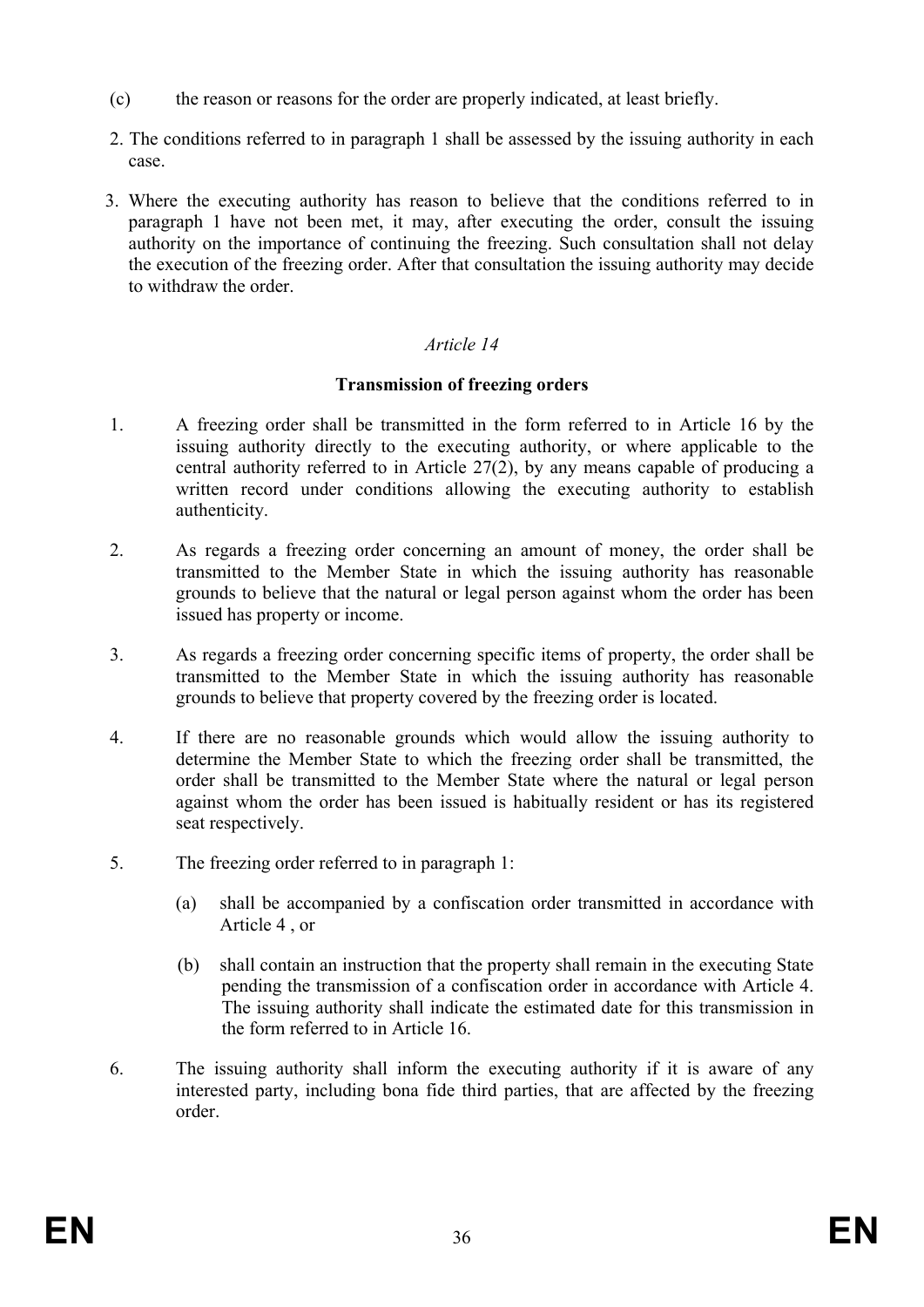(c) the reason or reasons for the order are properly indicated, at least briefly.

2. The conditions referred to in paragraph 1 shall be assessed by the issuing authority in each case.

3. Where the executing authority has reason to believe that the conditions referred to in paragraph 1 have not been met, it may, after executing the order, consult the issuing authority on the importance of continuing the freezing. Such consultation shall not delay the execution of the freezing order. After that consultation the issuing authority may decide to withdraw the order.

*Article 14*

**Transmission of freezing orders**

1. A freezing order shall be transmitted in the form referred to in Article 16 by the issuing authority directly to the executing authority, or where applicable to the central authority referred to in Article 27(2), by any means capable of producing a written record under conditions allowing the executing authority to establish authenticity.

2. As regards a freezing order concerning an amount of money, the order shall be transmitted to the Member State in which the issuing authority has reasonable grounds to believe that the natural or legal person against whom the order has been issued has property or income.

3. As regards a freezing order concerning specific items of property, the order shall be transmitted to the Member State in which the issuing authority has reasonable grounds to believe that property covered by the freezing order is located.

4. If there are no reasonable grounds which would allow the issuing authority to determine the Member State to which the freezing order shall be transmitted, the order shall be transmitted to the Member State where the natural or legal person against whom the order has been issued is habitually resident or has its registered seat respectively.

5. The freezing order referred to in paragraph 1:

   (a) shall be accompanied by a confiscation order transmitted in accordance with Article 4 , or

   (b) shall contain an instruction that the property shall remain in the executing State pending the transmission of a confiscation order in accordance with Article 4. The issuing authority shall indicate the estimated date for this transmission in the form referred to in Article 16.

6. The issuing authority shall inform the executing authority if it is aware of any interested party, including bona fide third parties, that are affected by the freezing order.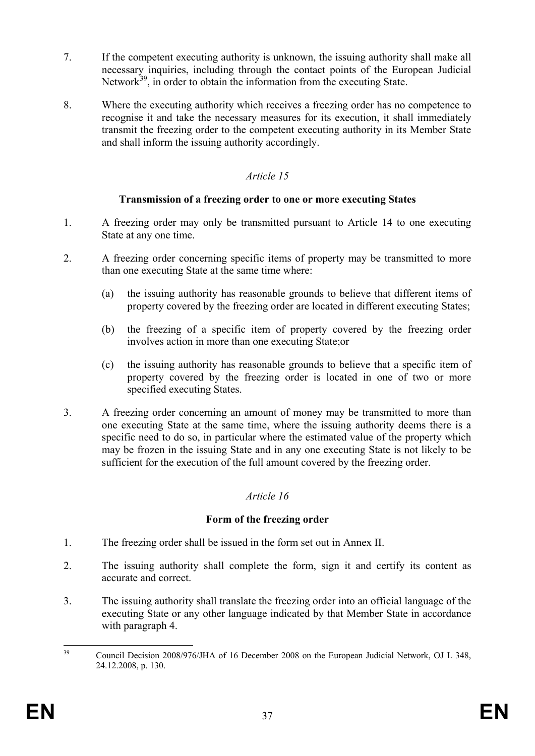7. If the competent executing authority is unknown, the issuing authority shall make all necessary inquiries, including through the contact points of the European Judicial Network[39], in order to obtain the information from the executing State.

8. Where the executing authority which receives a freezing order has no competence to recognise it and take the necessary measures for its execution, it shall immediately transmit the freezing order to the competent executing authority in its Member State and shall inform the issuing authority accordingly.

*Article 15*

**Transmission of a freezing order to one or more executing States**

1. A freezing order may only be transmitted pursuant to Article 14 to one executing State at any one time.

2. A freezing order concerning specific items of property may be transmitted to more than one executing State at the same time where:

   (a) the issuing authority has reasonable grounds to believe that different items of property covered by the freezing order are located in different executing States;

   (b) the freezing of a specific item of property covered by the freezing order involves action in more than one executing State;or

   (c) the issuing authority has reasonable grounds to believe that a specific item of property covered by the freezing order is located in one of two or more specified executing States.

3. A freezing order concerning an amount of money may be transmitted to more than one executing State at the same time, where the issuing authority deems there is a specific need to do so, in particular where the estimated value of the property which may be frozen in the issuing State and in any one executing State is not likely to be sufficient for the execution of the full amount covered by the freezing order.

*Article 16*

**Form of the freezing order**

1. The freezing order shall be issued in the form set out in Annex II.

2. The issuing authority shall complete the form, sign it and certify its content as accurate and correct.

3. The issuing authority shall translate the freezing order into an official language of the executing State or any other language indicated by that Member State in accordance with paragraph 4.

---

[39] Council Decision 2008/976/JHA of 16 December 2008 on the European Judicial Network, OJ L 348, 24.12.2008, p. 130.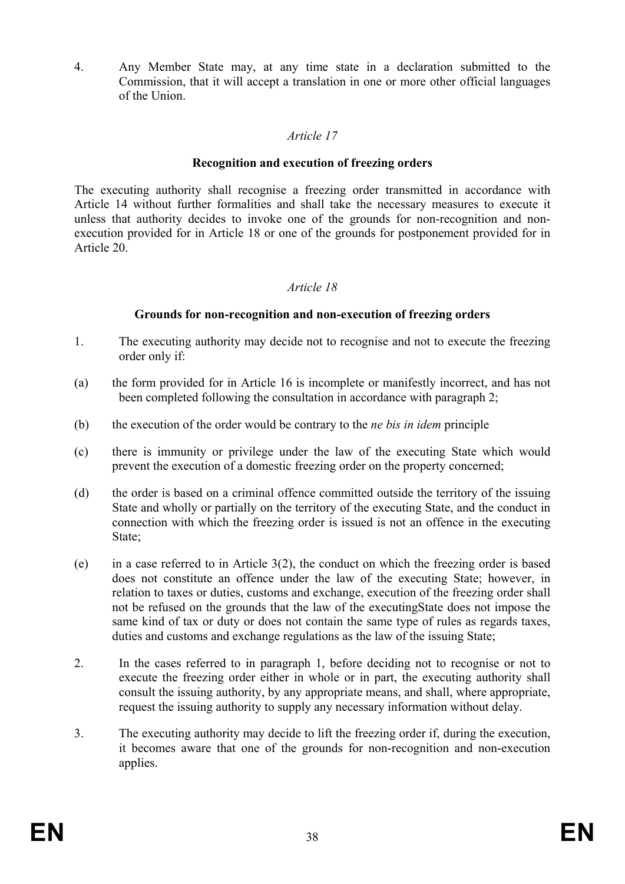4. Any Member State may, at any time state in a declaration submitted to the Commission, that it will accept a translation in one or more other official languages of the Union.

*Article 17*

**Recognition and execution of freezing orders**

The executing authority shall recognise a freezing order transmitted in accordance with Article 14 without further formalities and shall take the necessary measures to execute it unless that authority decides to invoke one of the grounds for non-recognition and non-execution provided for in Article 18 or one of the grounds for postponement provided for in Article 20.

*Article 18*

**Grounds for non-recognition and non-execution of freezing orders**

1. The executing authority may decide not to recognise and not to execute the freezing order only if:

(a) the form provided for in Article 16 is incomplete or manifestly incorrect, and has not been completed following the consultation in accordance with paragraph 2;

(b) the execution of the order would be contrary to the *ne bis in idem* principle

(c) there is immunity or privilege under the law of the executing State which would prevent the execution of a domestic freezing order on the property concerned;

(d) the order is based on a criminal offence committed outside the territory of the issuing State and wholly or partially on the territory of the executing State, and the conduct in connection with which the freezing order is issued is not an offence in the executing State;

(e) in a case referred to in Article 3(2), the conduct on which the freezing order is based does not constitute an offence under the law of the executing State; however, in relation to taxes or duties, customs and exchange, execution of the freezing order shall not be refused on the grounds that the law of the executingState does not impose the same kind of tax or duty or does not contain the same type of rules as regards taxes, duties and customs and exchange regulations as the law of the issuing State;

2. In the cases referred to in paragraph 1, before deciding not to recognise or not to execute the freezing order either in whole or in part, the executing authority shall consult the issuing authority, by any appropriate means, and shall, where appropriate, request the issuing authority to supply any necessary information without delay.

3. The executing authority may decide to lift the freezing order if, during the execution, it becomes aware that one of the grounds for non-recognition and non-execution applies.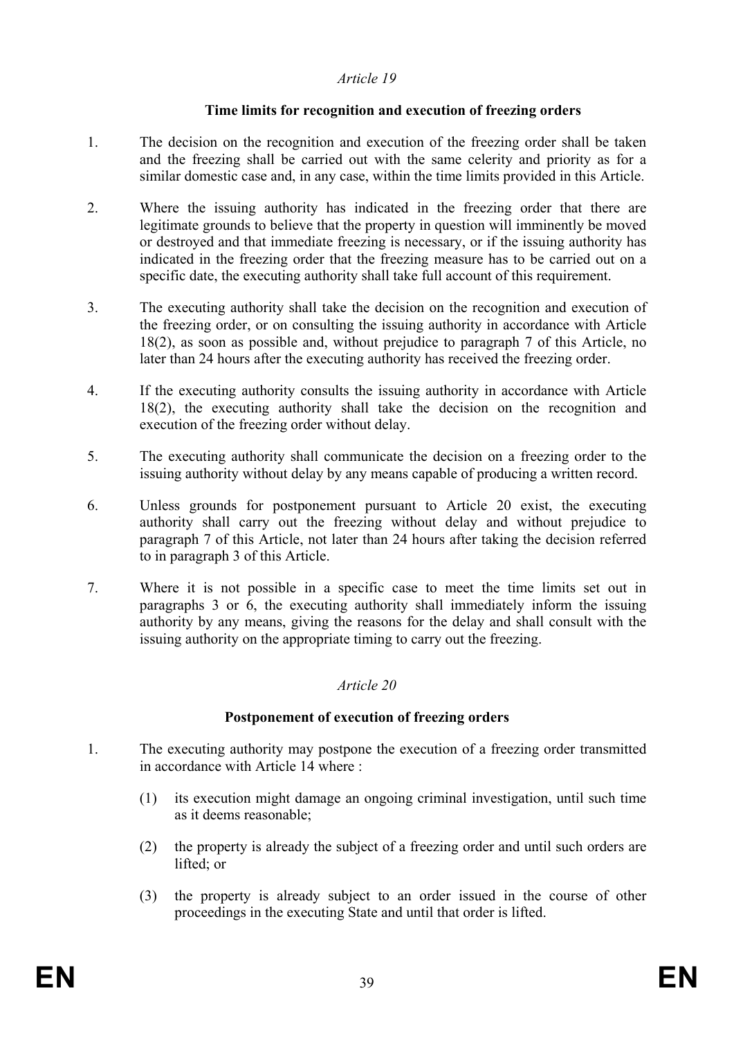*Article 19*

**Time limits for recognition and execution of freezing orders**

1. The decision on the recognition and execution of the freezing order shall be taken and the freezing shall be carried out with the same celerity and priority as for a similar domestic case and, in any case, within the time limits provided in this Article.

2. Where the issuing authority has indicated in the freezing order that there are legitimate grounds to believe that the property in question will imminently be moved or destroyed and that immediate freezing is necessary, or if the issuing authority has indicated in the freezing order that the freezing measure has to be carried out on a specific date, the executing authority shall take full account of this requirement.

3. The executing authority shall take the decision on the recognition and execution of the freezing order, or on consulting the issuing authority in accordance with Article 18(2), as soon as possible and, without prejudice to paragraph 7 of this Article, no later than 24 hours after the executing authority has received the freezing order.

4. If the executing authority consults the issuing authority in accordance with Article 18(2), the executing authority shall take the decision on the recognition and execution of the freezing order without delay.

5. The executing authority shall communicate the decision on a freezing order to the issuing authority without delay by any means capable of producing a written record.

6. Unless grounds for postponement pursuant to Article 20 exist, the executing authority shall carry out the freezing without delay and without prejudice to paragraph 7 of this Article, not later than 24 hours after taking the decision referred to in paragraph 3 of this Article.

7. Where it is not possible in a specific case to meet the time limits set out in paragraphs 3 or 6, the executing authority shall immediately inform the issuing authority by any means, giving the reasons for the delay and shall consult with the issuing authority on the appropriate timing to carry out the freezing.

*Article 20*

**Postponement of execution of freezing orders**

1. The executing authority may postpone the execution of a freezing order transmitted in accordance with Article 14 where :

   (1) its execution might damage an ongoing criminal investigation, until such time as it deems reasonable;

   (2) the property is already the subject of a freezing order and until such orders are lifted; or

   (3) the property is already subject to an order issued in the course of other proceedings in the executing State and until that order is lifted.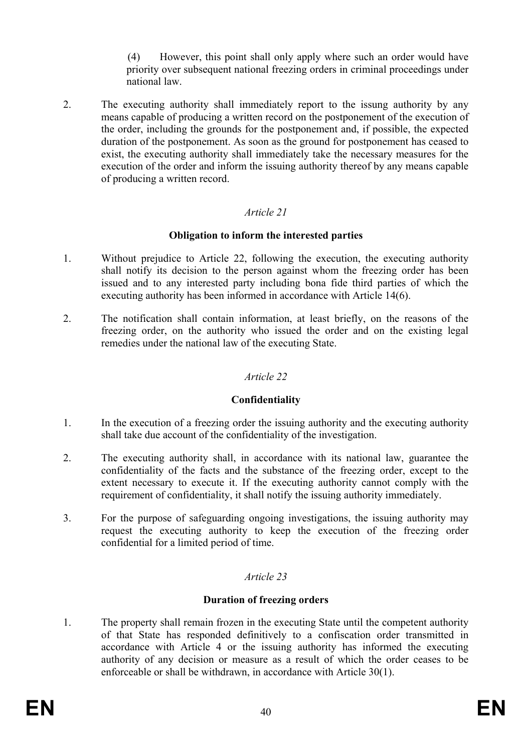(4) However, this point shall only apply where such an order would have priority over subsequent national freezing orders in criminal proceedings under national law.

2. The executing authority shall immediately report to the issung authority by any means capable of producing a written record on the postponement of the execution of the order, including the grounds for the postponement and, if possible, the expected duration of the postponement. As soon as the ground for postponement has ceased to exist, the executing authority shall immediately take the necessary measures for the execution of the order and inform the issuing authority thereof by any means capable of producing a written record.

*Article 21*

**Obligation to inform the interested parties**

1. Without prejudice to Article 22, following the execution, the executing authority shall notify its decision to the person against whom the freezing order has been issued and to any interested party including bona fide third parties of which the executing authority has been informed in accordance with Article 14(6).

2. The notification shall contain information, at least briefly, on the reasons of the freezing order, on the authority who issued the order and on the existing legal remedies under the national law of the executing State.

*Article 22*

**Confidentiality**

1. In the execution of a freezing order the issuing authority and the executing authority shall take due account of the confidentiality of the investigation.

2. The executing authority shall, in accordance with its national law, guarantee the confidentiality of the facts and the substance of the freezing order, except to the extent necessary to execute it. If the executing authority cannot comply with the requirement of confidentiality, it shall notify the issuing authority immediately.

3. For the purpose of safeguarding ongoing investigations, the issuing authority may request the executing authority to keep the execution of the freezing order confidential for a limited period of time.

*Article 23*

**Duration of freezing orders**

1. The property shall remain frozen in the executing State until the competent authority of that State has responded definitively to a confiscation order transmitted in accordance with Article 4 or the issuing authority has informed the executing authority of any decision or measure as a result of which the order ceases to be enforceable or shall be withdrawn, in accordance with Article 30(1).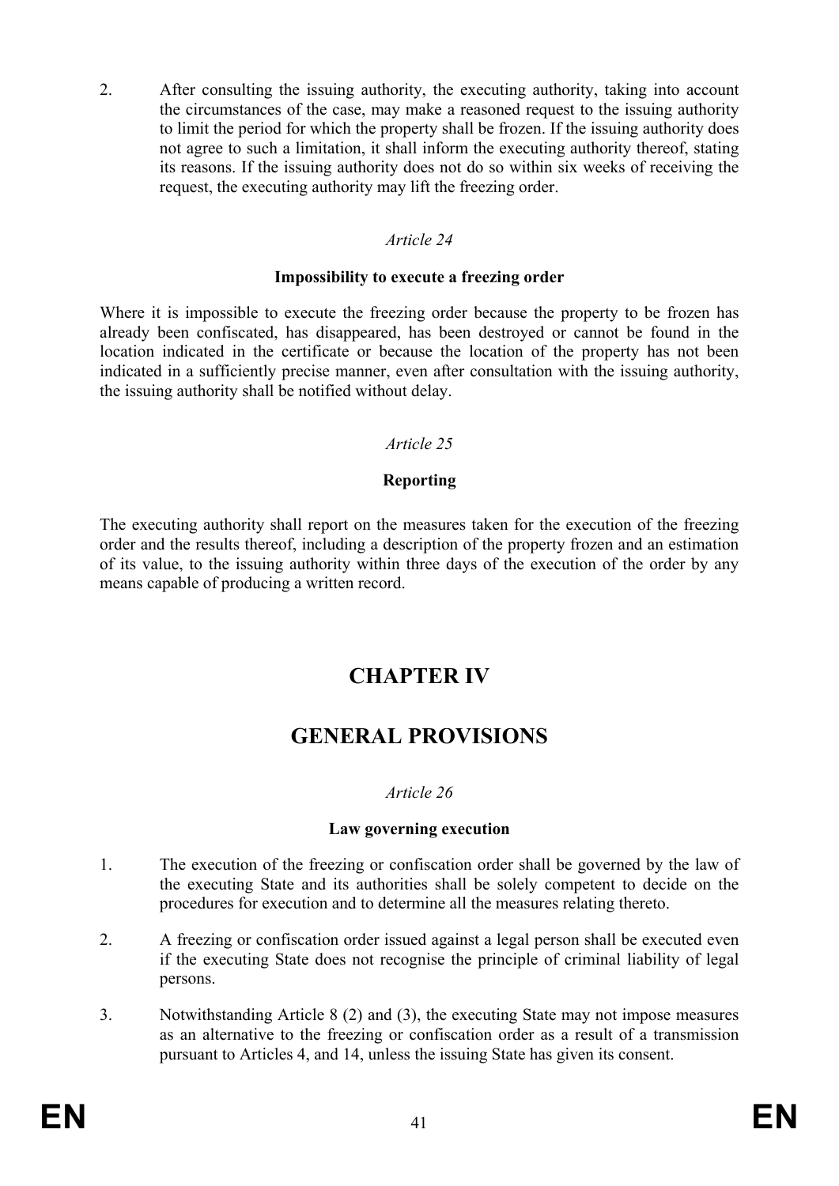2. After consulting the issuing authority, the executing authority, taking into account the circumstances of the case, may make a reasoned request to the issuing authority to limit the period for which the property shall be frozen. If the issuing authority does not agree to such a limitation, it shall inform the executing authority thereof, stating its reasons. If the issuing authority does not do so within six weeks of receiving the request, the executing authority may lift the freezing order.

*Article 24*

**Impossibility to execute a freezing order**

Where it is impossible to execute the freezing order because the property to be frozen has already been confiscated, has disappeared, has been destroyed or cannot be found in the location indicated in the certificate or because the location of the property has not been indicated in a sufficiently precise manner, even after consultation with the issuing authority, the issuing authority shall be notified without delay.

*Article 25*

**Reporting**

The executing authority shall report on the measures taken for the execution of the freezing order and the results thereof, including a description of the property frozen and an estimation of its value, to the issuing authority within three days of the execution of the order by any means capable of producing a written record.

# CHAPTER IV

# GENERAL PROVISIONS

*Article 26*

**Law governing execution**

1. The execution of the freezing or confiscation order shall be governed by the law of the executing State and its authorities shall be solely competent to decide on the procedures for execution and to determine all the measures relating thereto.

2. A freezing or confiscation order issued against a legal person shall be executed even if the executing State does not recognise the principle of criminal liability of legal persons.

3. Notwithstanding Article 8 (2) and (3), the executing State may not impose measures as an alternative to the freezing or confiscation order as a result of a transmission pursuant to Articles 4, and 14, unless the issuing State has given its consent.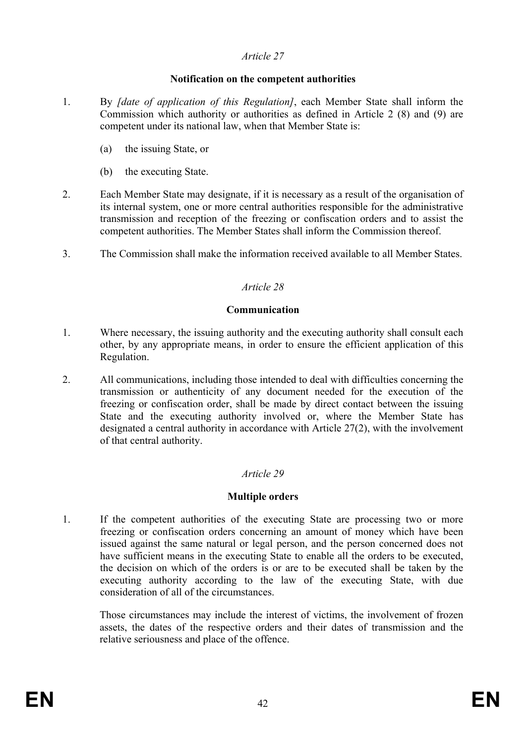*Article 27*

**Notification on the competent authorities**

1. By *[date of application of this Regulation]*, each Member State shall inform the Commission which authority or authorities as defined in Article 2 (8) and (9) are competent under its national law, when that Member State is:

   (a) the issuing State, or

   (b) the executing State.

2. Each Member State may designate, if it is necessary as a result of the organisation of its internal system, one or more central authorities responsible for the administrative transmission and reception of the freezing or confiscation orders and to assist the competent authorities. The Member States shall inform the Commission thereof.

3. The Commission shall make the information received available to all Member States.

*Article 28*

**Communication**

1. Where necessary, the issuing authority and the executing authority shall consult each other, by any appropriate means, in order to ensure the efficient application of this Regulation.

2. All communications, including those intended to deal with difficulties concerning the transmission or authenticity of any document needed for the execution of the freezing or confiscation order, shall be made by direct contact between the issuing State and the executing authority involved or, where the Member State has designated a central authority in accordance with Article 27(2), with the involvement of that central authority.

*Article 29*

**Multiple orders**

1. If the competent authorities of the executing State are processing two or more freezing or confiscation orders concerning an amount of money which have been issued against the same natural or legal person, and the person concerned does not have sufficient means in the executing State to enable all the orders to be executed, the decision on which of the orders is or are to be executed shall be taken by the executing authority according to the law of the executing State, with due consideration of all of the circumstances.

   Those circumstances may include the interest of victims, the involvement of frozen assets, the dates of the respective orders and their dates of transmission and the relative seriousness and place of the offence.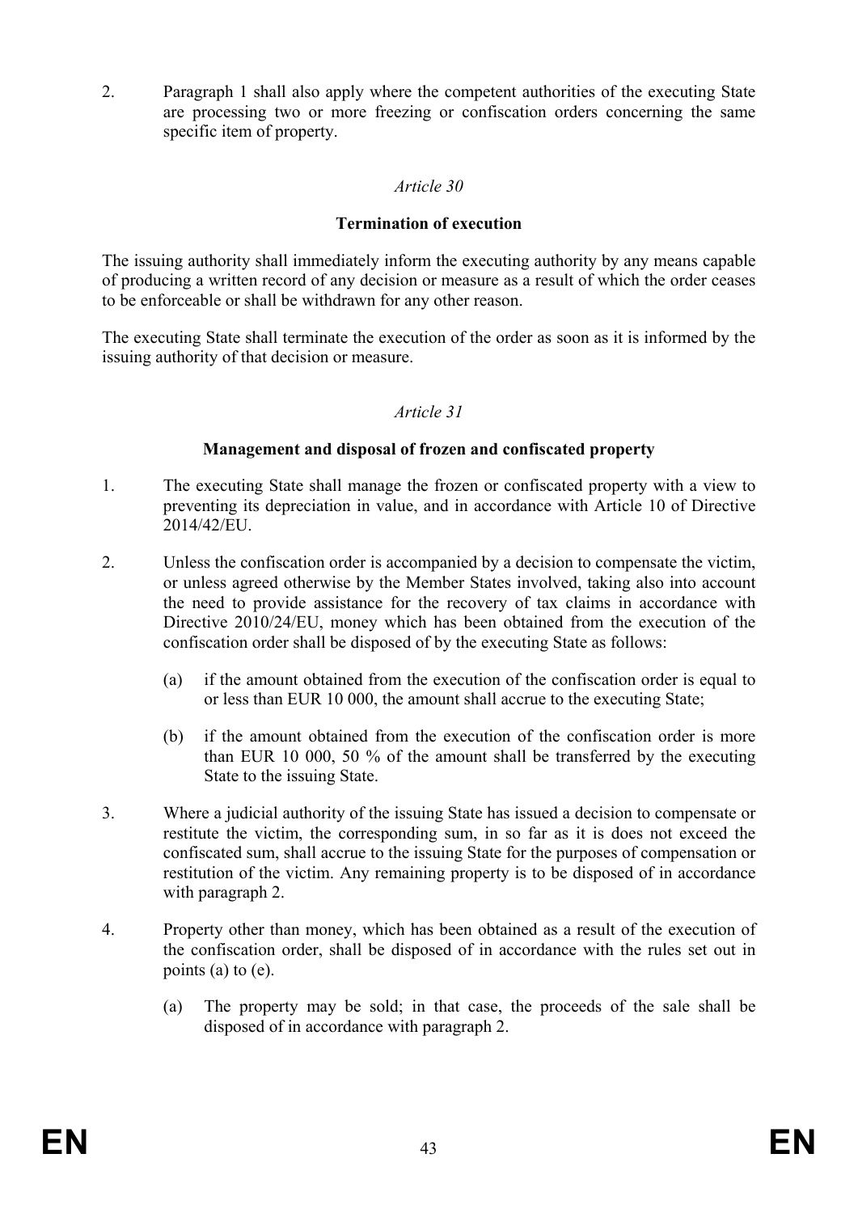2. Paragraph 1 shall also apply where the competent authorities of the executing State are processing two or more freezing or confiscation orders concerning the same specific item of property.

*Article 30*

**Termination of execution**

The issuing authority shall immediately inform the executing authority by any means capable of producing a written record of any decision or measure as a result of which the order ceases to be enforceable or shall be withdrawn for any other reason.

The executing State shall terminate the execution of the order as soon as it is informed by the issuing authority of that decision or measure.

*Article 31*

**Management and disposal of frozen and confiscated property**

1. The executing State shall manage the frozen or confiscated property with a view to preventing its depreciation in value, and in accordance with Article 10 of Directive 2014/42/EU.

2. Unless the confiscation order is accompanied by a decision to compensate the victim, or unless agreed otherwise by the Member States involved, taking also into account the need to provide assistance for the recovery of tax claims in accordance with Directive 2010/24/EU, money which has been obtained from the execution of the confiscation order shall be disposed of by the executing State as follows:

   (a) if the amount obtained from the execution of the confiscation order is equal to or less than EUR 10 000, the amount shall accrue to the executing State;

   (b) if the amount obtained from the execution of the confiscation order is more than EUR 10 000, 50 % of the amount shall be transferred by the executing State to the issuing State.

3. Where a judicial authority of the issuing State has issued a decision to compensate or restitute the victim, the corresponding sum, in so far as it is does not exceed the confiscated sum, shall accrue to the issuing State for the purposes of compensation or restitution of the victim. Any remaining property is to be disposed of in accordance with paragraph 2.

4. Property other than money, which has been obtained as a result of the execution of the confiscation order, shall be disposed of in accordance with the rules set out in points (a) to (e).

   (a) The property may be sold; in that case, the proceeds of the sale shall be disposed of in accordance with paragraph 2.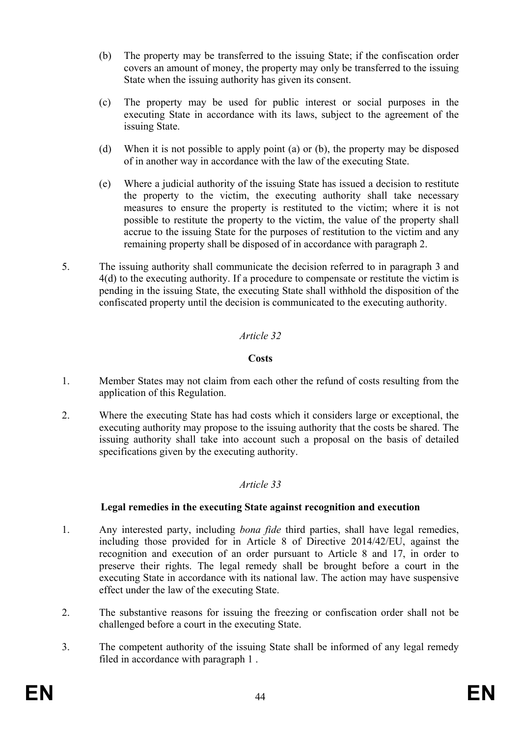(b) The property may be transferred to the issuing State; if the confiscation order covers an amount of money, the property may only be transferred to the issuing State when the issuing authority has given its consent.

(c) The property may be used for public interest or social purposes in the executing State in accordance with its laws, subject to the agreement of the issuing State.

(d) When it is not possible to apply point (a) or (b), the property may be disposed of in another way in accordance with the law of the executing State.

(e) Where a judicial authority of the issuing State has issued a decision to restitute the property to the victim, the executing authority shall take necessary measures to ensure the property is restituted to the victim; where it is not possible to restitute the property to the victim, the value of the property shall accrue to the issuing State for the purposes of restitution to the victim and any remaining property shall be disposed of in accordance with paragraph 2.

5. The issuing authority shall communicate the decision referred to in paragraph 3 and 4(d) to the executing authority. If a procedure to compensate or restitute the victim is pending in the issuing State, the executing State shall withhold the disposition of the confiscated property until the decision is communicated to the executing authority.

*Article 32*

**Costs**

1. Member States may not claim from each other the refund of costs resulting from the application of this Regulation.

2. Where the executing State has had costs which it considers large or exceptional, the executing authority may propose to the issuing authority that the costs be shared. The issuing authority shall take into account such a proposal on the basis of detailed specifications given by the executing authority.

*Article 33*

**Legal remedies in the executing State against recognition and execution**

1. Any interested party, including *bona fide* third parties, shall have legal remedies, including those provided for in Article 8 of Directive 2014/42/EU, against the recognition and execution of an order pursuant to Article 8 and 17, in order to preserve their rights. The legal remedy shall be brought before a court in the executing State in accordance with its national law. The action may have suspensive effect under the law of the executing State.

2. The substantive reasons for issuing the freezing or confiscation order shall not be challenged before a court in the executing State.

3. The competent authority of the issuing State shall be informed of any legal remedy filed in accordance with paragraph 1 .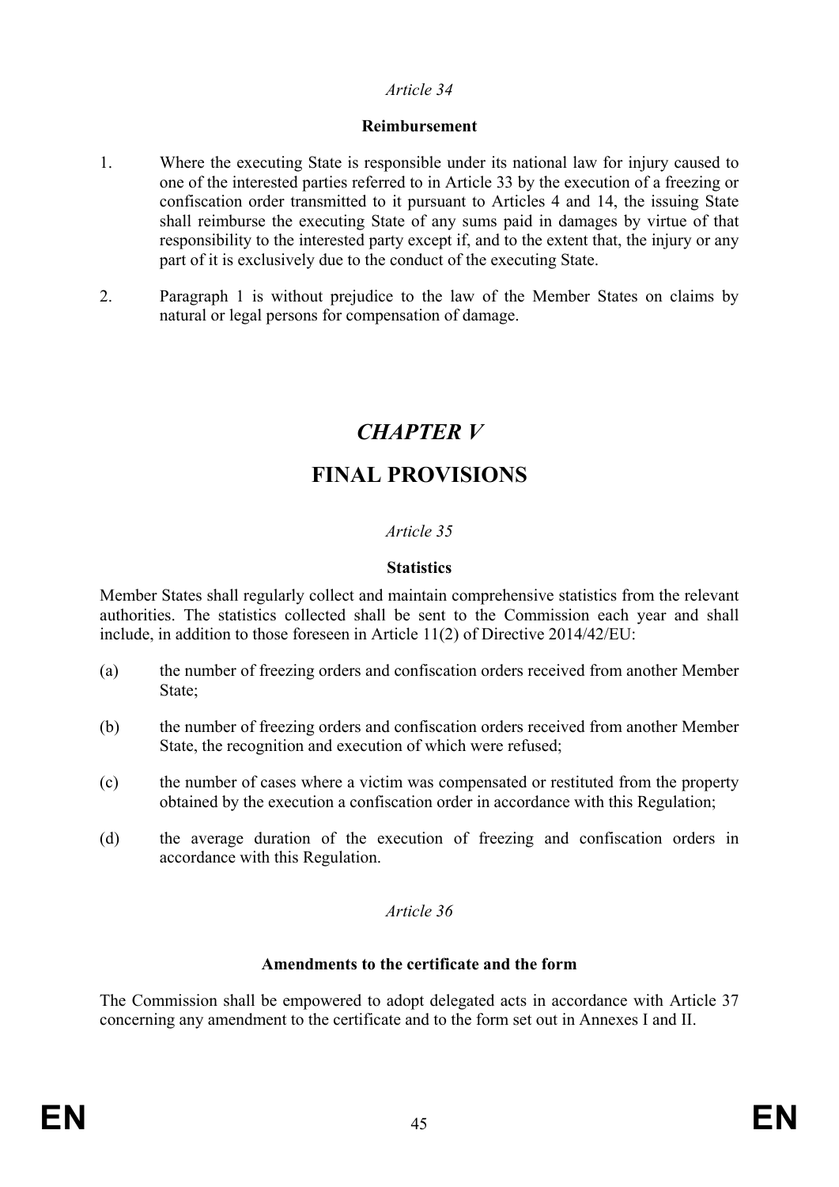*Article 34*

**Reimbursement**

1. Where the executing State is responsible under its national law for injury caused to one of the interested parties referred to in Article 33 by the execution of a freezing or confiscation order transmitted to it pursuant to Articles 4 and 14, the issuing State shall reimburse the executing State of any sums paid in damages by virtue of that responsibility to the interested party except if, and to the extent that, the injury or any part of it is exclusively due to the conduct of the executing State.

2. Paragraph 1 is without prejudice to the law of the Member States on claims by natural or legal persons for compensation of damage.

# *CHAPTER V*

# FINAL PROVISIONS

*Article 35*

**Statistics**

Member States shall regularly collect and maintain comprehensive statistics from the relevant authorities. The statistics collected shall be sent to the Commission each year and shall include, in addition to those foreseen in Article 11(2) of Directive 2014/42/EU:

(a) the number of freezing orders and confiscation orders received from another Member State;

(b) the number of freezing orders and confiscation orders received from another Member State, the recognition and execution of which were refused;

(c) the number of cases where a victim was compensated or restituted from the property obtained by the execution a confiscation order in accordance with this Regulation;

(d) the average duration of the execution of freezing and confiscation orders in accordance with this Regulation.

*Article 36*

**Amendments to the certificate and the form**

The Commission shall be empowered to adopt delegated acts in accordance with Article 37 concerning any amendment to the certificate and to the form set out in Annexes I and II.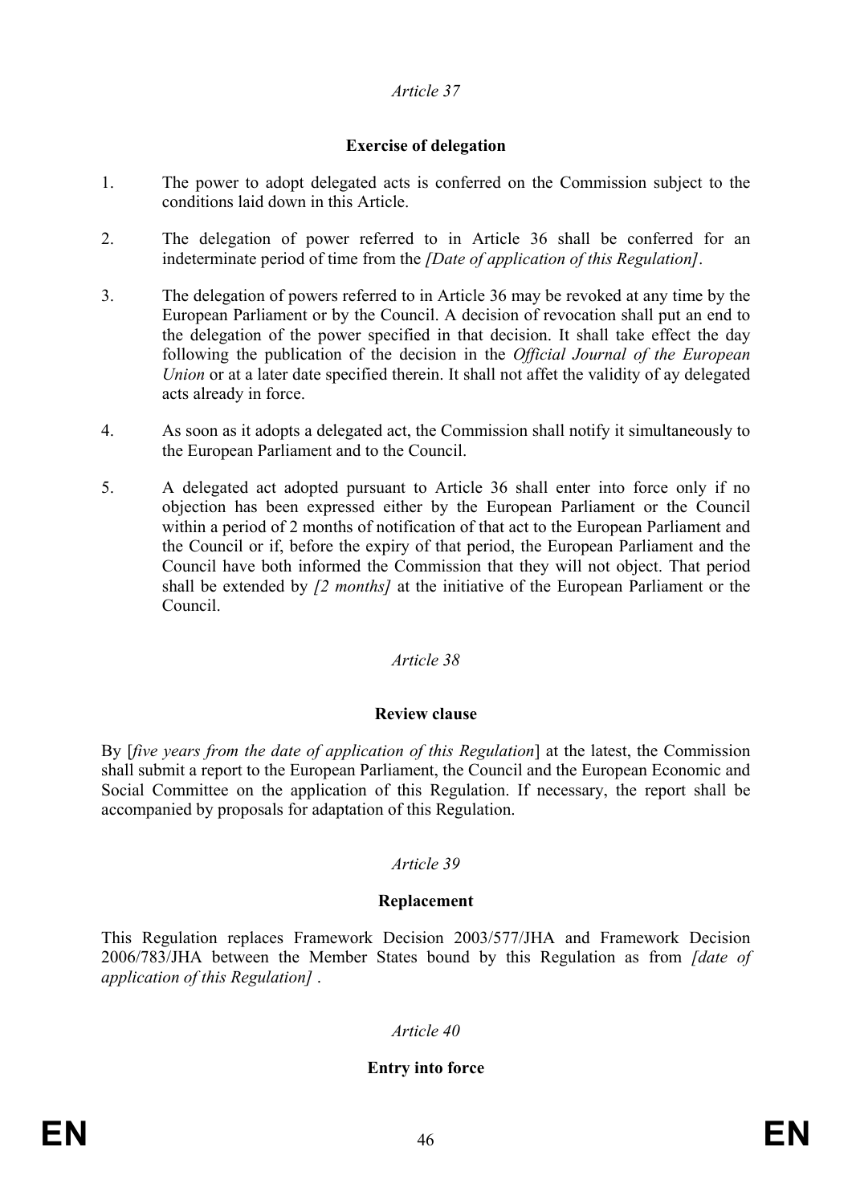*Article 37*

**Exercise of delegation**

1. The power to adopt delegated acts is conferred on the Commission subject to the conditions laid down in this Article.

2. The delegation of power referred to in Article 36 shall be conferred for an indeterminate period of time from the *[Date of application of this Regulation]*.

3. The delegation of powers referred to in Article 36 may be revoked at any time by the European Parliament or by the Council. A decision of revocation shall put an end to the delegation of the power specified in that decision. It shall take effect the day following the publication of the decision in the *Official Journal of the European Union* or at a later date specified therein. It shall not affet the validity of ay delegated acts already in force.

4. As soon as it adopts a delegated act, the Commission shall notify it simultaneously to the European Parliament and to the Council.

5. A delegated act adopted pursuant to Article 36 shall enter into force only if no objection has been expressed either by the European Parliament or the Council within a period of 2 months of notification of that act to the European Parliament and the Council or if, before the expiry of that period, the European Parliament and the Council have both informed the Commission that they will not object. That period shall be extended by *[2 months]* at the initiative of the European Parliament or the Council.

*Article 38*

**Review clause**

By [*five years from the date of application of this Regulation*] at the latest, the Commission shall submit a report to the European Parliament, the Council and the European Economic and Social Committee on the application of this Regulation. If necessary, the report shall be accompanied by proposals for adaptation of this Regulation.

*Article 39*

**Replacement**

This Regulation replaces Framework Decision 2003/577/JHA and Framework Decision 2006/783/JHA between the Member States bound by this Regulation as from *[date of application of this Regulation]* .

*Article 40*

**Entry into force**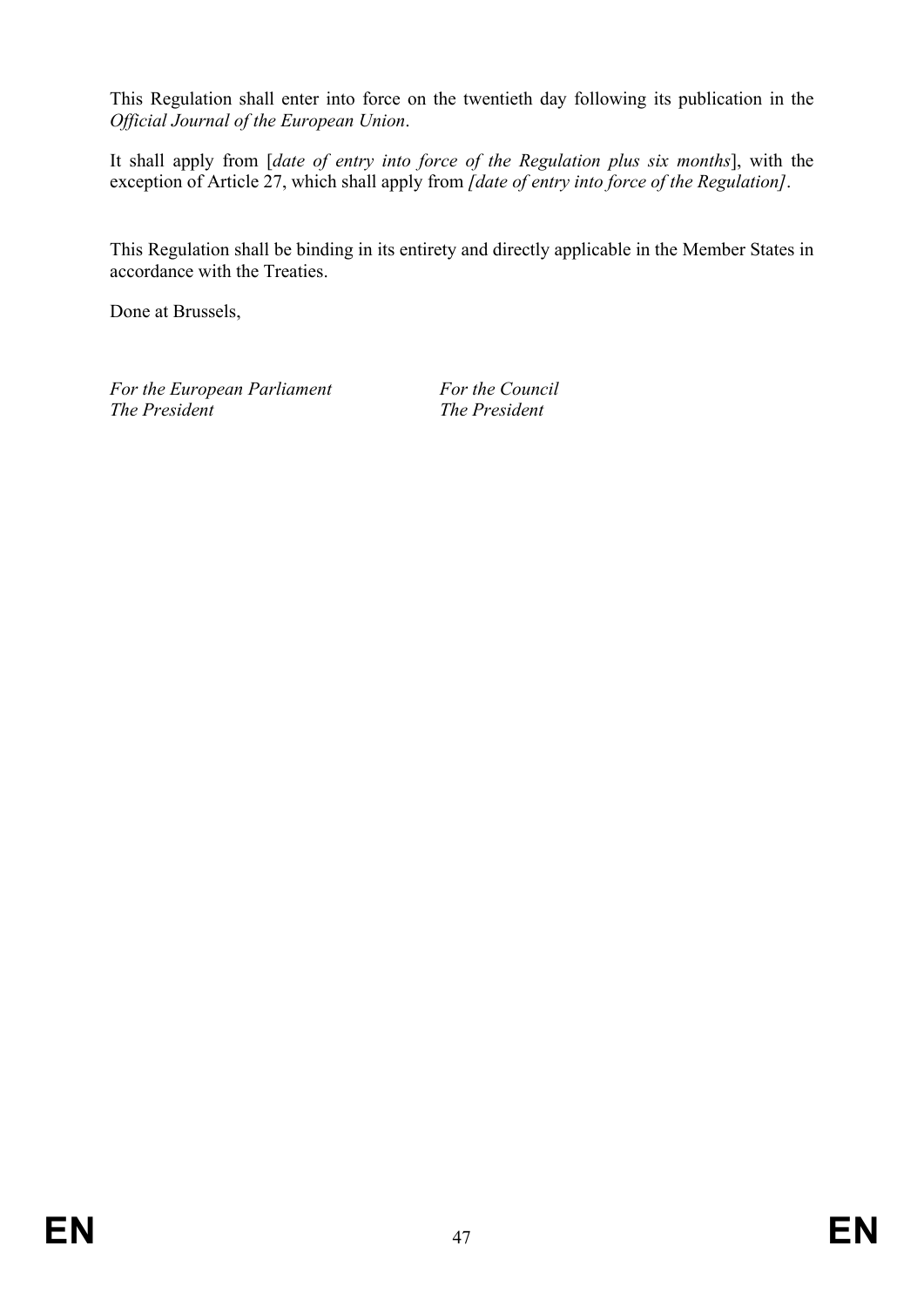This Regulation shall enter into force on the twentieth day following its publication in the *Official Journal of the European Union*.

It shall apply from [*date of entry into force of the Regulation plus six months*], with the exception of Article 27, which shall apply from *[date of entry into force of the Regulation]*.

This Regulation shall be binding in its entirety and directly applicable in the Member States in accordance with the Treaties.

Done at Brussels,

| | |
|---|---|
| *For the European Parliament* | *For the Council* |
| *The President* | *The President* |